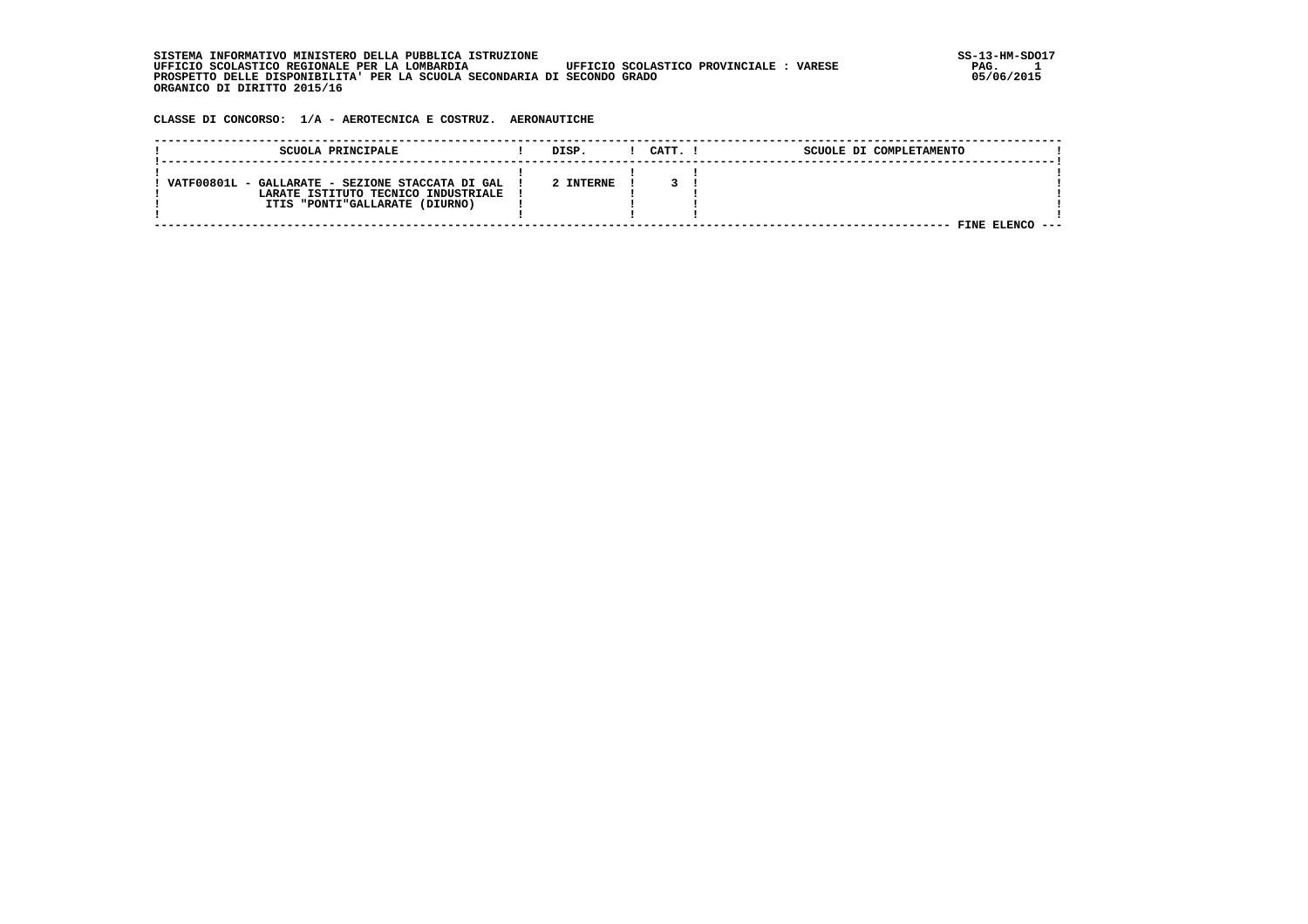SISTEMA INFORMATIVO MINISTERO DELLA PUBBLICA ISTRUZIONE
UFFICIO SCOLASTICO REGIONALE PER LA LOMBARDIA UFFICIO SCOLASTICO PROVINCIALE : VARESE
PROSPETTO DELLE DISPONIBILITA' PER LA SCUOLA SECONDARIA DI SECONDO GRADO
ORGANICO DI DIRITTO 2015/16

SS-13-HM-SDO17
05/06/2015

**CLASSE DI CONCORSO: 1/A - AEROTECNICA E COSTRUZ. AERONAUTICHE**

| SCUOLA PRINCIPALE | DISP. | CATT. | SCUOLE DI COMPLETAMENTO |
|---|---|---|---|
| VATF00801L - GALLARATE - SEZIONE STACCATA DI GALLARATE ISTITUTO TECNICO INDUSTRIALE ITIS "PONTI"GALLARATE (DIURNO) | 2 INTERNE | 3 | |

FINE ELENCO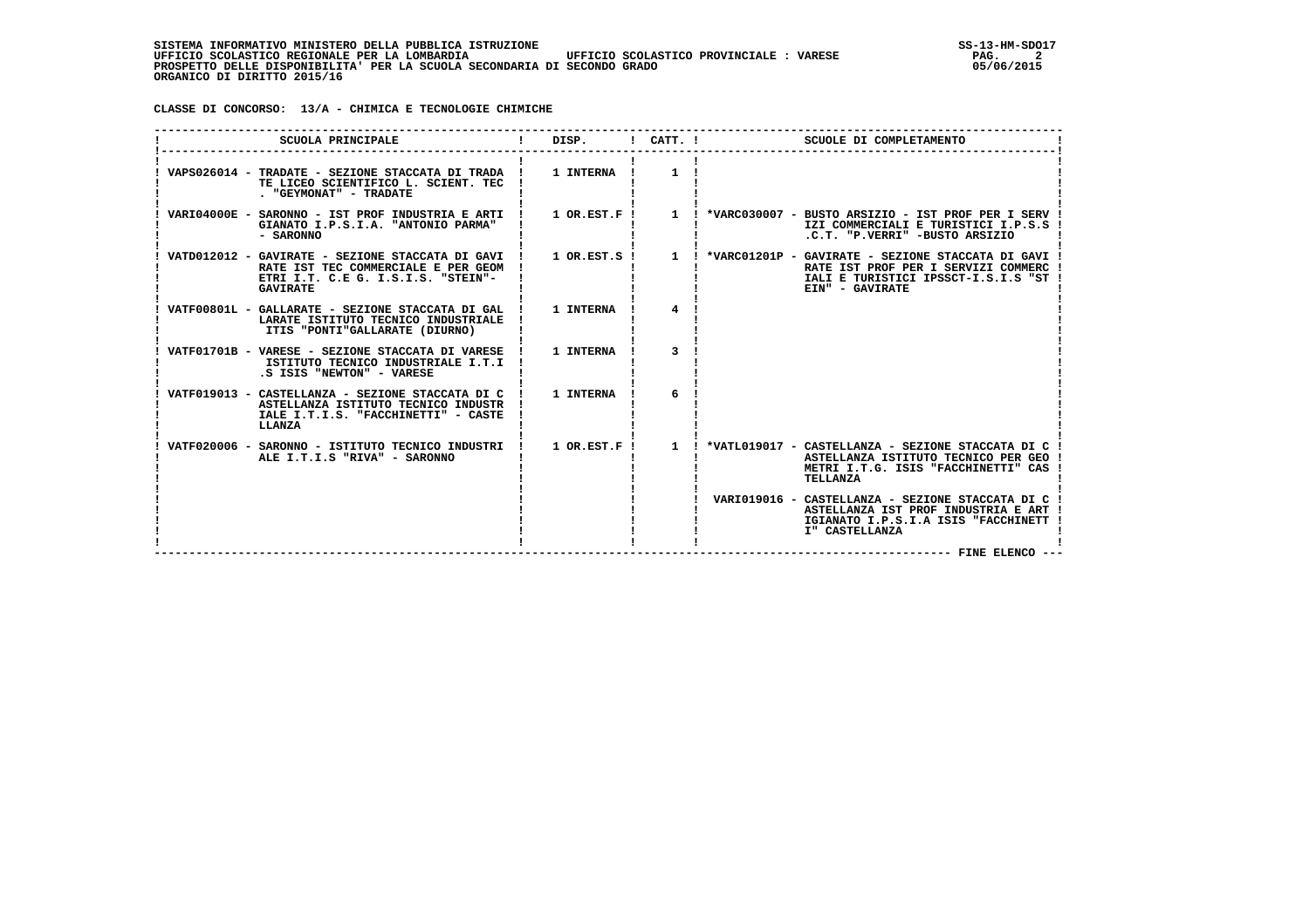SISTEMA INFORMATIVO MINISTERO DELLA PUBBLICA ISTRUZIONE
UFFICIO SCOLASTICO REGIONALE PER LA LOMBARDIA UFFICIO SCOLASTICO PROVINCIALE : VARESE
PROSPETTO DELLE DISPONIBILITA' PER LA SCUOLA SECONDARIA DI SECONDO GRADO
ORGANICO DI DIRITTO 2015/16

SS-13-HM-SDO17
05/06/2015

**CLASSE DI CONCORSO: 13/A - CHIMICA E TECNOLOGIE CHIMICHE**

| SCUOLA PRINCIPALE | DISP. | CATT. | SCUOLE DI COMPLETAMENTO |
|---|---|---|---|
| VAPS026014 - TRADATE - SEZIONE STACCATA DI TRADATE LICEO SCIENTIFICO L. SCIENT. TEC. "GEYMONAT" - TRADATE | 1 INTERNA | 1 | |
| VARI04000E - SARONNO - IST PROF INDUSTRIA E ARTIGIANATO I.P.S.I.A. "ANTONIO PARMA" - SARONNO | 1 OR.EST.F | 1 | *VARC030007 - BUSTO ARSIZIO - IST PROF PER I SERVIZI COMMERCIALI E TURISTICI I.P.S.S.C.T. "P.VERRI" -BUSTO ARSIZIO |
| VATD012012 - GAVIRATE - SEZIONE STACCATA DI GAVIRATE IST TEC COMMERCIALE E PER GEOMETRI I.T. C.E G. I.S.I.S. "STEIN"- GAVIRATE | 1 OR.EST.S | 1 | *VARC01201P - GAVIRATE - SEZIONE STACCATA DI GAVIRATE IST PROF PER I SERVIZI COMMERCIALI E TURISTICI IPSSCT-I.S.I.S "STEIN" - GAVIRATE |
| VATF00801L - GALLARATE - SEZIONE STACCATA DI GALLARATE ISTITUTO TECNICO INDUSTRIALE ITIS "PONTI"GALLARATE (DIURNO) | 1 INTERNA | 4 | |
| VATF01701B - VARESE - SEZIONE STACCATA DI VARESE ISTITUTO TECNICO INDUSTRIALE I.T.I.S ISIS "NEWTON" - VARESE | 1 INTERNA | 3 | |
| VATF019013 - CASTELLANZA - SEZIONE STACCATA DI CASTELLANZA ISTITUTO TECNICO INDUSTRIALE I.T.I.S. "FACCHINETTI" - CASTELLANZA | 1 INTERNA | 6 | |
| VATF020006 - SARONNO - ISTITUTO TECNICO INDUSTRIALE I.T.I.S "RIVA" - SARONNO | 1 OR.EST.F | 1 | *VATL019017 - CASTELLANZA - SEZIONE STACCATA DI CASTELLANZA ISTITUTO TECNICO PER GEOMETRI I.T.G. ISIS "FACCHINETTI" CASTELLANZA |
| | | | VARI019016 - CASTELLANZA - SEZIONE STACCATA DI CASTELLANZA IST PROF INDUSTRIA E ARTIGIANATO I.P.S.I.A ISIS "FACCHINETTI" CASTELLANZA |

--- FINE ELENCO ---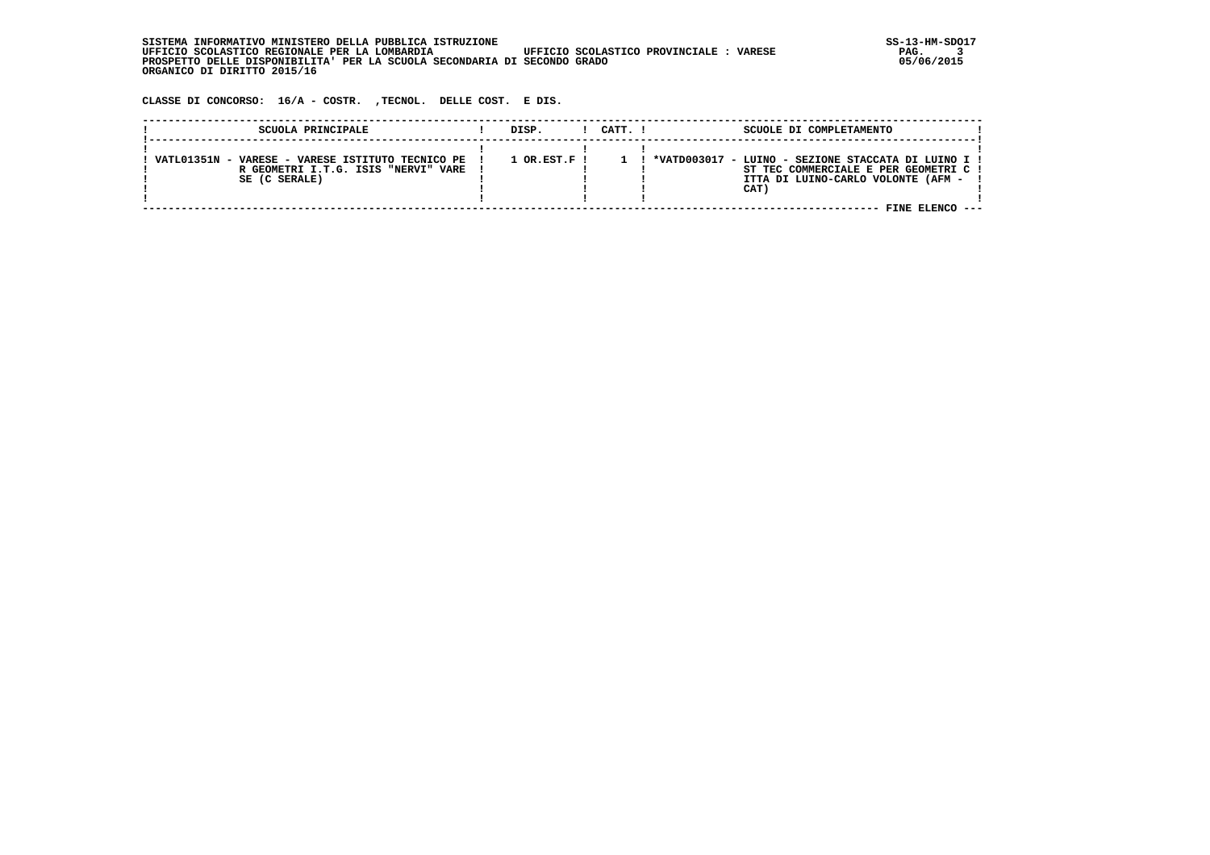SISTEMA INFORMATIVO MINISTERO DELLA PUBBLICA ISTRUZIONE
UFFICIO SCOLASTICO REGIONALE PER LA LOMBARDIA UFFICIO SCOLASTICO PROVINCIALE : VARESE
PROSPETTO DELLE DISPONIBILITA' PER LA SCUOLA SECONDARIA DI SECONDO GRADO
ORGANICO DI DIRITTO 2015/16

SS-13-HM-SDO17
05/06/2015

**CLASSE DI CONCORSO: 16/A - COSTR. ,TECNOL. DELLE COST. E DIS.**

| SCUOLA PRINCIPALE | DISP. | CATT. | SCUOLE DI COMPLETAMENTO |
|---|---|---|---|
| VATL01351N - VARESE - VARESE ISTITUTO TECNICO PER GEOMETRI I.T.G. ISIS "NERVI" VARESE (C SERALE) | 1 OR.EST.F | 1 | *VATD003017 - LUINO - SEZIONE STACCATA DI LUINO IST TEC COMMERCIALE E PER GEOMETRI CITTA DI LUINO-CARLO VOLONTE (AFM - CAT) |

FINE ELENCO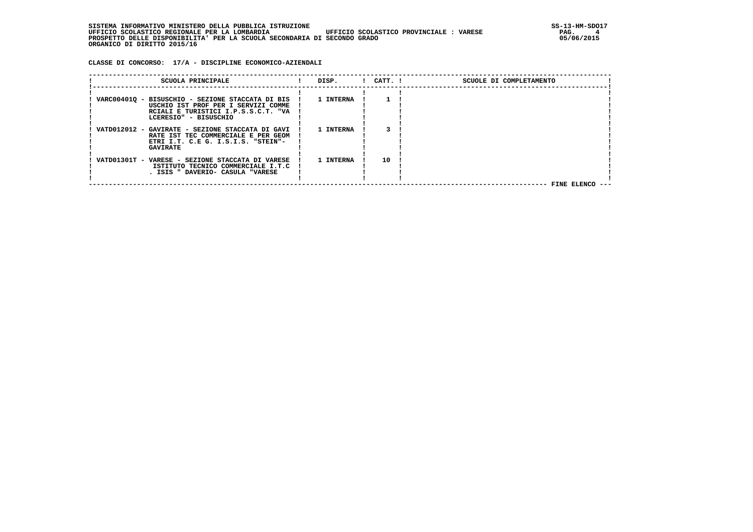SISTEMA INFORMATIVO MINISTERO DELLA PUBBLICA ISTRUZIONE
UFFICIO SCOLASTICO REGIONALE PER LA LOMBARDIA UFFICIO SCOLASTICO PROVINCIALE : VARESE
PROSPETTO DELLE DISPONIBILITA' PER LA SCUOLA SECONDARIA DI SECONDO GRADO
ORGANICO DI DIRITTO 2015/16

**CLASSE DI CONCORSO: 17/A - DISCIPLINE ECONOMICO-AZIENDALI**

| SCUOLA PRINCIPALE | DISP. | CATT. | SCUOLE DI COMPLETAMENTO |
|---|---|---|---|
| VARC00401Q - BISUSCHIO - SEZIONE STACCATA DI BISUSCHIO IST PROF PER I SERVIZI COMMERCIALI E TURISTICI I.P.S.S.C.T. "VALCERESIO" - BISUSCHIO | 1 INTERNA | 1 | |
| VATD012012 - GAVIRATE - SEZIONE STACCATA DI GAVIRATE IST TEC COMMERCIALE E PER GEOMETRI I.T. C.E G. I.S.I.S. "STEIN"-GAVIRATE | 1 INTERNA | 3 | |
| VATD01301T - VARESE - SEZIONE STACCATA DI VARESE ISTITUTO TECNICO COMMERCIALE I.T.C. ISIS " DAVERIO- CASULA "VARESE | 1 INTERNA | 10 | |

FINE ELENCO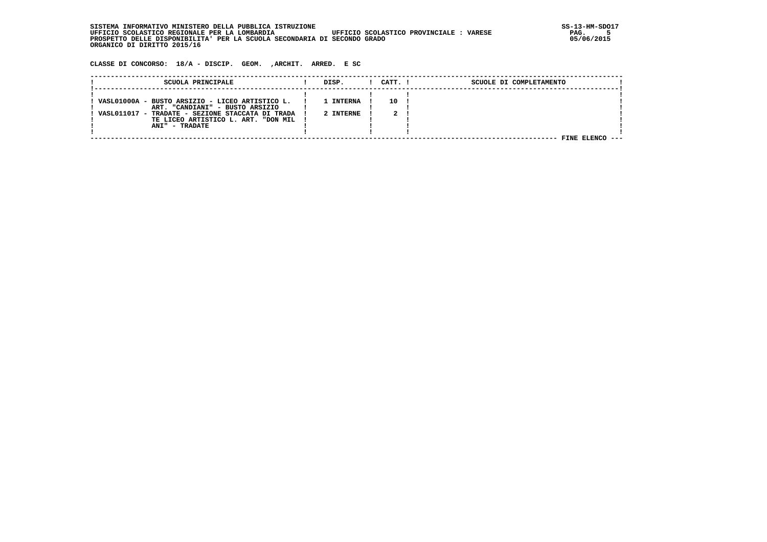SISTEMA INFORMATIVO MINISTERO DELLA PUBBLICA ISTRUZIONE
UFFICIO SCOLASTICO REGIONALE PER LA LOMBARDIA UFFICIO SCOLASTICO PROVINCIALE : VARESE
PROSPETTO DELLE DISPONIBILITA' PER LA SCUOLA SECONDARIA DI SECONDO GRADO
ORGANICO DI DIRITTO 2015/16

SS-13-HM-SDO17
05/06/2015

**CLASSE DI CONCORSO: 18/A - DISCIP. GEOM. ,ARCHIT. ARRED. E SC**

| SCUOLA PRINCIPALE | DISP. | CATT. | SCUOLE DI COMPLETAMENTO |
|---|---|---|---|
| VASL01000A - BUSTO ARSIZIO - LICEO ARTISTICO L. ART. "CANDIANI" - BUSTO ARSIZIO | 1 INTERNA | 10 | |
| VASL011017 - TRADATE - SEZIONE STACCATA DI TRADATE LICEO ARTISTICO L. ART. "DON MILANI" - TRADATE | 2 INTERNE | 2 | |

FINE ELENCO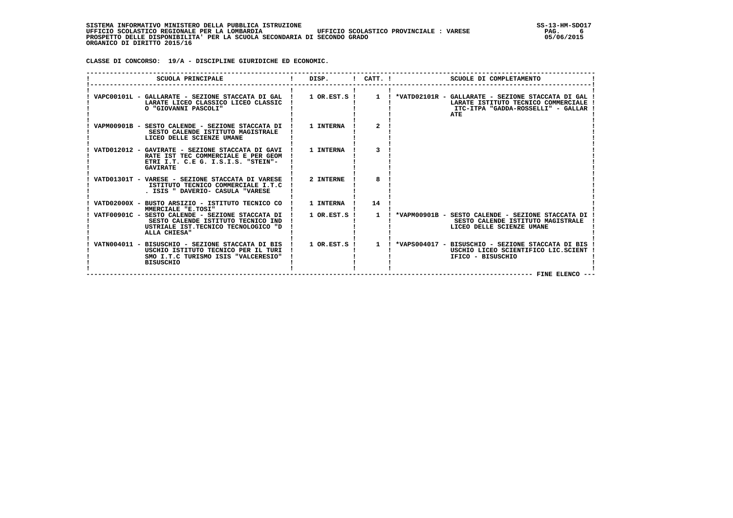SISTEMA INFORMATIVO MINISTERO DELLA PUBBLICA ISTRUZIONE
UFFICIO SCOLASTICO REGIONALE PER LA LOMBARDIA UFFICIO SCOLASTICO PROVINCIALE : VARESE
PROSPETTO DELLE DISPONIBILITA' PER LA SCUOLA SECONDARIA DI SECONDO GRADO
ORGANICO DI DIRITTO 2015/16

SS-13-HM-SDO17
05/06/2015

CLASSE DI CONCORSO: 19/A - DISCIPLINE GIURIDICHE ED ECONOMIC.

| SCUOLA PRINCIPALE | DISP. | CATT. | SCUOLE DI COMPLETAMENTO |
|---|---|---|---|
| VAPC00101L - GALLARATE - SEZIONE STACCATA DI GALLARATE LICEO CLASSICO LICEO CLASSICO "GIOVANNI PASCOLI" | 1 OR.EST.S | 1 | *VATD02101R - GALLARATE - SEZIONE STACCATA DI GALLARATE ISTITUTO TECNICO COMMERCIALE ITC-ITPA "GADDA-ROSSELLI" - GALLARATE |
| VAPM00901B - SESTO CALENDE - SEZIONE STACCATA DI SESTO CALENDE ISTITUTO MAGISTRALE LICEO DELLE SCIENZE UMANE | 1 INTERNA | 2 | |
| VATD012012 - GAVIRATE - SEZIONE STACCATA DI GAVIRATE IST TEC COMMERCIALE E PER GEOMETRI I.T. C.E G. I.S.I.S. "STEIN"- GAVIRATE | 1 INTERNA | 3 | |
| VATD01301T - VARESE - SEZIONE STACCATA DI VARESE ISTITUTO TECNICO COMMERCIALE I.T.C. ISIS " DAVERIO- CASULA "VARESE | 2 INTERNE | 8 | |
| VATD02000X - BUSTO ARSIZIO - ISTITUTO TECNICO COMMERCIALE "E.TOSI" | 1 INTERNA | 14 | |
| VATF00901C - SESTO CALENDE - SEZIONE STACCATA DI SESTO CALENDE ISTITUTO TECNICO INDUSTRIALE IST.TECNICO TECNOLOGICO "DALLA CHIESA" | 1 OR.EST.S | 1 | *VAPM00901B - SESTO CALENDE - SEZIONE STACCATA DI SESTO CALENDE ISTITUTO MAGISTRALE LICEO DELLE SCIENZE UMANE |
| VATN004011 - BISUSCHIO - SEZIONE STACCATA DI BISUSCHIO ISTITUTO TECNICO PER IL TURISMO I.T.C TURISMO ISIS "VALCERESIO" BISUSCHIO | 1 OR.EST.S | 1 | *VAPS004017 - BISUSCHIO - SEZIONE STACCATA DI BISUSCHIO LICEO SCIENTIFICO LIC.SCIENTIFICO - BISUSCHIO |

FINE ELENCO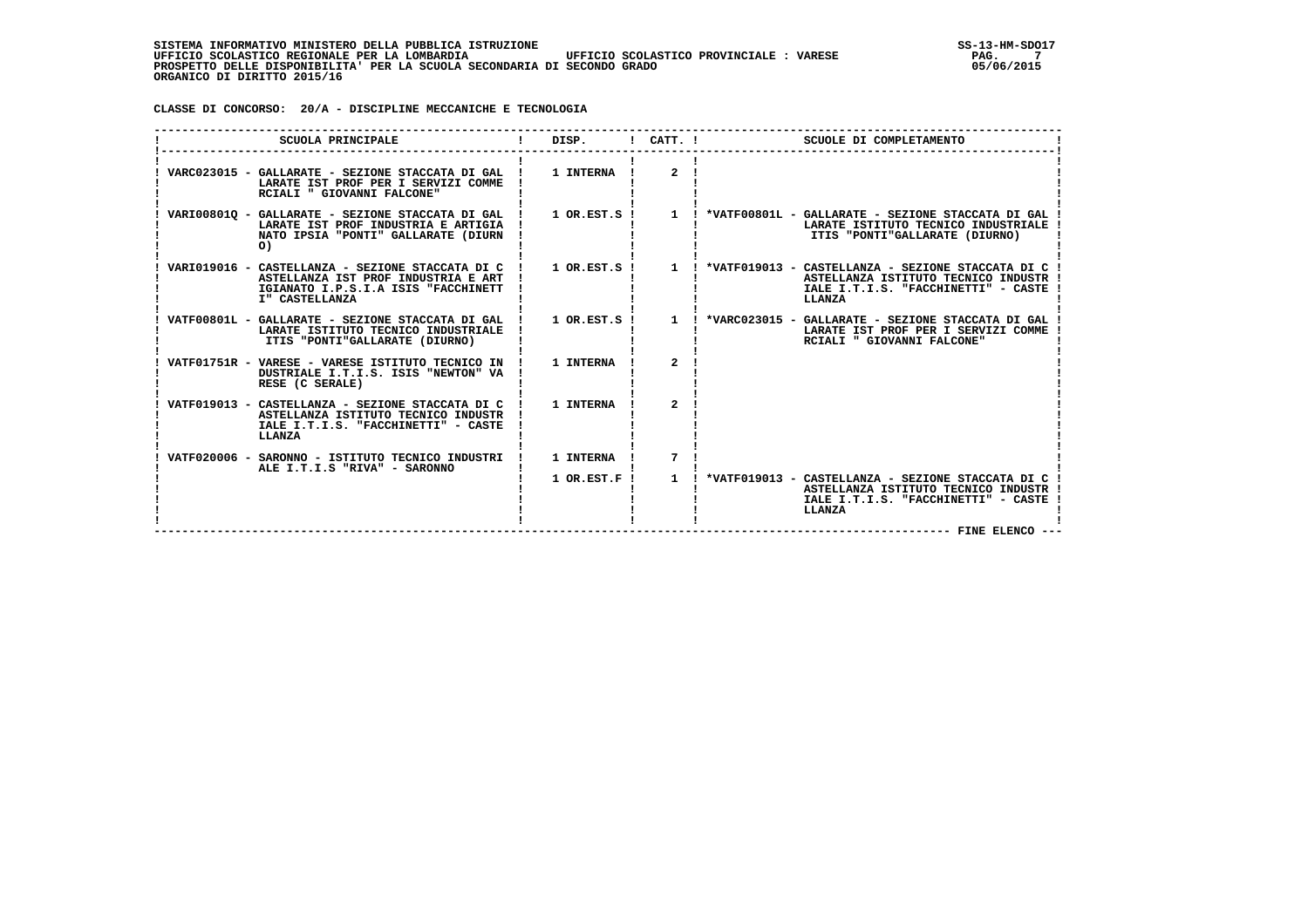SISTEMA INFORMATIVO MINISTERO DELLA PUBBLICA ISTRUZIONE
UFFICIO SCOLASTICO REGIONALE PER LA LOMBARDIA UFFICIO SCOLASTICO PROVINCIALE : VARESE
PROSPETTO DELLE DISPONIBILITA' PER LA SCUOLA SECONDARIA DI SECONDO GRADO
ORGANICO DI DIRITTO 2015/16

**CLASSE DI CONCORSO: 20/A - DISCIPLINE MECCANICHE E TECNOLOGIA**

| SCUOLA PRINCIPALE | DISP. | CATT. | SCUOLE DI COMPLETAMENTO |
|---|---|---|---|
| VARC023015 - GALLARATE - SEZIONE STACCATA DI GALLARATE IST PROF PER I SERVIZI COMMERCIALI " GIOVANNI FALCONE" | 1 INTERNA | 2 | |
| VARI00801Q - GALLARATE - SEZIONE STACCATA DI GALLARATE IST PROF INDUSTRIA E ARTIGIANATO IPSIA "PONTI" GALLARATE (DIURNO) | 1 OR.EST.S | 1 | *VATF00801L - GALLARATE - SEZIONE STACCATA DI GALLARATE ISTITUTO TECNICO INDUSTRIALE ITIS "PONTI"GALLARATE (DIURNO) |
| VARI019016 - CASTELLANZA - SEZIONE STACCATA DI CASTELLANZA IST PROF INDUSTRIA E ARTIGIANATO I.P.S.I.A ISIS "FACCHINETTI" CASTELLANZA | 1 OR.EST.S | 1 | *VATF019013 - CASTELLANZA - SEZIONE STACCATA DI CASTELLANZA ISTITUTO TECNICO INDUSTRIALE I.T.I.S. "FACCHINETTI" - CASTELLANZA |
| VATF00801L - GALLARATE - SEZIONE STACCATA DI GALLARATE ISTITUTO TECNICO INDUSTRIALE ITIS "PONTI"GALLARATE (DIURNO) | 1 OR.EST.S | 1 | *VARC023015 - GALLARATE - SEZIONE STACCATA DI GALLARATE IST PROF PER I SERVIZI COMMERCIALI " GIOVANNI FALCONE" |
| VATF01751R - VARESE - VARESE ISTITUTO TECNICO INDUSTRIALE I.T.I.S. ISIS "NEWTON" VARESE (C SERALE) | 1 INTERNA | 2 | |
| VATF019013 - CASTELLANZA - SEZIONE STACCATA DI CASTELLANZA ISTITUTO TECNICO INDUSTRIALE I.T.I.S. "FACCHINETTI" - CASTELLANZA | 1 INTERNA | 2 | |
| VATF020006 - SARONNO - ISTITUTO TECNICO INDUSTRIALE I.T.I.S "RIVA" - SARONNO | 1 INTERNA | 7 | |
| | 1 OR.EST.F | 1 | *VATF019013 - CASTELLANZA - SEZIONE STACCATA DI CASTELLANZA ISTITUTO TECNICO INDUSTRIALE I.T.I.S. "FACCHINETTI" - CASTELLANZA |

FINE ELENCO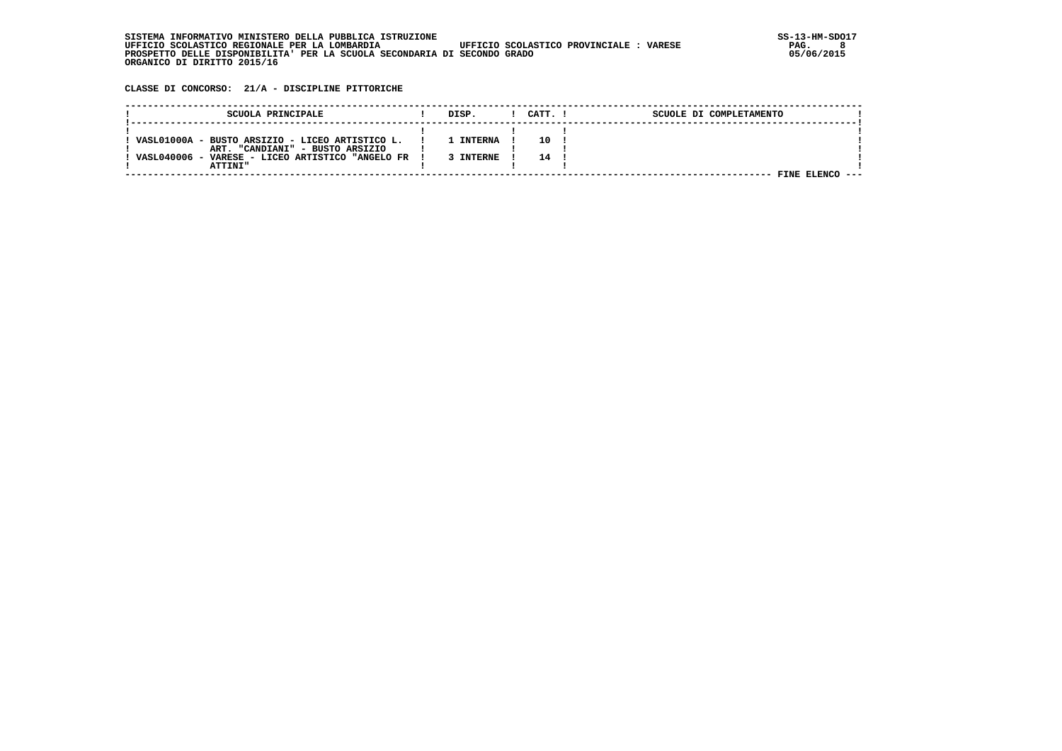SISTEMA INFORMATIVO MINISTERO DELLA PUBBLICA ISTRUZIONE
UFFICIO SCOLASTICO REGIONALE PER LA LOMBARDIA UFFICIO SCOLASTICO PROVINCIALE : VARESE
PROSPETTO DELLE DISPONIBILITA' PER LA SCUOLA SECONDARIA DI SECONDO GRADO
ORGANICO DI DIRITTO 2015/16

SS-13-HM-SDO17
05/06/2015

**CLASSE DI CONCORSO: 21/A - DISCIPLINE PITTORICHE**

| SCUOLA PRINCIPALE | DISP. | CATT. | SCUOLE DI COMPLETAMENTO |
|---|---|---|---|
| VASL01000A - BUSTO ARSIZIO - LICEO ARTISTICO L. ART. "CANDIANI" - BUSTO ARSIZIO | 1 INTERNA | 10 | |
| VASL040006 - VARESE - LICEO ARTISTICO "ANGELO FRATTINI" | 3 INTERNE | 14 | |

FINE ELENCO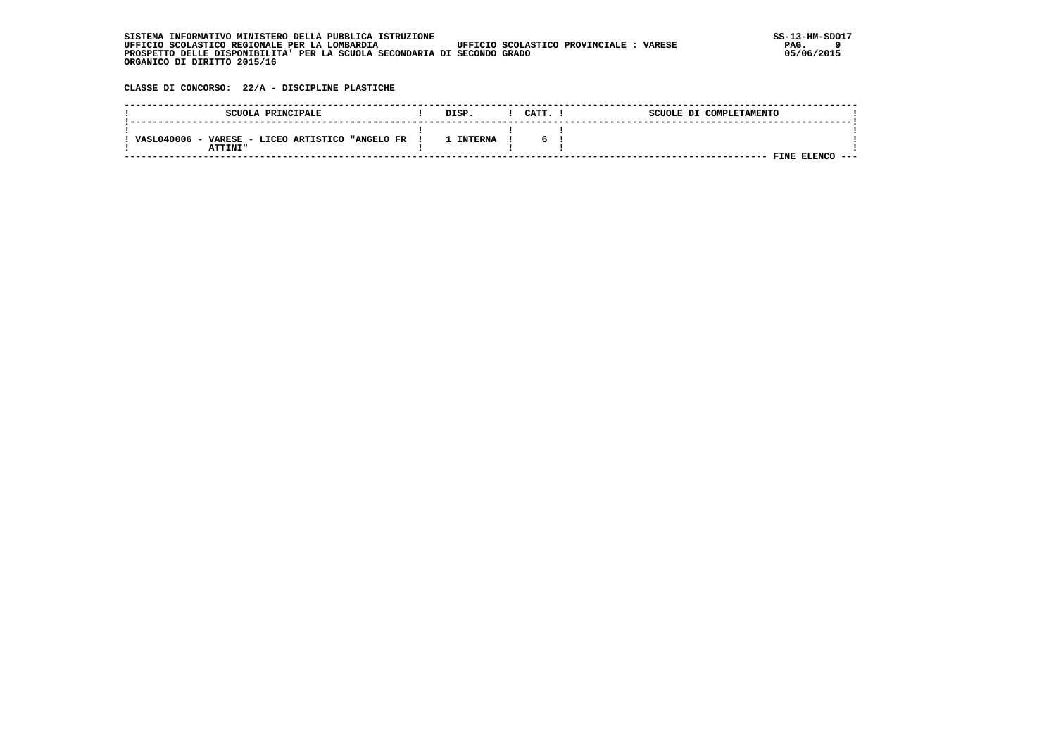SISTEMA INFORMATIVO MINISTERO DELLA PUBBLICA ISTRUZIONE
UFFICIO SCOLASTICO REGIONALE PER LA LOMBARDIA UFFICIO SCOLASTICO PROVINCIALE : VARESE
PROSPETTO DELLE DISPONIBILITA' PER LA SCUOLA SECONDARIA DI SECONDO GRADO
ORGANICO DI DIRITTO 2015/16

SS-13-HM-SDO17
05/06/2015

**CLASSE DI CONCORSO: 22/A - DISCIPLINE PLASTICHE**

| SCUOLA PRINCIPALE | DISP. | CATT. | SCUOLE DI COMPLETAMENTO |
|---|---|---|---|
| VASL040006 - VARESE - LICEO ARTISTICO "ANGELO FRATTINI" | 1 INTERNA | 6 | |

FINE ELENCO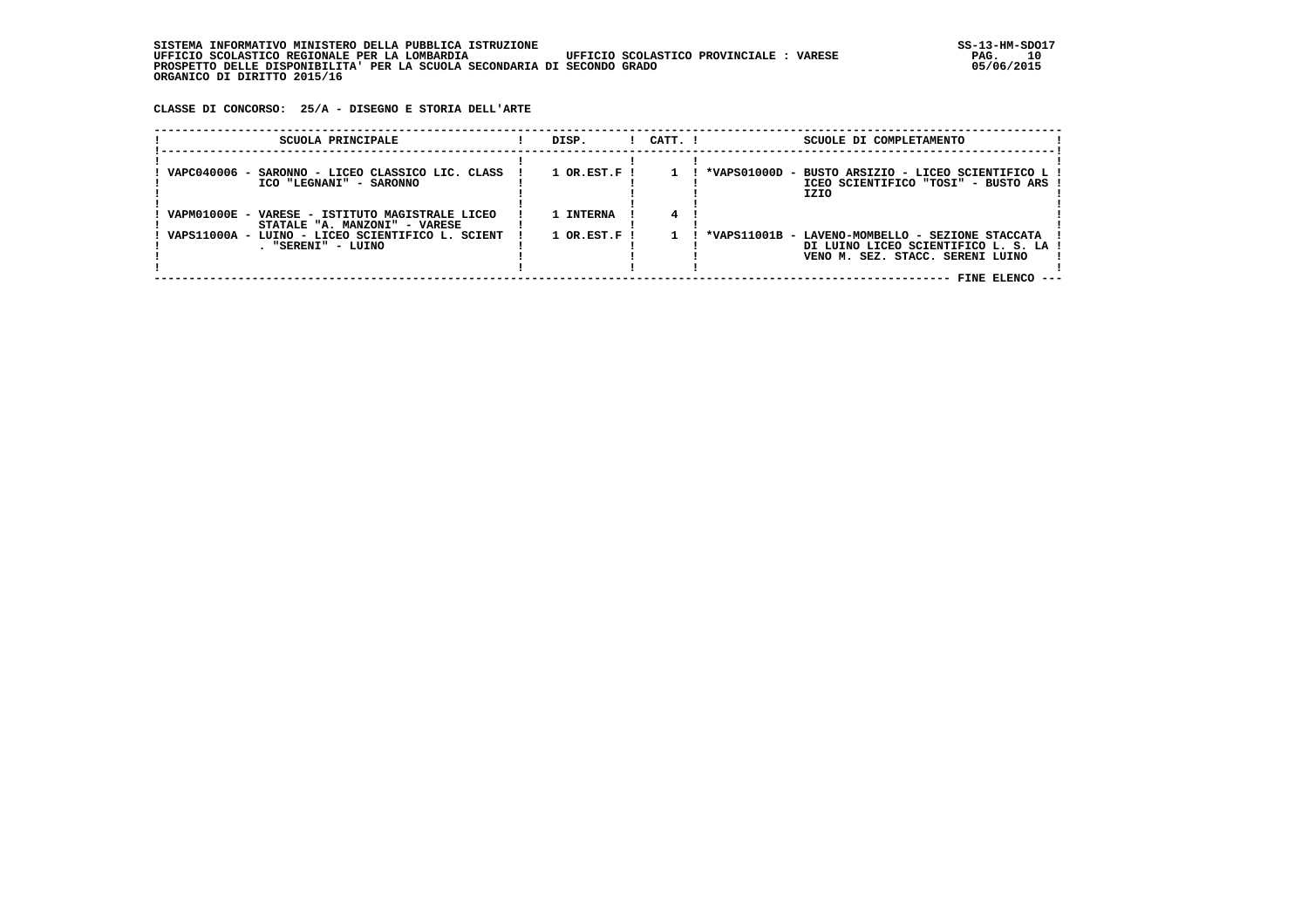SISTEMA INFORMATIVO MINISTERO DELLA PUBBLICA ISTRUZIONE
UFFICIO SCOLASTICO REGIONALE PER LA LOMBARDIA UFFICIO SCOLASTICO PROVINCIALE : VARESE
PROSPETTO DELLE DISPONIBILITA' PER LA SCUOLA SECONDARIA DI SECONDO GRADO
ORGANICO DI DIRITTO 2015/16

SS-13-HM-SDO17
05/06/2015

**CLASSE DI CONCORSO: 25/A - DISEGNO E STORIA DELL'ARTE**

| SCUOLA PRINCIPALE | DISP. | CATT. | SCUOLE DI COMPLETAMENTO |
|---|---|---|---|
| VAPC040006 - SARONNO - LICEO CLASSICO LIC. CLASSICO "LEGNANI" - SARONNO | 1 OR.EST.F | 1 | *VAPS01000D - BUSTO ARSIZIO - LICEO SCIENTIFICO LICEO SCIENTIFICO "TOSI" - BUSTO ARSIZIO |
| VAPM01000E - VARESE - ISTITUTO MAGISTRALE LICEO STATALE "A. MANZONI" - VARESE | 1 INTERNA | 4 | |
| VAPS11000A - LUINO - LICEO SCIENTIFICO L. SCIENT. "SERENI" - LUINO | 1 OR.EST.F | 1 | *VAPS11001B - LAVENO-MOMBELLO - SEZIONE STACCATA DI LUINO LICEO SCIENTIFICO L. S. LAVENO M. SEZ. STACC. SERENI LUINO |

FINE ELENCO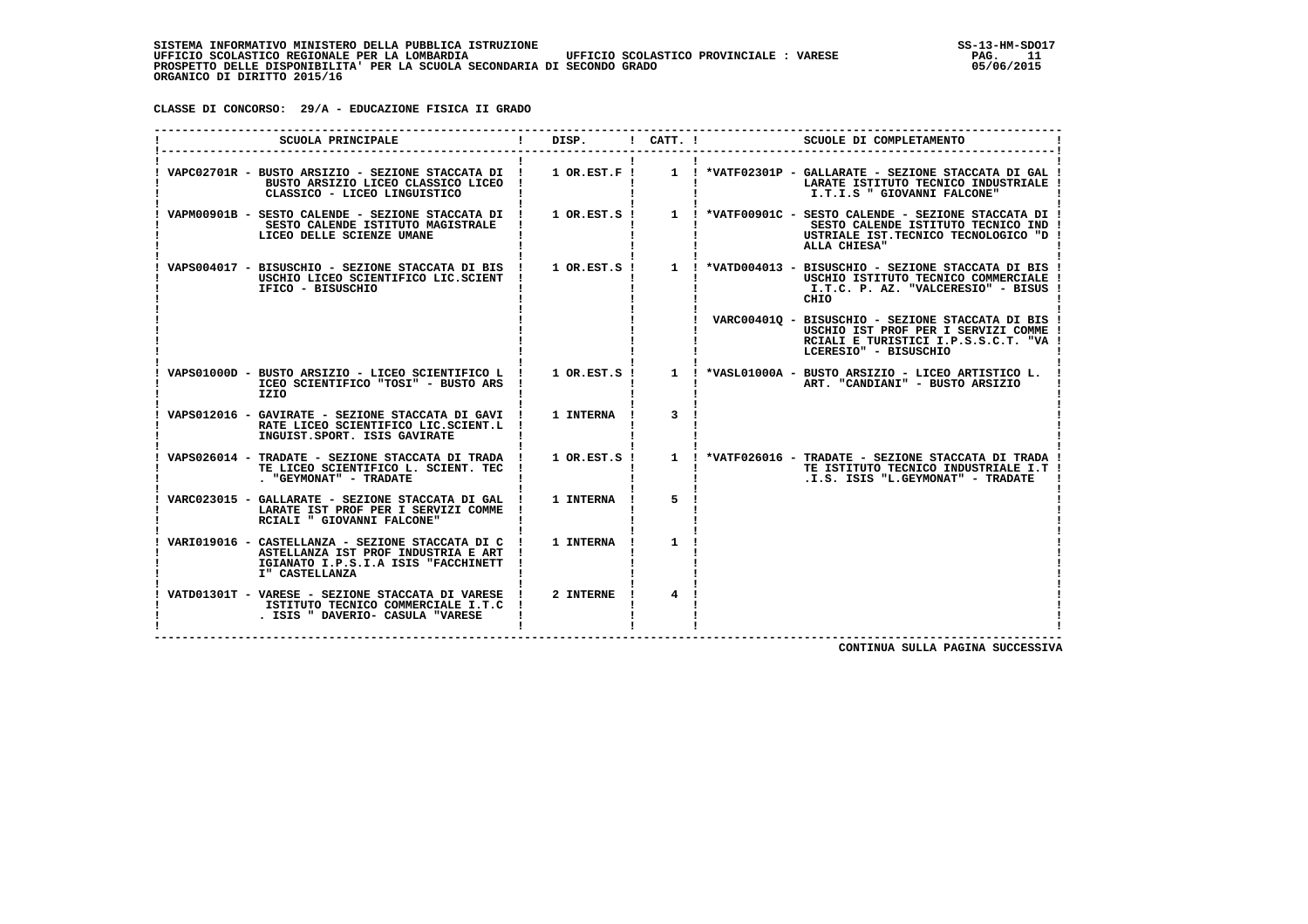SISTEMA INFORMATIVO MINISTERO DELLA PUBBLICA ISTRUZIONE
UFFICIO SCOLASTICO REGIONALE PER LA LOMBARDIA          UFFICIO SCOLASTICO PROVINCIALE : VARESE
PROSPETTO DELLE DISPONIBILITA' PER LA SCUOLA SECONDARIA DI SECONDO GRADO
ORGANICO DI DIRITTO 2015/16

**CLASSE DI CONCORSO: 29/A - EDUCAZIONE FISICA II GRADO**

| SCUOLA PRINCIPALE | DISP. | CATT. | SCUOLE DI COMPLETAMENTO |
|---|---|---|---|
| VAPC02701R - BUSTO ARSIZIO - SEZIONE STACCATA DI BUSTO ARSIZIO LICEO CLASSICO LICEO CLASSICO - LICEO LINGUISTICO | 1 OR.EST.F | 1 | *VATF02301P - GALLARATE - SEZIONE STACCATA DI GALLARATE ISTITUTO TECNICO INDUSTRIALE I.T.I.S " GIOVANNI FALCONE" |
| VAPM00901B - SESTO CALENDE - SEZIONE STACCATA DI SESTO CALENDE ISTITUTO MAGISTRALE LICEO DELLE SCIENZE UMANE | 1 OR.EST.S | 1 | *VATF00901C - SESTO CALENDE - SEZIONE STACCATA DI SESTO CALENDE ISTITUTO TECNICO INDUSTRIALE IST.TECNICO TECNOLOGICO "DALLA CHIESA" |
| VAPS004017 - BISUSCHIO - SEZIONE STACCATA DI BISUSCHIO LICEO SCIENTIFICO LIC.SCIENTIFICO - BISUSCHIO | 1 OR.EST.S | 1 | *VATD004013 - BISUSCHIO - SEZIONE STACCATA DI BISUSCHIO ISTITUTO TECNICO COMMERCIALE I.T.C. P. AZ. "VALCERESIO" - BISUSCHIO |
| | | | VARC00401Q - BISUSCHIO - SEZIONE STACCATA DI BISUSCHIO IST PROF PER I SERVIZI COMMERCIALI E TURISTICI I.P.S.S.C.T. "VALCERESIO" - BISUSCHIO |
| VAPS01000D - BUSTO ARSIZIO - LICEO SCIENTIFICO LICEO SCIENTIFICO "TOSI" - BUSTO ARSIZIO | 1 OR.EST.S | 1 | *VASL01000A - BUSTO ARSIZIO - LICEO ARTISTICO L. ART. "CANDIANI" - BUSTO ARSIZIO |
| VAPS012016 - GAVIRATE - SEZIONE STACCATA DI GAVIRATE LICEO SCIENTIFICO LIC.SCIENT.LINGUIST.SPORT. ISIS GAVIRATE | 1 INTERNA | 3 | |
| VAPS026014 - TRADATE - SEZIONE STACCATA DI TRADATE LICEO SCIENTIFICO L. SCIENT. TEC. "GEYMONAT" - TRADATE | 1 OR.EST.S | 1 | *VATF026016 - TRADATE - SEZIONE STACCATA DI TRADATE ISTITUTO TECNICO INDUSTRIALE I.T.I.S. ISIS "L.GEYMONAT" - TRADATE |
| VARC023015 - GALLARATE - SEZIONE STACCATA DI GALLARATE IST PROF PER I SERVIZI COMMERCIALI " GIOVANNI FALCONE" | 1 INTERNA | 5 | |
| VARI019016 - CASTELLANZA - SEZIONE STACCATA DI CASTELLANZA IST PROF INDUSTRIA E ARTIGIANATO I.P.S.I.A ISIS "FACCHINETTI" CASTELLANZA | 1 INTERNA | 1 | |
| VATD01301T - VARESE - SEZIONE STACCATA DI VARESE ISTITUTO TECNICO COMMERCIALE I.T.C. ISIS " DAVERIO- CASULA "VARESE | 2 INTERNE | 4 | |

CONTINUA SULLA PAGINA SUCCESSIVA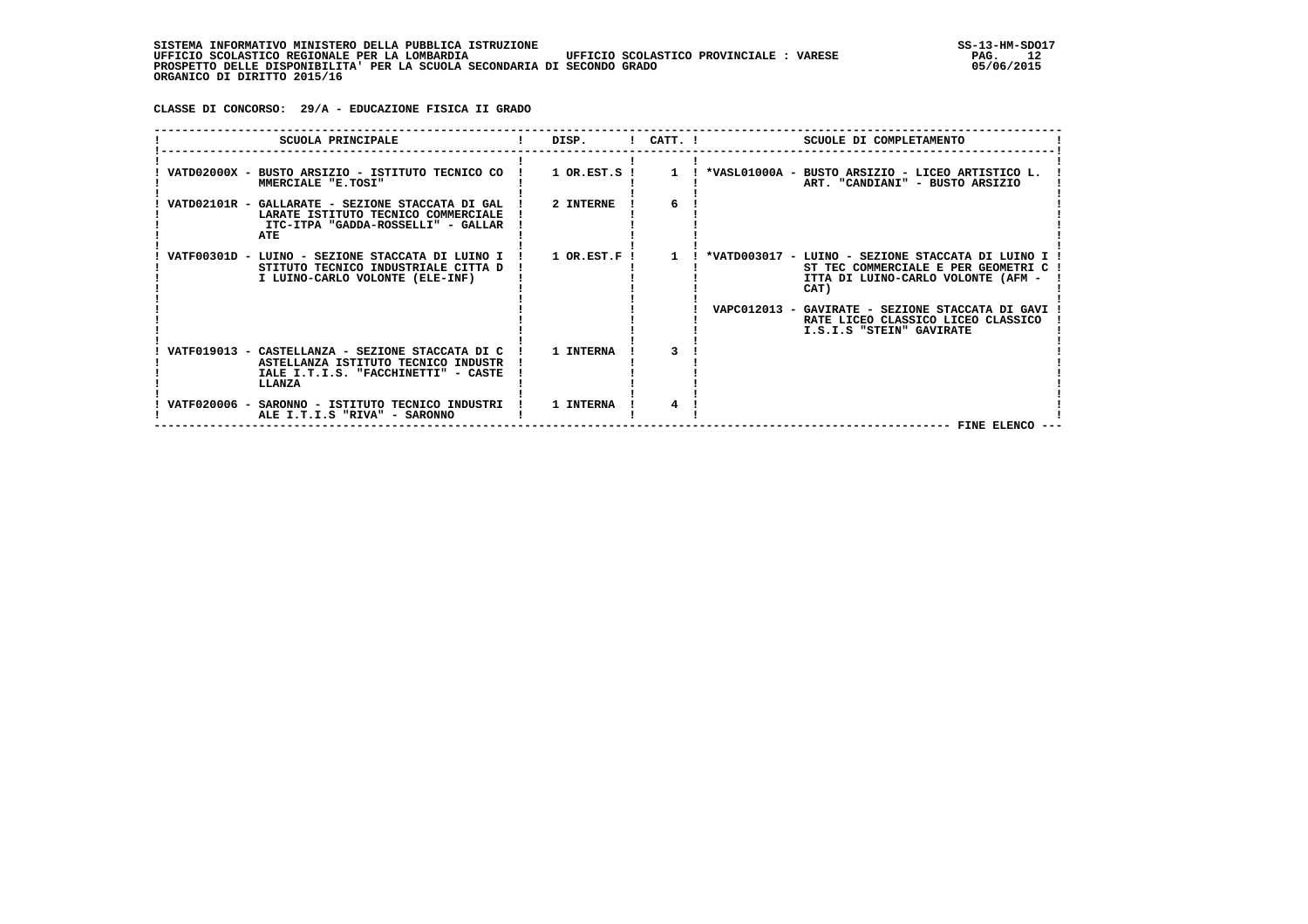CLASSE DI CONCORSO: 29/A - EDUCAZIONE FISICA II GRADO

| SCUOLA PRINCIPALE | DISP. | CATT. | SCUOLE DI COMPLETAMENTO |
|---|---|---|---|
| VATD02000X - BUSTO ARSIZIO - ISTITUTO TECNICO COMMERCIALE "E.TOSI" | 1 OR.EST.S | 1 | *VASL01000A - BUSTO ARSIZIO - LICEO ARTISTICO L. ART. "CANDIANI" - BUSTO ARSIZIO |
| VATD02101R - GALLARATE - SEZIONE STACCATA DI GALLARATE ISTITUTO TECNICO COMMERCIALE ITC-ITPA "GADDA-ROSSELLI" - GALLARATE | 2 INTERNE | 6 | |
| VATF00301D - LUINO - SEZIONE STACCATA DI LUINO ISTITUTO TECNICO INDUSTRIALE CITTA DI LUINO-CARLO VOLONTE (ELE-INF) | 1 OR.EST.F | 1 | *VATD003017 - LUINO - SEZIONE STACCATA DI LUINO IST TEC COMMERCIALE E PER GEOMETRI CITTA DI LUINO-CARLO VOLONTE (AFM - CAT) |
| | | | VAPC012013 - GAVIRATE - SEZIONE STACCATA DI GAVIRATE LICEO CLASSICO LICEO CLASSICO I.S.I.S "STEIN" GAVIRATE |
| VATF019013 - CASTELLANZA - SEZIONE STACCATA DI CASTELLANZA ISTITUTO TECNICO INDUSTRIALE I.T.I.S. "FACCHINETTI" - CASTELLANZA | 1 INTERNA | 3 | |
| VATF020006 - SARONNO - ISTITUTO TECNICO INDUSTRIALE I.T.I.S "RIVA" - SARONNO | 1 INTERNA | 4 | |

FINE ELENCO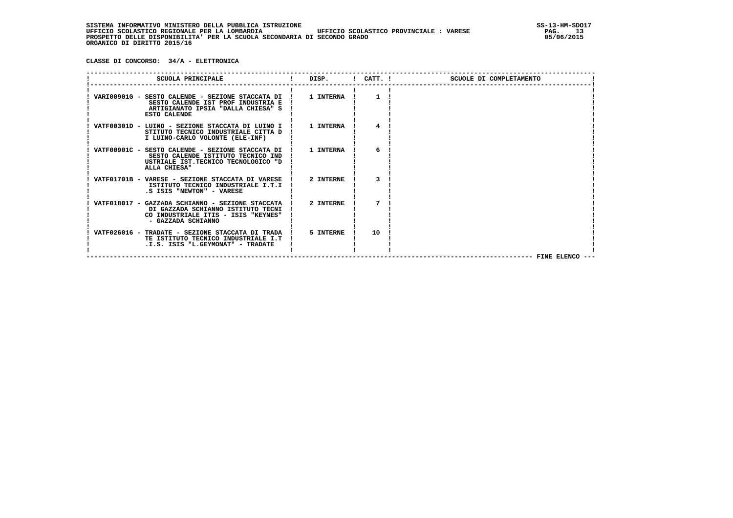SISTEMA INFORMATIVO MINISTERO DELLA PUBBLICA ISTRUZIONE
UFFICIO SCOLASTICO REGIONALE PER LA LOMBARDIA UFFICIO SCOLASTICO PROVINCIALE : VARESE
PROSPETTO DELLE DISPONIBILITA' PER LA SCUOLA SECONDARIA DI SECONDO GRADO
ORGANICO DI DIRITTO 2015/16

SS-13-HM-SDO17
05/06/2015

**CLASSE DI CONCORSO: 34/A - ELETTRONICA**

| SCUOLA PRINCIPALE | DISP. | CATT. | SCUOLE DI COMPLETAMENTO |
|---|---|---|---|
| VARI00901G - SESTO CALENDE - SEZIONE STACCATA DI SESTO CALENDE IST PROF INDUSTRIA E ARTIGIANATO IPSIA "DALLA CHIESA" SESTO CALENDE | 1 INTERNA | 1 | |
| VATF00301D - LUINO - SEZIONE STACCATA DI LUINO ISTITUTO TECNICO INDUSTRIALE CITTA DI LUINO-CARLO VOLONTE (ELE-INF) | 1 INTERNA | 4 | |
| VATF00901C - SESTO CALENDE - SEZIONE STACCATA DI SESTO CALENDE ISTITUTO TECNICO INDUSTRIALE IST.TECNICO TECNOLOGICO "DALLA CHIESA" | 1 INTERNA | 6 | |
| VATF01701B - VARESE - SEZIONE STACCATA DI VARESE ISTITUTO TECNICO INDUSTRIALE I.T.I.S ISIS "NEWTON" - VARESE | 2 INTERNE | 3 | |
| VATF018017 - GAZZADA SCHIANNO - SEZIONE STACCATA DI GAZZADA SCHIANNO ISTITUTO TECNICO INDUSTRIALE ITIS - ISIS "KEYNES" - GAZZADA SCHIANNO | 2 INTERNE | 7 | |
| VATF026016 - TRADATE - SEZIONE STACCATA DI TRADATE ISTITUTO TECNICO INDUSTRIALE I.T.I.S. ISIS "L.GEYMONAT" - TRADATE | 5 INTERNE | 10 | |

FINE ELENCO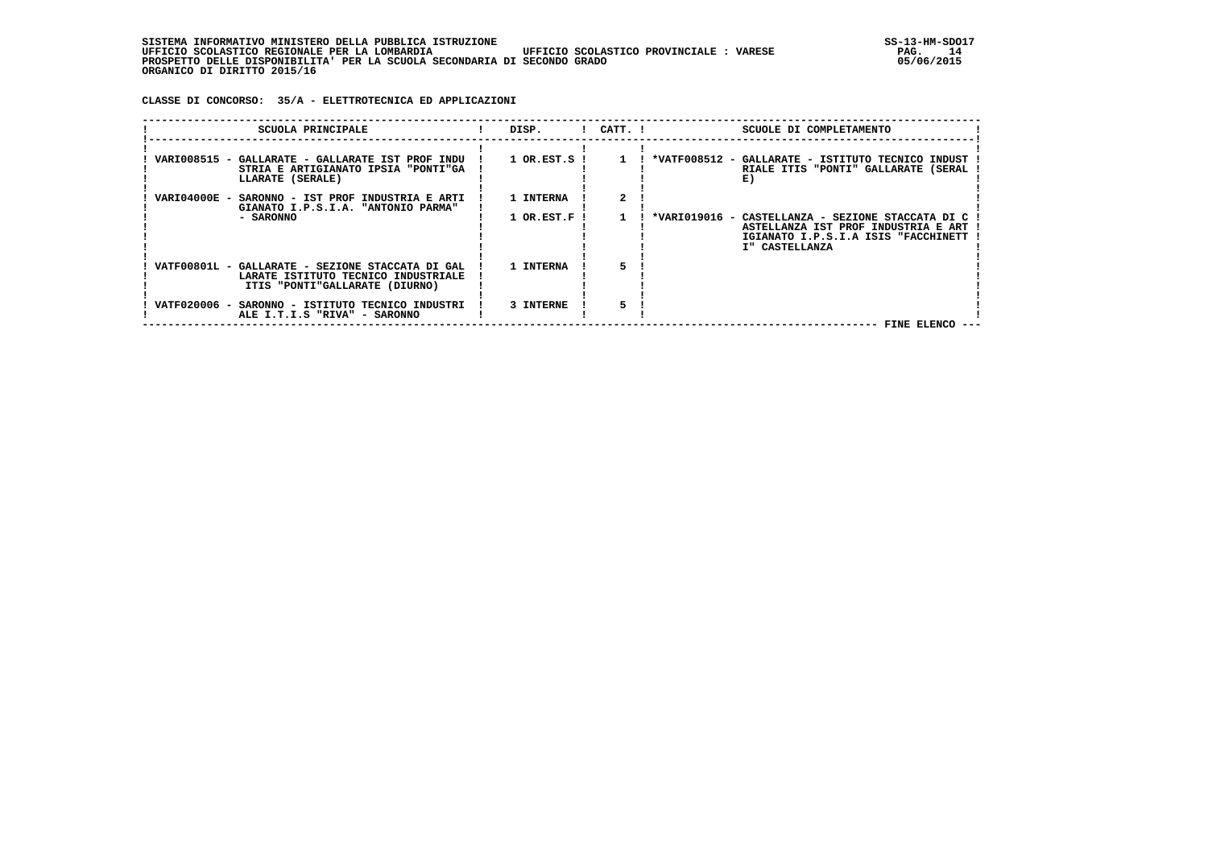SISTEMA INFORMATIVO MINISTERO DELLA PUBBLICA ISTRUZIONE
UFFICIO SCOLASTICO REGIONALE PER LA LOMBARDIA UFFICIO SCOLASTICO PROVINCIALE : VARESE
PROSPETTO DELLE DISPONIBILITA' PER LA SCUOLA SECONDARIA DI SECONDO GRADO
ORGANICO DI DIRITTO 2015/16

**CLASSE DI CONCORSO: 35/A - ELETTROTECNICA ED APPLICAZIONI**

| SCUOLA PRINCIPALE | DISP. | CATT. | SCUOLE DI COMPLETAMENTO |
|---|---|---|---|
| VARI008515 - GALLARATE - GALLARATE IST PROF INDUSTRIA E ARTIGIANATO IPSIA "PONTI"GALLARATE (SERALE) | 1 OR.EST.S | 1 | *VATF008512 - GALLARATE - ISTITUTO TECNICO INDUSTRIALE ITIS "PONTI" GALLARATE (SERALE) |
| VARI04000E - SARONNO - IST PROF INDUSTRIA E ARTIGIANATO I.P.S.I.A. "ANTONIO PARMA" - SARONNO | 1 INTERNA | 2 | |
| | 1 OR.EST.F | 1 | *VARI019016 - CASTELLANZA - SEZIONE STACCATA DI CASTELLANZA IST PROF INDUSTRIA E ARTIGIANATO I.P.S.I.A ISIS "FACCHINETTI" CASTELLANZA |
| VATF00801L - GALLARATE - SEZIONE STACCATA DI GALLARATE ISTITUTO TECNICO INDUSTRIALE ITIS "PONTI"GALLARATE (DIURNO) | 1 INTERNA | 5 | |
| VATF020006 - SARONNO - ISTITUTO TECNICO INDUSTRIALE I.T.I.S "RIVA" - SARONNO | 3 INTERNE | 5 | |

FINE ELENCO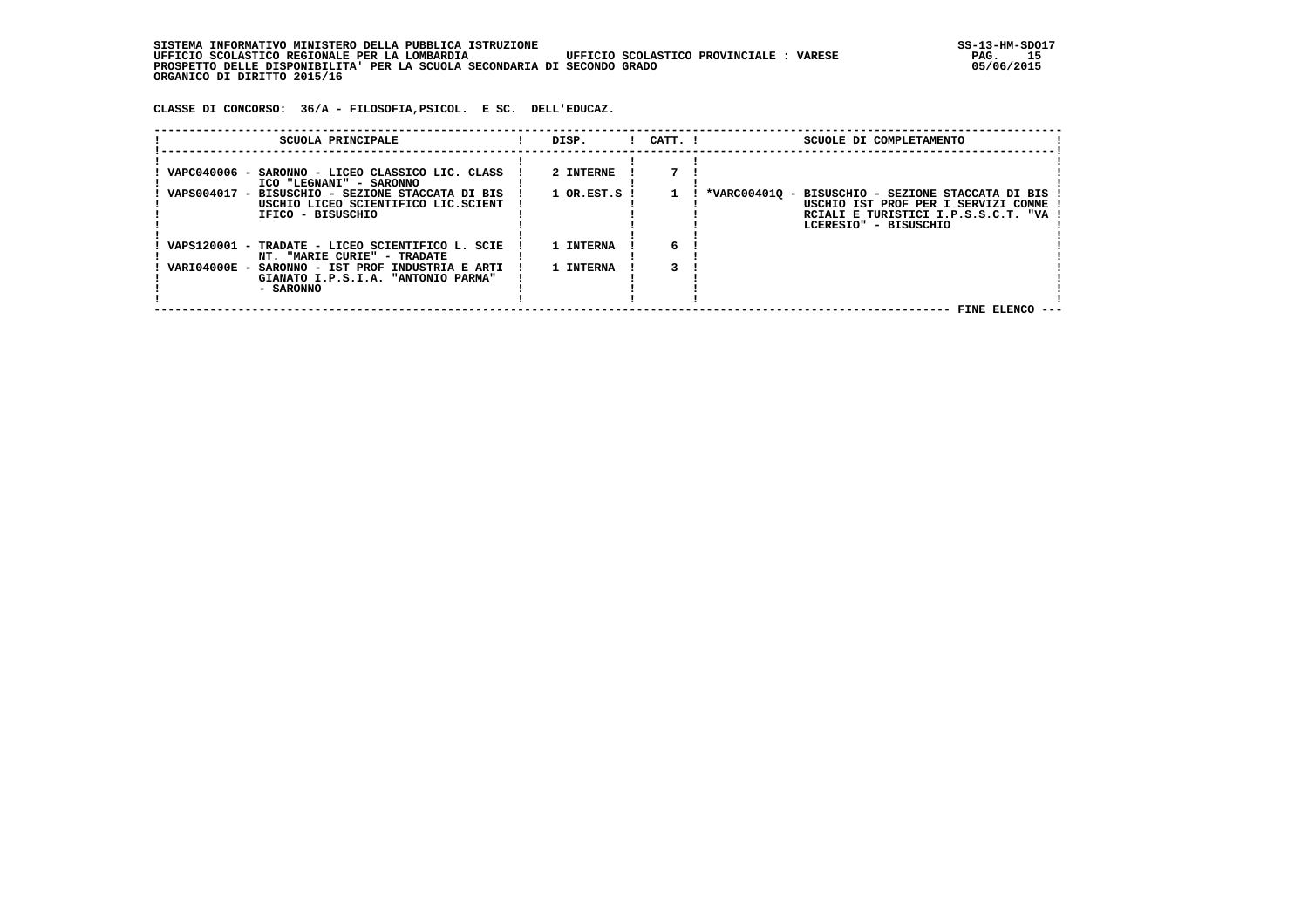SISTEMA INFORMATIVO MINISTERO DELLA PUBBLICA ISTRUZIONE
UFFICIO SCOLASTICO REGIONALE PER LA LOMBARDIA UFFICIO SCOLASTICO PROVINCIALE : VARESE
PROSPETTO DELLE DISPONIBILITA' PER LA SCUOLA SECONDARIA DI SECONDO GRADO
ORGANICO DI DIRITTO 2015/16

CLASSE DI CONCORSO: 36/A - FILOSOFIA,PSICOL. E SC. DELL'EDUCAZ.

| SCUOLA PRINCIPALE | DISP. | CATT. | SCUOLE DI COMPLETAMENTO |
|---|---|---|---|
| VAPC040006 - SARONNO - LICEO CLASSICO LIC. CLASSICO "LEGNANI" - SARONNO | 2 INTERNE | 7 | |
| VAPS004017 - BISUSCHIO - SEZIONE STACCATA DI BISUSCHIO LICEO SCIENTIFICO LIC.SCIENTIFICO - BISUSCHIO | 1 OR.EST.S | 1 | *VARC00401Q - BISUSCHIO - SEZIONE STACCATA DI BISUSCHIO IST PROF PER I SERVIZI COMMERCIALI E TURISTICI I.P.S.S.C.T. "VALCERESIO" - BISUSCHIO |
| VAPS120001 - TRADATE - LICEO SCIENTIFICO L. SCIENT. "MARIE CURIE" - TRADATE | 1 INTERNA | 6 | |
| VARI04000E - SARONNO - IST PROF INDUSTRIA E ARTIGIANATO I.P.S.I.A. "ANTONIO PARMA" - SARONNO | 1 INTERNA | 3 | |

FINE ELENCO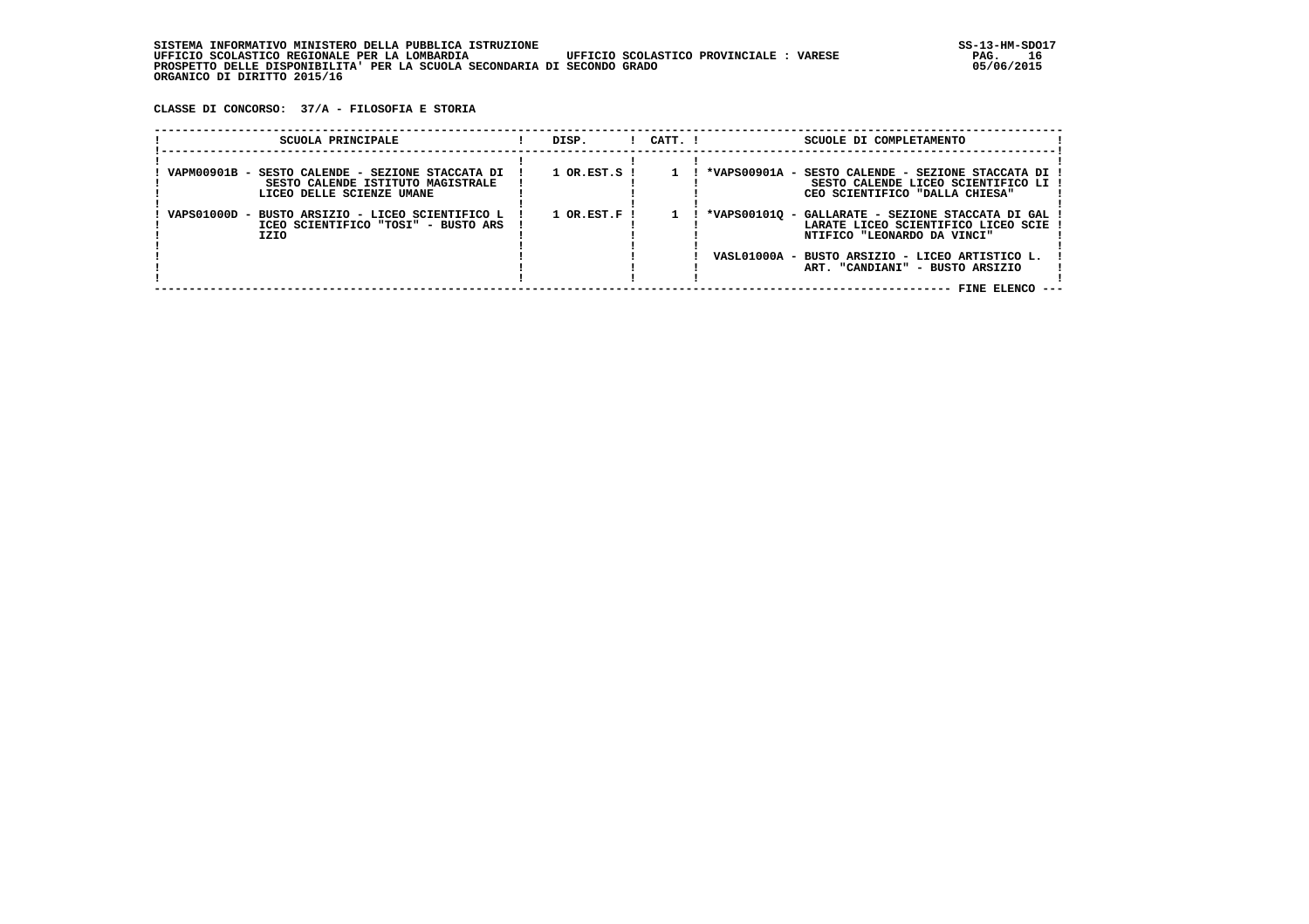SISTEMA INFORMATIVO MINISTERO DELLA PUBBLICA ISTRUZIONE
UFFICIO SCOLASTICO REGIONALE PER LA LOMBARDIA          UFFICIO SCOLASTICO PROVINCIALE : VARESE
PROSPETTO DELLE DISPONIBILITA' PER LA SCUOLA SECONDARIA DI SECONDO GRADO
ORGANICO DI DIRITTO 2015/16

CLASSE DI CONCORSO: 37/A - FILOSOFIA E STORIA

| SCUOLA PRINCIPALE | DISP. | CATT. | SCUOLE DI COMPLETAMENTO |
|---|---|---|---|
| VAPM00901B - SESTO CALENDE - SEZIONE STACCATA DI SESTO CALENDE ISTITUTO MAGISTRALE LICEO DELLE SCIENZE UMANE | 1 OR.EST.S | 1 | *VAPS00901A - SESTO CALENDE - SEZIONE STACCATA DI SESTO CALENDE LICEO SCIENTIFICO LICEO SCIENTIFICO "DALLA CHIESA" |
| VAPS01000D - BUSTO ARSIZIO - LICEO SCIENTIFICO LICEO SCIENTIFICO "TOSI" - BUSTO ARSIZIO | 1 OR.EST.F | 1 | *VAPS00101Q - GALLARATE - SEZIONE STACCATA DI GALLARATE LICEO SCIENTIFICO LICEO SCIENTIFICO "LEONARDO DA VINCI" |
| | | | VASL01000A - BUSTO ARSIZIO - LICEO ARTISTICO L. ART. "CANDIANI" - BUSTO ARSIZIO |

FINE ELENCO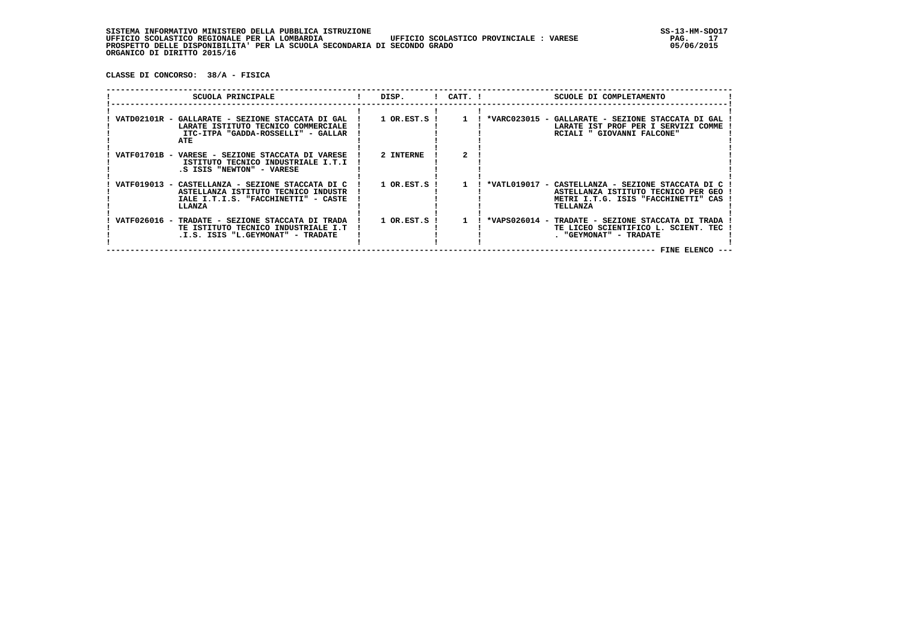SISTEMA INFORMATIVO MINISTERO DELLA PUBBLICA ISTRUZIONE
UFFICIO SCOLASTICO REGIONALE PER LA LOMBARDIA UFFICIO SCOLASTICO PROVINCIALE : VARESE
PROSPETTO DELLE DISPONIBILITA' PER LA SCUOLA SECONDARIA DI SECONDO GRADO
ORGANICO DI DIRITTO 2015/16

**CLASSE DI CONCORSO: 38/A - FISICA**

| SCUOLA PRINCIPALE | DISP. | CATT. | SCUOLE DI COMPLETAMENTO |
|---|---|---|---|
| VATD02101R - GALLARATE - SEZIONE STACCATA DI GALLARATE ISTITUTO TECNICO COMMERCIALE ITC-ITPA "GADDA-ROSSELLI" - GALLARATE | 1 OR.EST.S | 1 | *VARC023015 - GALLARATE - SEZIONE STACCATA DI GALLARATE IST PROF PER I SERVIZI COMMERCIALI " GIOVANNI FALCONE" |
| VATF01701B - VARESE - SEZIONE STACCATA DI VARESE ISTITUTO TECNICO INDUSTRIALE I.T.I.S ISIS "NEWTON" - VARESE | 2 INTERNE | 2 | |
| VATF019013 - CASTELLANZA - SEZIONE STACCATA DI CASTELLANZA ISTITUTO TECNICO INDUSTRIALE I.T.I.S. "FACCHINETTI" - CASTELLANZA | 1 OR.EST.S | 1 | *VATL019017 - CASTELLANZA - SEZIONE STACCATA DI CASTELLANZA ISTITUTO TECNICO PER GEOMETRI I.T.G. ISIS "FACCHINETTI" CASTELLANZA |
| VATF026016 - TRADATE - SEZIONE STACCATA DI TRADATE ISTITUTO TECNICO INDUSTRIALE I.T.I.S. ISIS "L.GEYMONAT" - TRADATE | 1 OR.EST.S | 1 | *VAPS026014 - TRADATE - SEZIONE STACCATA DI TRADATE LICEO SCIENTIFICO L. SCIENT. TEC. "GEYMONAT" - TRADATE |

--- FINE ELENCO ---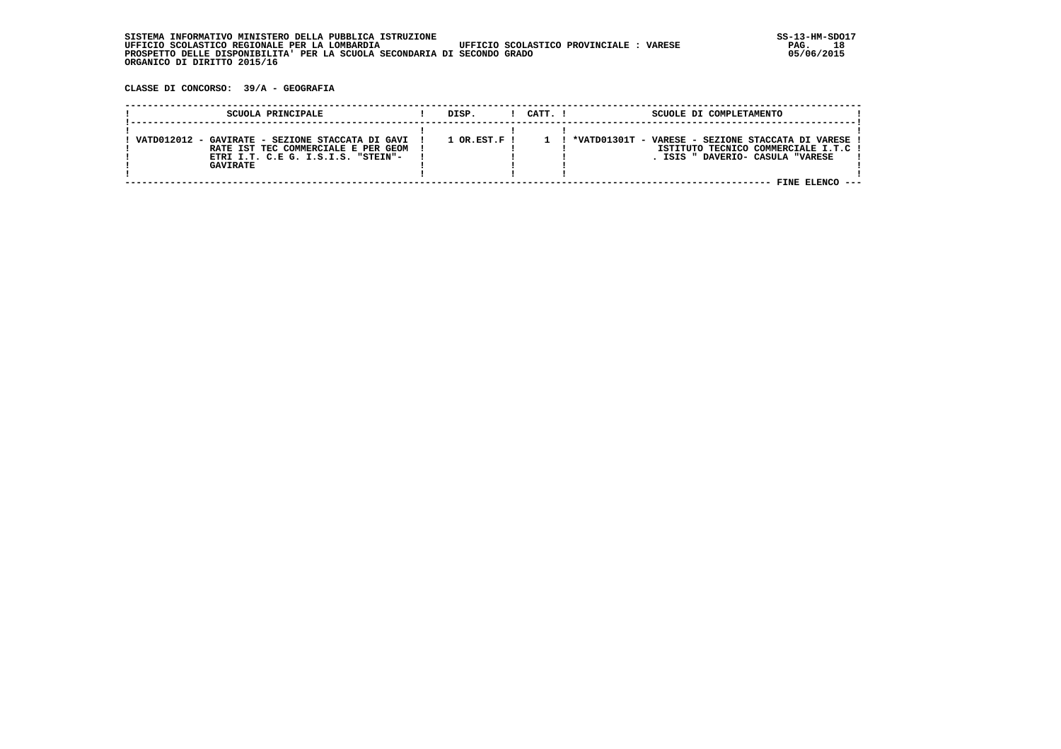SISTEMA INFORMATIVO MINISTERO DELLA PUBBLICA ISTRUZIONE
UFFICIO SCOLASTICO REGIONALE PER LA LOMBARDIA UFFICIO SCOLASTICO PROVINCIALE : VARESE
PROSPETTO DELLE DISPONIBILITA' PER LA SCUOLA SECONDARIA DI SECONDO GRADO
ORGANICO DI DIRITTO 2015/16

SS-13-HM-SDO17
05/06/2015

**CLASSE DI CONCORSO: 39/A - GEOGRAFIA**

| SCUOLA PRINCIPALE | DISP. | CATT. | SCUOLE DI COMPLETAMENTO |
|---|---|---|---|
| VATD012012 - GAVIRATE - SEZIONE STACCATA DI GAVIRATE IST TEC COMMERCIALE E PER GEOMETRI I.T. C.E G. I.S.I.S. "STEIN"- GAVIRATE | 1 OR.EST.F | 1 | *VATD01301T - VARESE - SEZIONE STACCATA DI VARESE ISTITUTO TECNICO COMMERCIALE I.T.C . ISIS " DAVERIO- CASULA "VARESE |

FINE ELENCO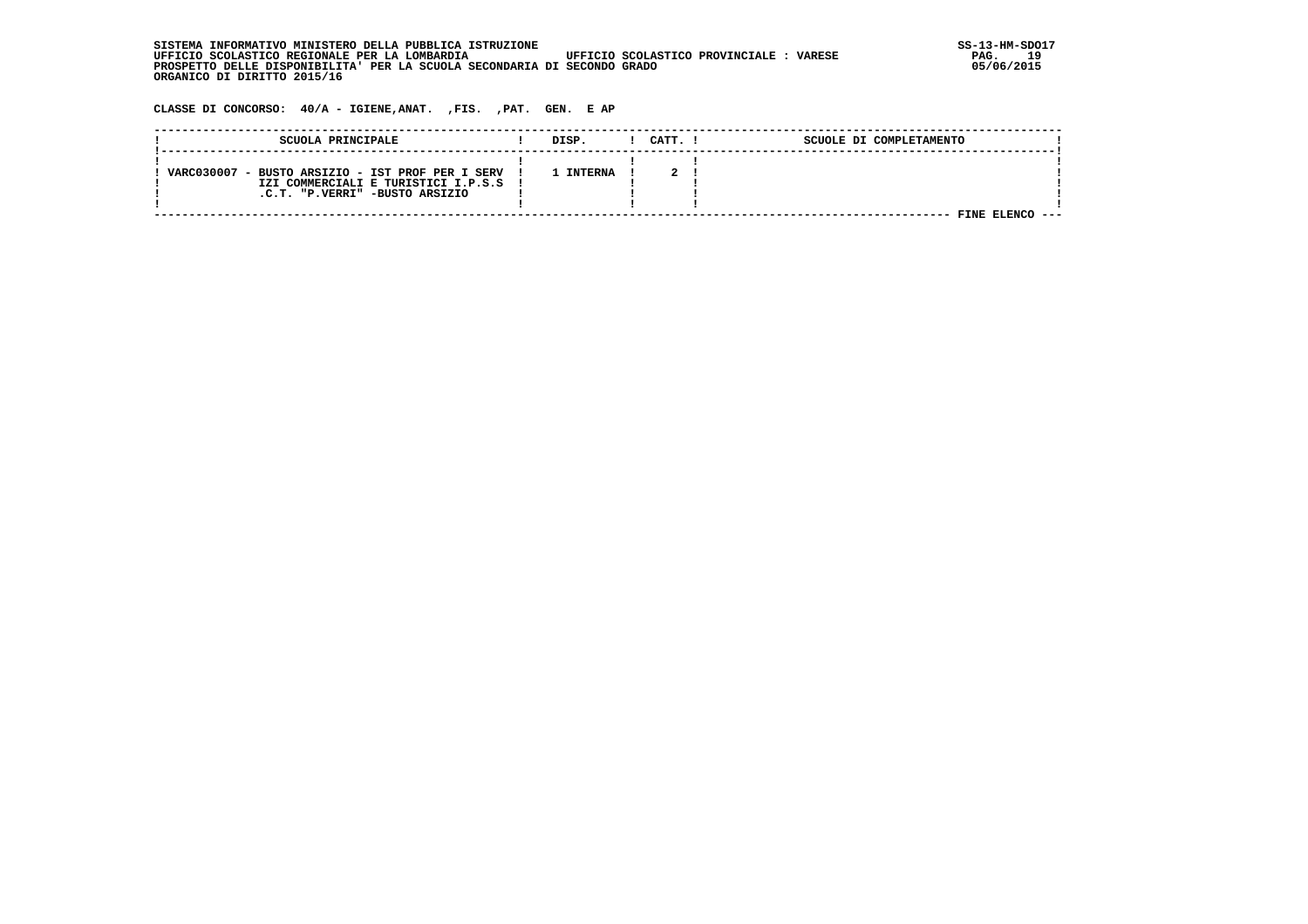SISTEMA INFORMATIVO MINISTERO DELLA PUBBLICA ISTRUZIONE
UFFICIO SCOLASTICO REGIONALE PER LA LOMBARDIA UFFICIO SCOLASTICO PROVINCIALE : VARESE
PROSPETTO DELLE DISPONIBILITA' PER LA SCUOLA SECONDARIA DI SECONDO GRADO
ORGANICO DI DIRITTO 2015/16

SS-13-HM-SDO17
05/06/2015

**CLASSE DI CONCORSO: 40/A - IGIENE,ANAT. ,FIS. ,PAT. GEN. E AP**

| SCUOLA PRINCIPALE | DISP. | CATT. | SCUOLE DI COMPLETAMENTO |
|---|---|---|---|
| VARC030007 - BUSTO ARSIZIO - IST PROF PER I SERVIZI COMMERCIALI E TURISTICI I.P.S.S.C.T. "P.VERRI" -BUSTO ARSIZIO | 1 INTERNA | 2 | |

FINE ELENCO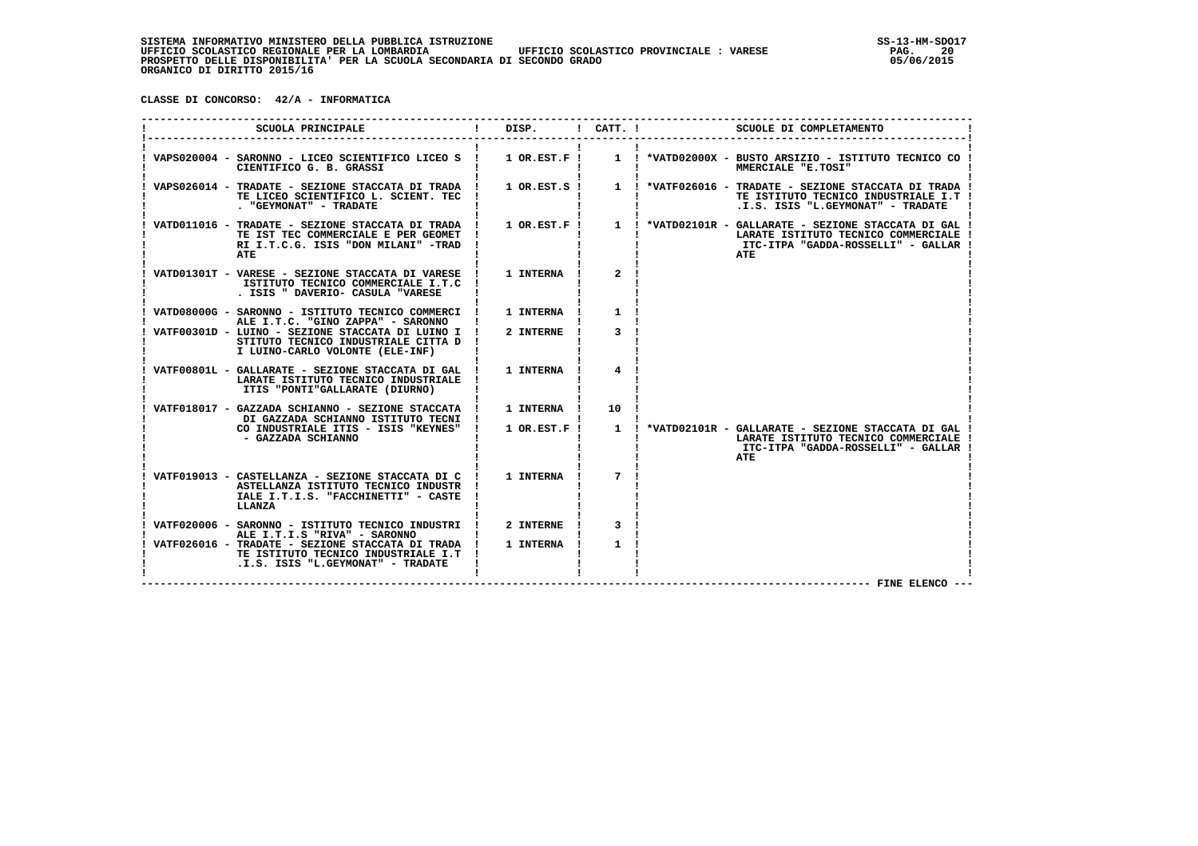SISTEMA INFORMATIVO MINISTERO DELLA PUBBLICA ISTRUZIONE
UFFICIO SCOLASTICO REGIONALE PER LA LOMBARDIA — UFFICIO SCOLASTICO PROVINCIALE : VARESE
PROSPETTO DELLE DISPONIBILITA' PER LA SCUOLA SECONDARIA DI SECONDO GRADO
ORGANICO DI DIRITTO 2015/16

SS-13-HM-SDO17
05/06/2015

**CLASSE DI CONCORSO: 42/A - INFORMATICA**

| SCUOLA PRINCIPALE | DISP. | CATT. | SCUOLE DI COMPLETAMENTO |
|---|---|---|---|
| VAPS020004 - SARONNO - LICEO SCIENTIFICO LICEO SCIENTIFICO G. B. GRASSI | 1 OR.EST.F | 1 | *VATD02000X - BUSTO ARSIZIO - ISTITUTO TECNICO COMMERCIALE "E.TOSI" |
| VAPS026014 - TRADATE - SEZIONE STACCATA DI TRADATE LICEO SCIENTIFICO L. SCIENT. TEC. "GEYMONAT" - TRADATE | 1 OR.EST.S | 1 | *VATF026016 - TRADATE - SEZIONE STACCATA DI TRADATE ISTITUTO TECNICO INDUSTRIALE I.T.I.S. ISIS "L.GEYMONAT" - TRADATE |
| VATD011016 - TRADATE - SEZIONE STACCATA DI TRADATE IST TEC COMMERCIALE E PER GEOMETRI I.T.C.G. ISIS "DON MILANI" -TRADATE | 1 OR.EST.F | 1 | *VATD02101R - GALLARATE - SEZIONE STACCATA DI GALLARATE ISTITUTO TECNICO COMMERCIALE ITC-ITPA "GADDA-ROSSELLI" - GALLARATE |
| VATD01301T - VARESE - SEZIONE STACCATA DI VARESE ISTITUTO TECNICO COMMERCIALE I.T.C. ISIS " DAVERIO- CASULA "VARESE | 1 INTERNA | 2 | |
| VATD08000G - SARONNO - ISTITUTO TECNICO COMMERCIALE I.T.C. "GINO ZAPPA" - SARONNO | 1 INTERNA | 1 | |
| VATF00301D - LUINO - SEZIONE STACCATA DI LUINO ISTITUTO TECNICO INDUSTRIALE CITTA DI LUINO-CARLO VOLONTE (ELE-INF) | 2 INTERNE | 3 | |
| VATF00801L - GALLARATE - SEZIONE STACCATA DI GALLARATE ISTITUTO TECNICO INDUSTRIALE ITIS "PONTI"GALLARATE (DIURNO) | 1 INTERNA | 4 | |
| VATF018017 - GAZZADA SCHIANNO - SEZIONE STACCATA DI GAZZADA SCHIANNO ISTITUTO TECNICO INDUSTRIALE ITIS - ISIS "KEYNES" - GAZZADA SCHIANNO | 1 INTERNA | 10 | |
| | 1 OR.EST.F | 1 | *VATD02101R - GALLARATE - SEZIONE STACCATA DI GALLARATE ISTITUTO TECNICO COMMERCIALE ITC-ITPA "GADDA-ROSSELLI" - GALLARATE |
| VATF019013 - CASTELLANZA - SEZIONE STACCATA DI CASTELLANZA ISTITUTO TECNICO INDUSTRIALE I.T.I.S. "FACCHINETTI" - CASTELLANZA | 1 INTERNA | 7 | |
| VATF020006 - SARONNO - ISTITUTO TECNICO INDUSTRIALE I.T.I.S "RIVA" - SARONNO | 2 INTERNE | 3 | |
| VATF026016 - TRADATE - SEZIONE STACCATA DI TRADATE ISTITUTO TECNICO INDUSTRIALE I.T.I.S. ISIS "L.GEYMONAT" - TRADATE | 1 INTERNA | 1 | |

--- FINE ELENCO ---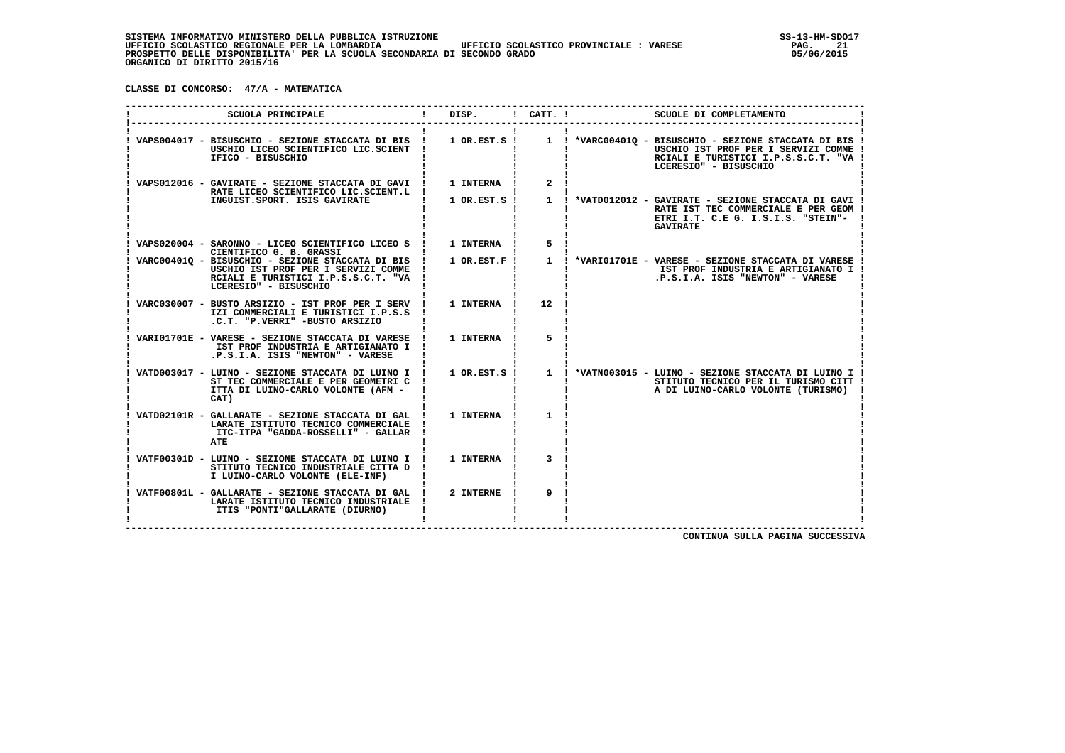SISTEMA INFORMATIVO MINISTERO DELLA PUBBLICA ISTRUZIONE
UFFICIO SCOLASTICO REGIONALE PER LA LOMBARDIA — UFFICIO SCOLASTICO PROVINCIALE : VARESE
PROSPETTO DELLE DISPONIBILITA' PER LA SCUOLA SECONDARIA DI SECONDO GRADO
ORGANICO DI DIRITTO 2015/16

**CLASSE DI CONCORSO: 47/A - MATEMATICA**

| SCUOLA PRINCIPALE | DISP. | CATT. | SCUOLE DI COMPLETAMENTO |
|---|---|---|---|
| VAPS004017 - BISUSCHIO - SEZIONE STACCATA DI BISUSCHIO LICEO SCIENTIFICO LIC.SCIENTIFICO - BISUSCHIO | 1 OR.EST.S | 1 | *VARC00401Q - BISUSCHIO - SEZIONE STACCATA DI BISUSCHIO IST PROF PER I SERVIZI COMMERCIALI E TURISTICI I.P.S.S.C.T. "VALCERESIO" - BISUSCHIO |
| VAPS012016 - GAVIRATE - SEZIONE STACCATA DI GAVIRATE LICEO SCIENTIFICO LIC.SCIENT.LINGUIST.SPORT. ISIS GAVIRATE | 1 INTERNA | 2 | |
| | 1 OR.EST.S | 1 | *VATD012012 - GAVIRATE - SEZIONE STACCATA DI GAVIRATE IST TEC COMMERCIALE E PER GEOMETRI I.T. C.E G. I.S.I.S. "STEIN"- GAVIRATE |
| VAPS020004 - SARONNO - LICEO SCIENTIFICO LICEO SCIENTIFICO G. B. GRASSI | 1 INTERNA | 5 | |
| VARC00401Q - BISUSCHIO - SEZIONE STACCATA DI BISUSCHIO IST PROF PER I SERVIZI COMMERCIALI E TURISTICI I.P.S.S.C.T. "VALCERESIO" - BISUSCHIO | 1 OR.EST.F | 1 | *VARI01701E - VARESE - SEZIONE STACCATA DI VARESE IST PROF INDUSTRIA E ARTIGIANATO I.P.S.I.A. ISIS "NEWTON" - VARESE |
| VARC030007 - BUSTO ARSIZIO - IST PROF PER I SERVIZI COMMERCIALI E TURISTICI I.P.S.S.C.T. "P.VERRI" -BUSTO ARSIZIO | 1 INTERNA | 12 | |
| VARI01701E - VARESE - SEZIONE STACCATA DI VARESE IST PROF INDUSTRIA E ARTIGIANATO I.P.S.I.A. ISIS "NEWTON" - VARESE | 1 INTERNA | 5 | |
| VATD003017 - LUINO - SEZIONE STACCATA DI LUINO IST TEC COMMERCIALE E PER GEOMETRI CITTA DI LUINO-CARLO VOLONTE (AFM - CAT) | 1 OR.EST.S | 1 | *VATN003015 - LUINO - SEZIONE STACCATA DI LUINO ISTITUTO TECNICO PER IL TURISMO CITTA DI LUINO-CARLO VOLONTE (TURISMO) |
| VATD02101R - GALLARATE - SEZIONE STACCATA DI GALLARATE ISTITUTO TECNICO COMMERCIALE ITC-ITPA "GADDA-ROSSELLI" - GALLARATE | 1 INTERNA | 1 | |
| VATF00301D - LUINO - SEZIONE STACCATA DI LUINO ISTITUTO TECNICO INDUSTRIALE CITTA DI LUINO-CARLO VOLONTE (ELE-INF) | 1 INTERNA | 3 | |
| VATF00801L - GALLARATE - SEZIONE STACCATA DI GALLARATE ISTITUTO TECNICO INDUSTRIALE ITIS "PONTI"GALLARATE (DIURNO) | 2 INTERNE | 9 | |

CONTINUA SULLA PAGINA SUCCESSIVA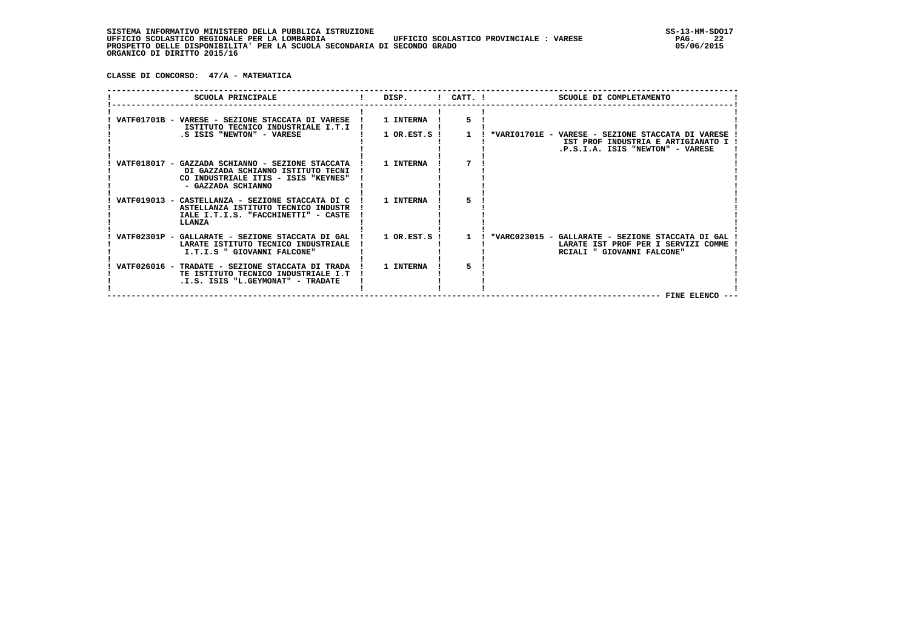SISTEMA INFORMATIVO MINISTERO DELLA PUBBLICA ISTRUZIONE
UFFICIO SCOLASTICO REGIONALE PER LA LOMBARDIA — UFFICIO SCOLASTICO PROVINCIALE : VARESE
PROSPETTO DELLE DISPONIBILITA' PER LA SCUOLA SECONDARIA DI SECONDO GRADO
ORGANICO DI DIRITTO 2015/16

**CLASSE DI CONCORSO: 47/A - MATEMATICA**

| SCUOLA PRINCIPALE | DISP. | CATT. | SCUOLE DI COMPLETAMENTO |
|---|---|---|---|
| VATF01701B - VARESE - SEZIONE STACCATA DI VARESE ISTITUTO TECNICO INDUSTRIALE I.T.I .S ISIS "NEWTON" - VARESE | 1 INTERNA | 5 | |
| | 1 OR.EST.S | 1 | *VARI01701E - VARESE - SEZIONE STACCATA DI VARESE IST PROF INDUSTRIA E ARTIGIANATO I .P.S.I.A. ISIS "NEWTON" - VARESE |
| VATF018017 - GAZZADA SCHIANNO - SEZIONE STACCATA DI GAZZADA SCHIANNO ISTITUTO TECNICO INDUSTRIALE ITIS - ISIS "KEYNES" - GAZZADA SCHIANNO | 1 INTERNA | 7 | |
| VATF019013 - CASTELLANZA - SEZIONE STACCATA DI CASTELLANZA ISTITUTO TECNICO INDUSTRIALE I.T.I.S. "FACCHINETTI" - CASTELLANZA | 1 INTERNA | 5 | |
| VATF02301P - GALLARATE - SEZIONE STACCATA DI GALLARATE ISTITUTO TECNICO INDUSTRIALE I.T.I.S " GIOVANNI FALCONE" | 1 OR.EST.S | 1 | *VARC023015 - GALLARATE - SEZIONE STACCATA DI GALLARATE IST PROF PER I SERVIZI COMMERCIALI " GIOVANNI FALCONE" |
| VATF026016 - TRADATE - SEZIONE STACCATA DI TRADATE ISTITUTO TECNICO INDUSTRIALE I.T.I.S. ISIS "L.GEYMONAT" - TRADATE | 1 INTERNA | 5 | |

FINE ELENCO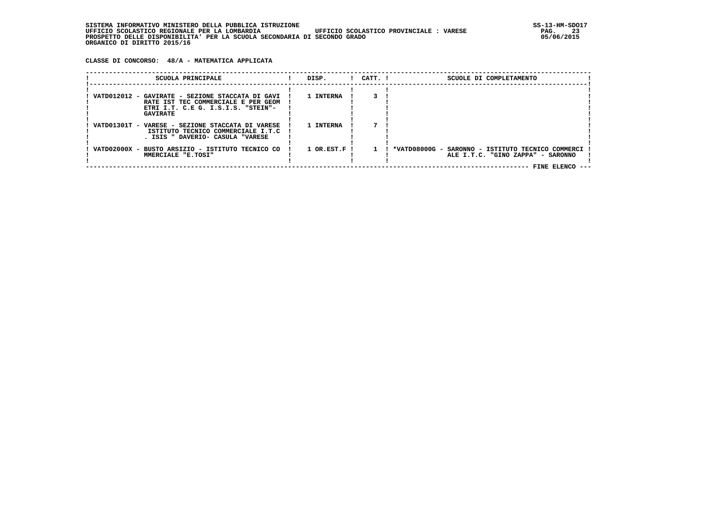SISTEMA INFORMATIVO MINISTERO DELLA PUBBLICA ISTRUZIONE
UFFICIO SCOLASTICO REGIONALE PER LA LOMBARDIA UFFICIO SCOLASTICO PROVINCIALE : VARESE
PROSPETTO DELLE DISPONIBILITA' PER LA SCUOLA SECONDARIA DI SECONDO GRADO
ORGANICO DI DIRITTO 2015/16

**CLASSE DI CONCORSO: 48/A - MATEMATICA APPLICATA**

| SCUOLA PRINCIPALE | DISP. | CATT. | SCUOLE DI COMPLETAMENTO |
|---|---|---|---|
| VATD012012 - GAVIRATE - SEZIONE STACCATA DI GAVIRATE IST TEC COMMERCIALE E PER GEOMETRI I.T. C.E G. I.S.I.S. "STEIN"- GAVIRATE | 1 INTERNA | 3 | |
| VATD01301T - VARESE - SEZIONE STACCATA DI VARESE ISTITUTO TECNICO COMMERCIALE I.T.C . ISIS " DAVERIO- CASULA "VARESE | 1 INTERNA | 7 | |
| VATD02000X - BUSTO ARSIZIO - ISTITUTO TECNICO COMMERCIALE "E.TOSI" | 1 OR.EST.F | 1 | *VATD08000G - SARONNO - ISTITUTO TECNICO COMMERCIALE I.T.C. "GINO ZAPPA" - SARONNO |

FINE ELENCO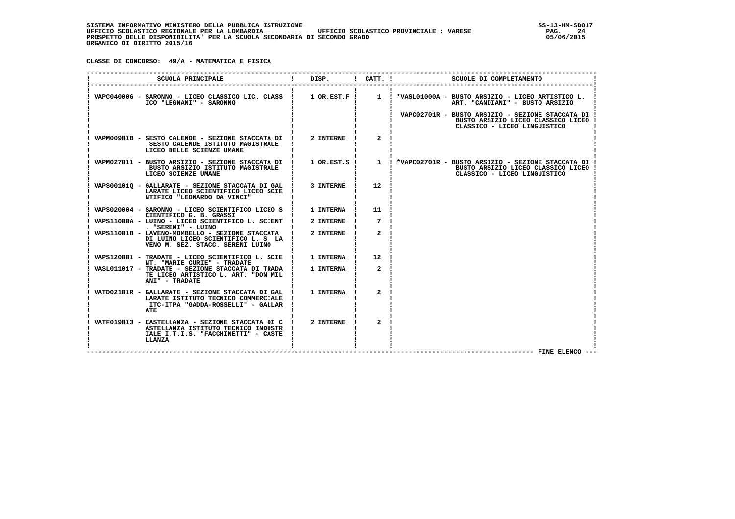SISTEMA INFORMATIVO MINISTERO DELLA PUBBLICA ISTRUZIONE
UFFICIO SCOLASTICO REGIONALE PER LA LOMBARDIA UFFICIO SCOLASTICO PROVINCIALE : VARESE
PROSPETTO DELLE DISPONIBILITA' PER LA SCUOLA SECONDARIA DI SECONDO GRADO
ORGANICO DI DIRITTO 2015/16

SS-13-HM-SDO17
05/06/2015

**CLASSE DI CONCORSO: 49/A - MATEMATICA E FISICA**

| SCUOLA PRINCIPALE | DISP. | CATT. | SCUOLE DI COMPLETAMENTO |
|---|---|---|---|
| VAPC040006 - SARONNO - LICEO CLASSICO LIC. CLASSICO "LEGNANI" - SARONNO | 1 OR.EST.F | 1 | *VASL01000A - BUSTO ARSIZIO - LICEO ARTISTICO L. ART. "CANDIANI" - BUSTO ARSIZIO<br>VAPC02701R - BUSTO ARSIZIO - SEZIONE STACCATA DI BUSTO ARSIZIO LICEO CLASSICO LICEO CLASSICO - LICEO LINGUISTICO |
| VAPM00901B - SESTO CALENDE - SEZIONE STACCATA DI SESTO CALENDE ISTITUTO MAGISTRALE LICEO DELLE SCIENZE UMANE | 2 INTERNE | 2 | |
| VAPM027011 - BUSTO ARSIZIO - SEZIONE STACCATA DI BUSTO ARSIZIO ISTITUTO MAGISTRALE LICEO SCIENZE UMANE | 1 OR.EST.S | 1 | *VAPC02701R - BUSTO ARSIZIO - SEZIONE STACCATA DI BUSTO ARSIZIO LICEO CLASSICO LICEO CLASSICO - LICEO LINGUISTICO |
| VAPS00101Q - GALLARATE - SEZIONE STACCATA DI GALLARATE LICEO SCIENTIFICO LICEO SCIENTIFICO "LEONARDO DA VINCI" | 3 INTERNE | 12 | |
| VAPS020004 - SARONNO - LICEO SCIENTIFICO LICEO SCIENTIFICO G. B. GRASSI | 1 INTERNA | 11 | |
| VAPS11000A - LUINO - LICEO SCIENTIFICO L. SCIENT. "SERENI" - LUINO | 2 INTERNE | 7 | |
| VAPS11001B - LAVENO-MOMBELLO - SEZIONE STACCATA DI LUINO LICEO SCIENTIFICO L. S. LAVENO M. SEZ. STACC. SERENI LUINO | 2 INTERNE | 2 | |
| VAPS120001 - TRADATE - LICEO SCIENTIFICO L. SCIENT. "MARIE CURIE" - TRADATE | 1 INTERNA | 12 | |
| VASL011017 - TRADATE - SEZIONE STACCATA DI TRADATE LICEO ARTISTICO L. ART. "DON MILANI" - TRADATE | 1 INTERNA | 2 | |
| VATD02101R - GALLARATE - SEZIONE STACCATA DI GALLARATE ISTITUTO TECNICO COMMERCIALE ITC-ITPA "GADDA-ROSSELLI" - GALLARATE | 1 INTERNA | 2 | |
| VATF019013 - CASTELLANZA - SEZIONE STACCATA DI CASTELLANZA ISTITUTO TECNICO INDUSTRIALE I.T.I.S. "FACCHINETTI" - CASTELLANZA | 2 INTERNE | 2 | |

--- FINE ELENCO ---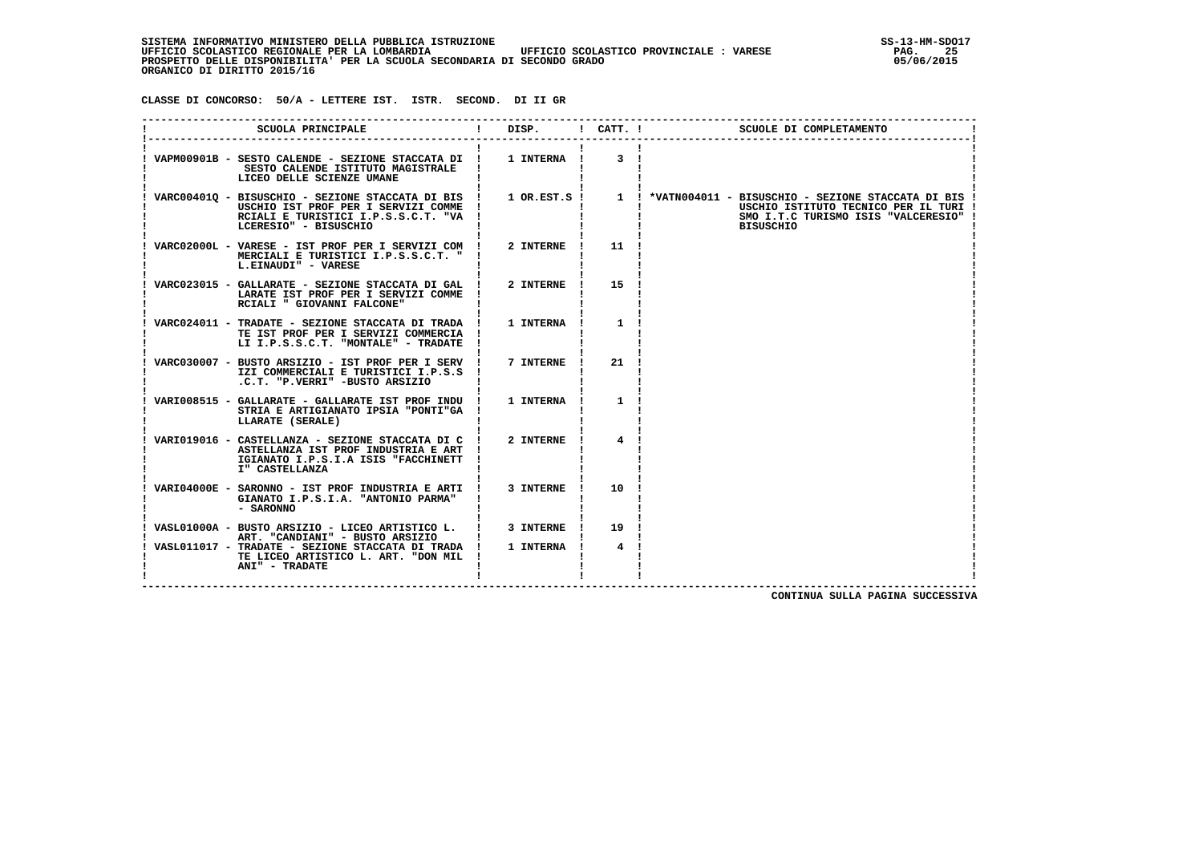SISTEMA INFORMATIVO MINISTERO DELLA PUBBLICA ISTRUZIONE
UFFICIO SCOLASTICO REGIONALE PER LA LOMBARDIA — UFFICIO SCOLASTICO PROVINCIALE : VARESE
PROSPETTO DELLE DISPONIBILITA' PER LA SCUOLA SECONDARIA DI SECONDO GRADO
ORGANICO DI DIRITTO 2015/16

SS-13-HM-SDO17
05/06/2015

**CLASSE DI CONCORSO: 50/A - LETTERE IST. ISTR. SECOND. DI II GR**

| SCUOLA PRINCIPALE | DISP. | CATT. | SCUOLE DI COMPLETAMENTO |
|---|---|---|---|
| VAPM00901B - SESTO CALENDE - SEZIONE STACCATA DI SESTO CALENDE ISTITUTO MAGISTRALE LICEO DELLE SCIENZE UMANE | 1 INTERNA | 3 | |
| VARC00401Q - BISUSCHIO - SEZIONE STACCATA DI BISUSCHIO IST PROF PER I SERVIZI COMMERCIALI E TURISTICI I.P.S.S.C.T. "VALCERESIO" - BISUSCHIO | 1 OR.EST.S | 1 | *VATN004011 - BISUSCHIO - SEZIONE STACCATA DI BISUSCHIO ISTITUTO TECNICO PER IL TURISMO I.T.C TURISMO ISIS "VALCERESIO" BISUSCHIO |
| VARC02000L - VARESE - IST PROF PER I SERVIZI COMMERCIALI E TURISTICI I.P.S.S.C.T. " L.EINAUDI" - VARESE | 2 INTERNE | 11 | |
| VARC023015 - GALLARATE - SEZIONE STACCATA DI GALLARATE IST PROF PER I SERVIZI COMMERCIALI " GIOVANNI FALCONE" | 2 INTERNE | 15 | |
| VARC024011 - TRADATE - SEZIONE STACCATA DI TRADATE IST PROF PER I SERVIZI COMMERCIALI I.P.S.S.C.T. "MONTALE" - TRADATE | 1 INTERNA | 1 | |
| VARC030007 - BUSTO ARSIZIO - IST PROF PER I SERVIZI COMMERCIALI E TURISTICI I.P.S.S.C.T. "P.VERRI" -BUSTO ARSIZIO | 7 INTERNE | 21 | |
| VARI008515 - GALLARATE - GALLARATE IST PROF INDUSTRIA E ARTIGIANATO IPSIA "PONTI"GALLARATE (SERALE) | 1 INTERNA | 1 | |
| VARI019016 - CASTELLANZA - SEZIONE STACCATA DI CASTELLANZA IST PROF INDUSTRIA E ARTIGIANATO I.P.S.I.A ISIS "FACCHINETTI" CASTELLANZA | 2 INTERNE | 4 | |
| VARI04000E - SARONNO - IST PROF INDUSTRIA E ARTIGIANATO I.P.S.I.A. "ANTONIO PARMA" - SARONNO | 3 INTERNE | 10 | |
| VASL01000A - BUSTO ARSIZIO - LICEO ARTISTICO L. ART. "CANDIANI" - BUSTO ARSIZIO | 3 INTERNE | 19 | |
| VASL011017 - TRADATE - SEZIONE STACCATA DI TRADATE LICEO ARTISTICO L. ART. "DON MILANI" - TRADATE | 1 INTERNA | 4 | |

CONTINUA SULLA PAGINA SUCCESSIVA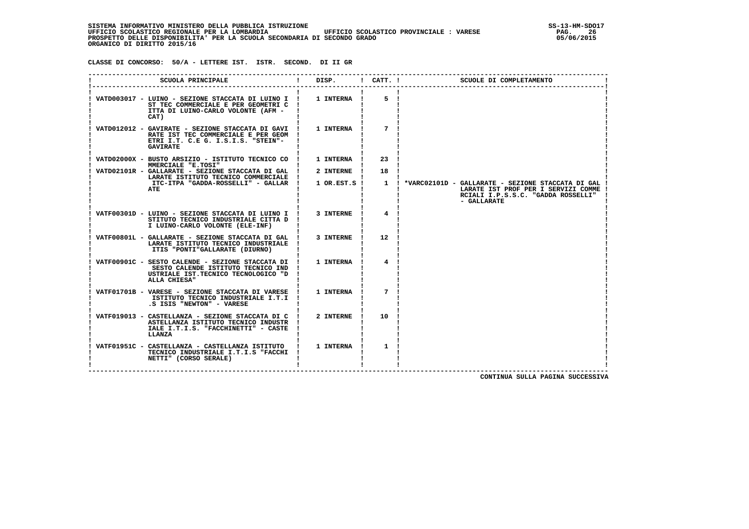SISTEMA INFORMATIVO MINISTERO DELLA PUBBLICA ISTRUZIONE
UFFICIO SCOLASTICO REGIONALE PER LA LOMBARDIA — UFFICIO SCOLASTICO PROVINCIALE : VARESE
PROSPETTO DELLE DISPONIBILITA' PER LA SCUOLA SECONDARIA DI SECONDO GRADO
ORGANICO DI DIRITTO 2015/16

**CLASSE DI CONCORSO: 50/A - LETTERE IST. ISTR. SECOND. DI II GR**

| SCUOLA PRINCIPALE | DISP. | CATT. | SCUOLE DI COMPLETAMENTO |
|---|---|---|---|
| VATD003017 - LUINO - SEZIONE STACCATA DI LUINO IST TEC COMMERCIALE E PER GEOMETRI CITTA DI LUINO-CARLO VOLONTE (AFM - CAT) | 1 INTERNA | 5 | |
| VATD012012 - GAVIRATE - SEZIONE STACCATA DI GAVIRATE IST TEC COMMERCIALE E PER GEOMETRI I.T. C.E G. I.S.I.S. "STEIN"- GAVIRATE | 1 INTERNA | 7 | |
| VATD02000X - BUSTO ARSIZIO - ISTITUTO TECNICO COMMERCIALE "E.TOSI" | 1 INTERNA | 23 | |
| VATD02101R - GALLARATE - SEZIONE STACCATA DI GALLARATE ISTITUTO TECNICO COMMERCIALE ITC-ITPA "GADDA-ROSSELLI" - GALLARATE | 2 INTERNE | 18 | |
| | 1 OR.EST.S | 1 | *VARC02101D - GALLARATE - SEZIONE STACCATA DI GALLARATE IST PROF PER I SERVIZI COMMERCIALI I.P.S.S.C. "GADDA ROSSELLI" - GALLARATE |
| VATF00301D - LUINO - SEZIONE STACCATA DI LUINO ISTITUTO TECNICO INDUSTRIALE CITTA DI LUINO-CARLO VOLONTE (ELE-INF) | 3 INTERNE | 4 | |
| VATF00801L - GALLARATE - SEZIONE STACCATA DI GALLARATE ISTITUTO TECNICO INDUSTRIALE ITIS "PONTI"GALLARATE (DIURNO) | 3 INTERNE | 12 | |
| VATF00901C - SESTO CALENDE - SEZIONE STACCATA DI SESTO CALENDE ISTITUTO TECNICO INDUSTRIALE IST.TECNICO TECNOLOGICO "DALLA CHIESA" | 1 INTERNA | 4 | |
| VATF01701B - VARESE - SEZIONE STACCATA DI VARESE ISTITUTO TECNICO INDUSTRIALE I.T.I.S ISIS "NEWTON" - VARESE | 1 INTERNA | 7 | |
| VATF019013 - CASTELLANZA - SEZIONE STACCATA DI CASTELLANZA ISTITUTO TECNICO INDUSTRIALE I.T.I.S. "FACCHINETTI" - CASTELLANZA | 2 INTERNE | 10 | |
| VATF01951C - CASTELLANZA - CASTELLANZA ISTITUTO TECNICO INDUSTRIALE I.T.I.S "FACCHINETTI" (CORSO SERALE) | 1 INTERNA | 1 | |

CONTINUA SULLA PAGINA SUCCESSIVA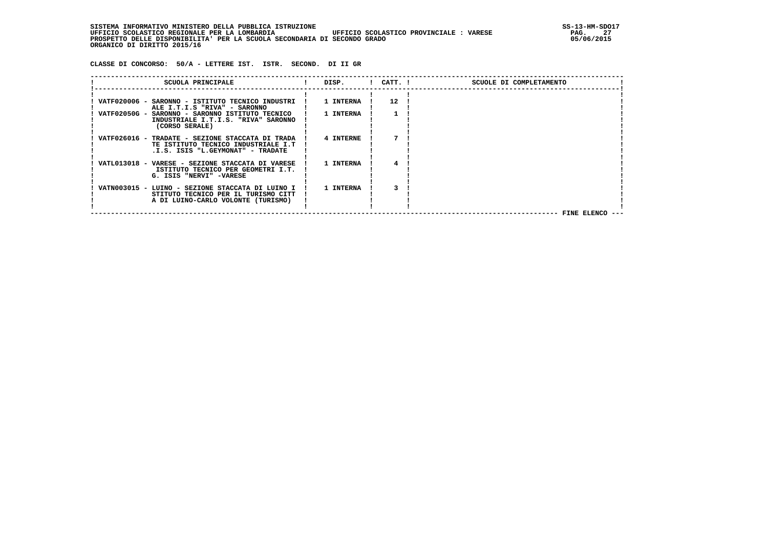SISTEMA INFORMATIVO MINISTERO DELLA PUBBLICA ISTRUZIONE
UFFICIO SCOLASTICO REGIONALE PER LA LOMBARDIA UFFICIO SCOLASTICO PROVINCIALE : VARESE
PROSPETTO DELLE DISPONIBILITA' PER LA SCUOLA SECONDARIA DI SECONDO GRADO
ORGANICO DI DIRITTO 2015/16

SS-13-HM-SDO17
05/06/2015

**CLASSE DI CONCORSO: 50/A - LETTERE IST. ISTR. SECOND. DI II GR**

| SCUOLA PRINCIPALE | DISP. | CATT. | SCUOLE DI COMPLETAMENTO |
|---|---|---|---|
| VATF020006 - SARONNO - ISTITUTO TECNICO INDUSTRIALE I.T.I.S "RIVA" - SARONNO | 1 INTERNA | 12 | |
| VATF02050G - SARONNO - SARONNO ISTITUTO TECNICO INDUSTRIALE I.T.I.S. "RIVA" SARONNO (CORSO SERALE) | 1 INTERNA | 1 | |
| VATF026016 - TRADATE - SEZIONE STACCATA DI TRADATE ISTITUTO TECNICO INDUSTRIALE I.T.I.S. ISIS "L.GEYMONAT" - TRADATE | 4 INTERNE | 7 | |
| VATL013018 - VARESE - SEZIONE STACCATA DI VARESE ISTITUTO TECNICO PER GEOMETRI I.T.G. ISIS "NERVI" -VARESE | 1 INTERNA | 4 | |
| VATN003015 - LUINO - SEZIONE STACCATA DI LUINO ISTITUTO TECNICO PER IL TURISMO CITTA DI LUINO-CARLO VOLONTE (TURISMO) | 1 INTERNA | 3 | |

FINE ELENCO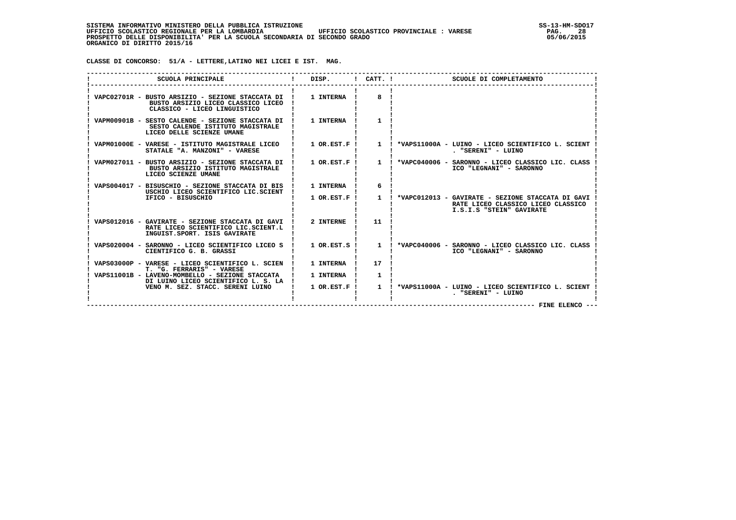SISTEMA INFORMATIVO MINISTERO DELLA PUBBLICA ISTRUZIONE
UFFICIO SCOLASTICO REGIONALE PER LA LOMBARDIA UFFICIO SCOLASTICO PROVINCIALE : VARESE
PROSPETTO DELLE DISPONIBILITA' PER LA SCUOLA SECONDARIA DI SECONDO GRADO
ORGANICO DI DIRITTO 2015/16

**CLASSE DI CONCORSO: 51/A - LETTERE,LATINO NEI LICEI E IST. MAG.**

| SCUOLA PRINCIPALE | DISP. | CATT. | SCUOLE DI COMPLETAMENTO |
|---|---|---|---|
| VAPC02701R - BUSTO ARSIZIO - SEZIONE STACCATA DI BUSTO ARSIZIO LICEO CLASSICO LICEO CLASSICO - LICEO LINGUISTICO | 1 INTERNA | 8 | |
| VAPM00901B - SESTO CALENDE - SEZIONE STACCATA DI SESTO CALENDE ISTITUTO MAGISTRALE LICEO DELLE SCIENZE UMANE | 1 INTERNA | 1 | |
| VAPM01000E - VARESE - ISTITUTO MAGISTRALE LICEO STATALE "A. MANZONI" - VARESE | 1 OR.EST.F | 1 | *VAPS11000A - LUINO - LICEO SCIENTIFICO L. SCIENT . "SERENI" - LUINO |
| VAPM027011 - BUSTO ARSIZIO - SEZIONE STACCATA DI BUSTO ARSIZIO ISTITUTO MAGISTRALE LICEO SCIENZE UMANE | 1 OR.EST.F | 1 | *VAPC040006 - SARONNO - LICEO CLASSICO LIC. CLASSICO "LEGNANI" - SARONNO |
| VAPS004017 - BISUSCHIO - SEZIONE STACCATA DI BISUSCHIO LICEO SCIENTIFICO LIC.SCIENTIFICO - BISUSCHIO | 1 INTERNA | 6 | |
| | 1 OR.EST.F | 1 | *VAPC012013 - GAVIRATE - SEZIONE STACCATA DI GAVIRATE LICEO CLASSICO LICEO CLASSICO I.S.I.S "STEIN" GAVIRATE |
| VAPS012016 - GAVIRATE - SEZIONE STACCATA DI GAVIRATE LICEO SCIENTIFICO LIC.SCIENT.LINGUIST.SPORT. ISIS GAVIRATE | 2 INTERNE | 11 | |
| VAPS020004 - SARONNO - LICEO SCIENTIFICO LICEO SCIENTIFICO G. B. GRASSI | 1 OR.EST.S | 1 | *VAPC040006 - SARONNO - LICEO CLASSICO LIC. CLASSICO "LEGNANI" - SARONNO |
| VAPS03000P - VARESE - LICEO SCIENTIFICO L. SCIENT. "G. FERRARIS" - VARESE | 1 INTERNA | 17 | |
| VAPS11001B - LAVENO-MOMBELLO - SEZIONE STACCATA DI LUINO LICEO SCIENTIFICO L. S. LAVENO M. SEZ. STACC. SERENI LUINO | 1 INTERNA | 1 | |
| | 1 OR.EST.F | 1 | *VAPS11000A - LUINO - LICEO SCIENTIFICO L. SCIENT . "SERENI" - LUINO |

--- FINE ELENCO ---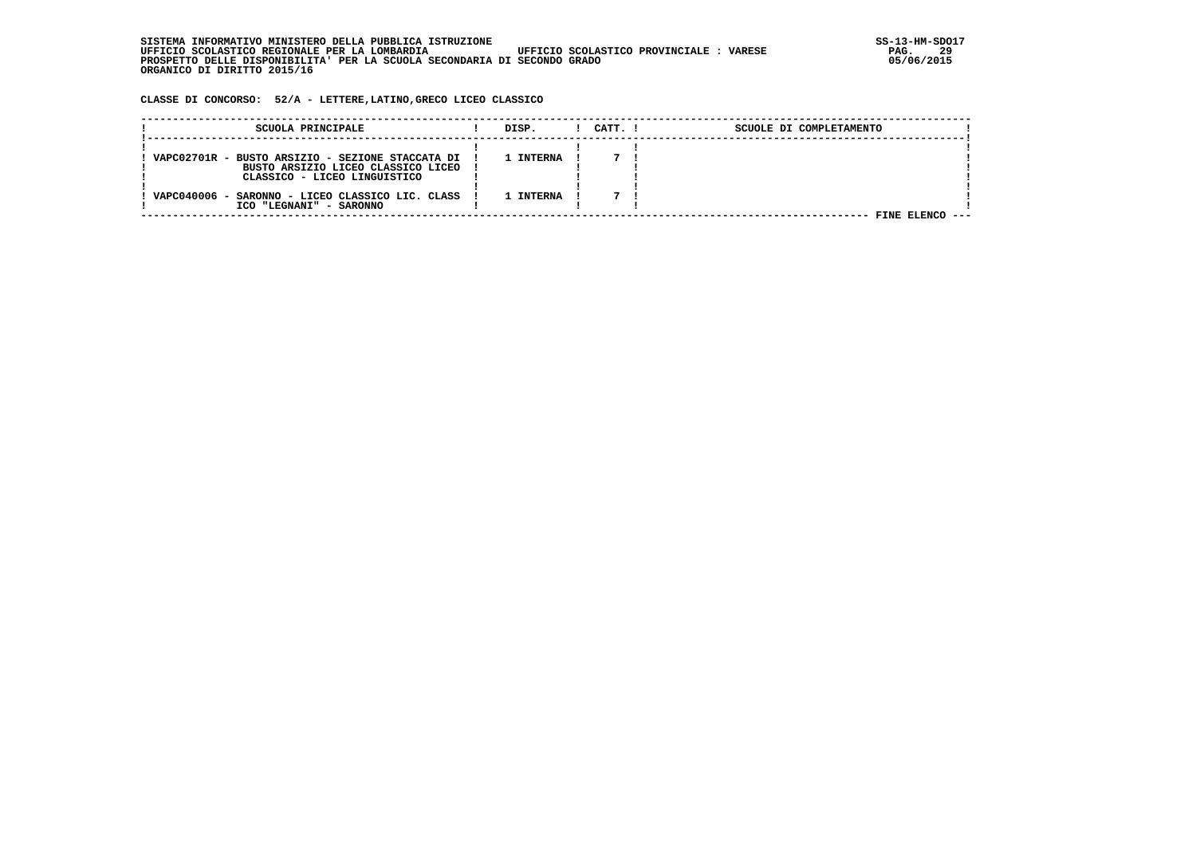SISTEMA INFORMATIVO MINISTERO DELLA PUBBLICA ISTRUZIONE
UFFICIO SCOLASTICO REGIONALE PER LA LOMBARDIA    UFFICIO SCOLASTICO PROVINCIALE : VARESE
PROSPETTO DELLE DISPONIBILITA' PER LA SCUOLA SECONDARIA DI SECONDO GRADO
ORGANICO DI DIRITTO 2015/16

SS-13-HM-SDO17
05/06/2015

**CLASSE DI CONCORSO: 52/A - LETTERE,LATINO,GRECO LICEO CLASSICO**

| SCUOLA PRINCIPALE | DISP. | CATT. | SCUOLE DI COMPLETAMENTO |
|---|---|---|---|
| VAPC02701R - BUSTO ARSIZIO - SEZIONE STACCATA DI BUSTO ARSIZIO LICEO CLASSICO LICEO CLASSICO - LICEO LINGUISTICO | 1 INTERNA | 7 | |
| VAPC040006 - SARONNO - LICEO CLASSICO LIC. CLASSICO "LEGNANI" - SARONNO | 1 INTERNA | 7 | |

FINE ELENCO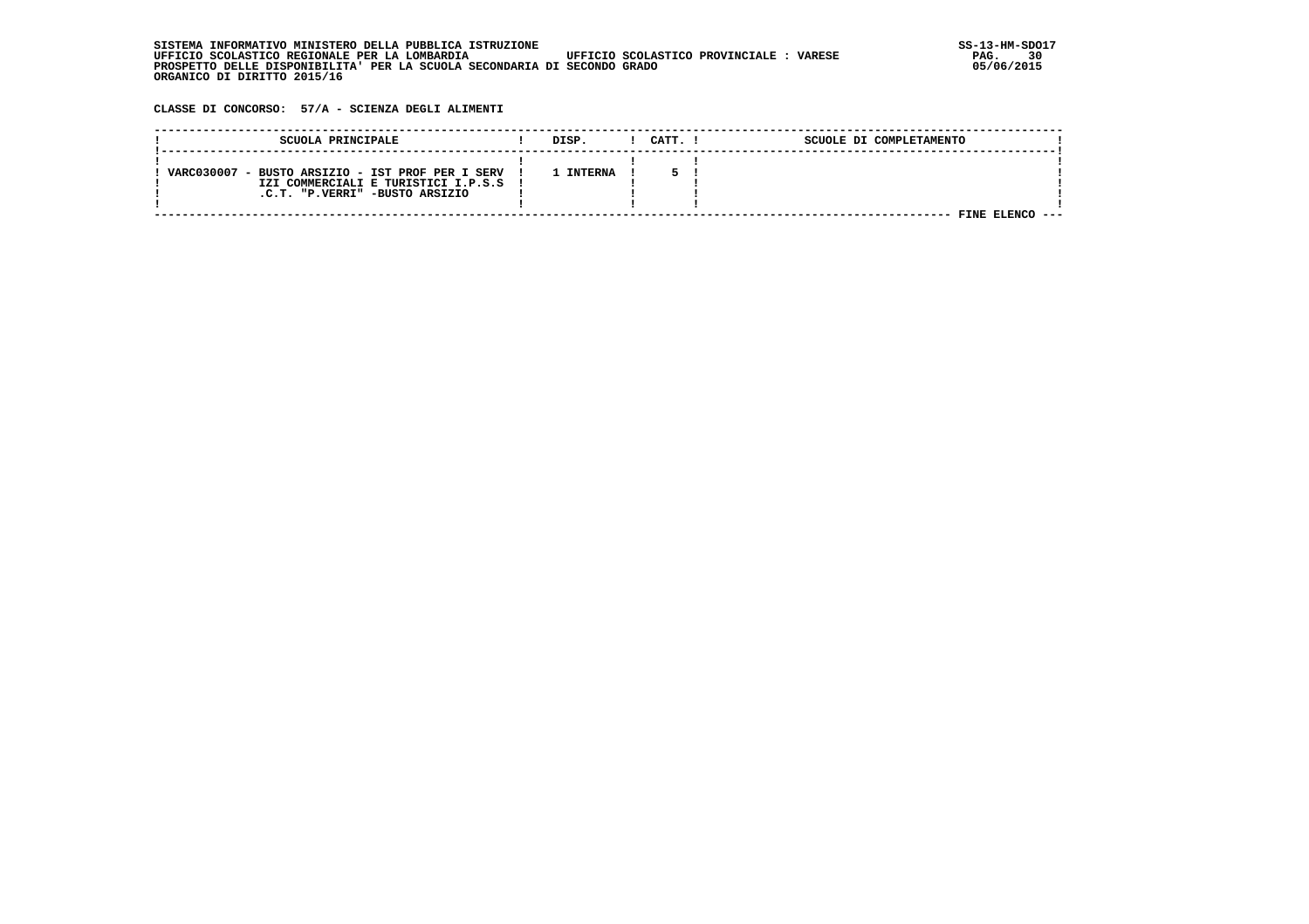SISTEMA INFORMATIVO MINISTERO DELLA PUBBLICA ISTRUZIONE
UFFICIO SCOLASTICO REGIONALE PER LA LOMBARDIA UFFICIO SCOLASTICO PROVINCIALE : VARESE
PROSPETTO DELLE DISPONIBILITA' PER LA SCUOLA SECONDARIA DI SECONDO GRADO
ORGANICO DI DIRITTO 2015/16

SS-13-HM-SDO17
05/06/2015

**CLASSE DI CONCORSO: 57/A - SCIENZA DEGLI ALIMENTI**

| SCUOLA PRINCIPALE | DISP. | CATT. | SCUOLE DI COMPLETAMENTO |
|---|---|---|---|
| VARC030007 - BUSTO ARSIZIO - IST PROF PER I SERVIZI COMMERCIALI E TURISTICI I.P.S.S.C.T. "P.VERRI" -BUSTO ARSIZIO | 1 INTERNA | 5 | |

FINE ELENCO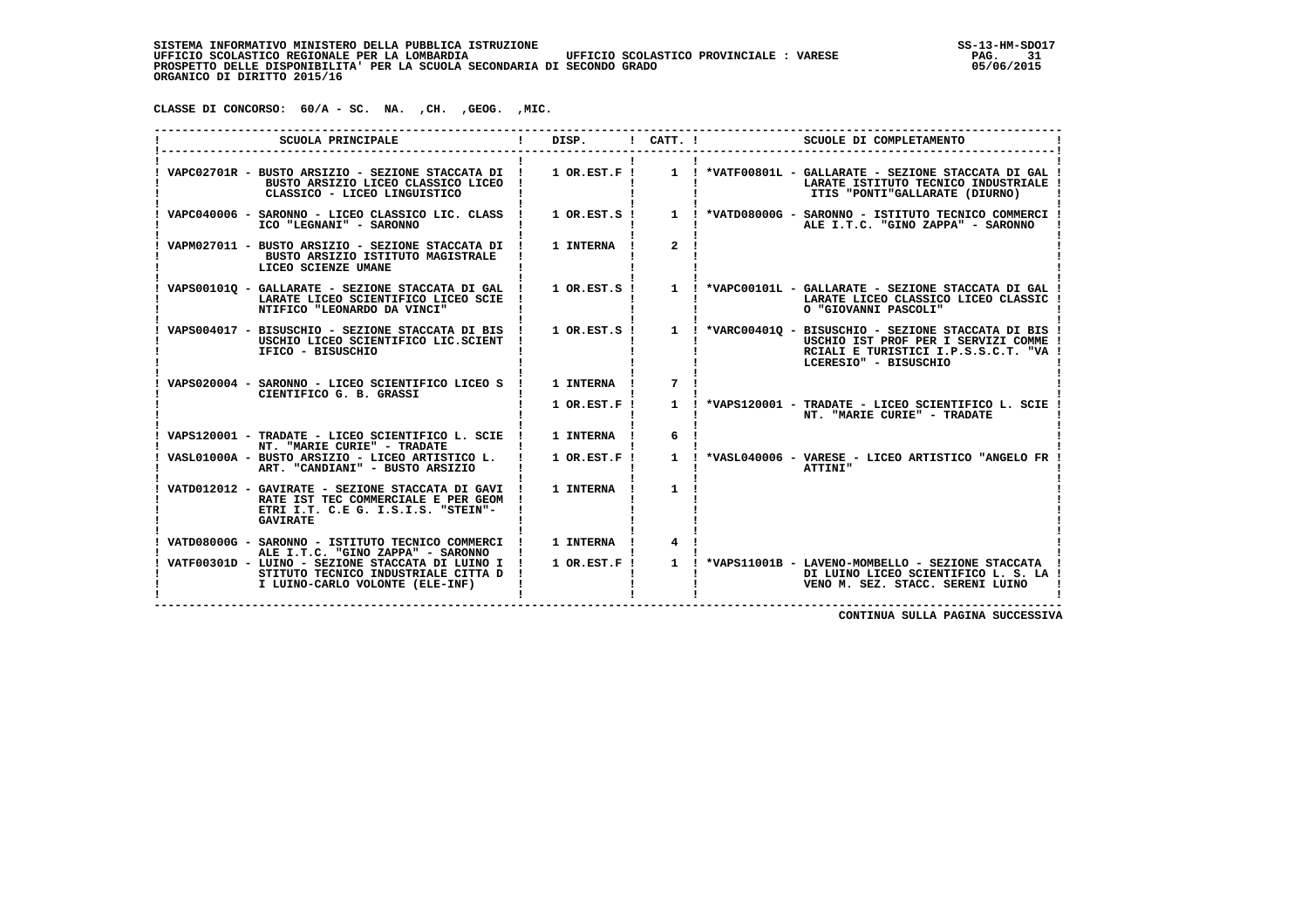SISTEMA INFORMATIVO MINISTERO DELLA PUBBLICA ISTRUZIONE
UFFICIO SCOLASTICO REGIONALE PER LA LOMBARDIA — UFFICIO SCOLASTICO PROVINCIALE : VARESE
PROSPETTO DELLE DISPONIBILITA' PER LA SCUOLA SECONDARIA DI SECONDO GRADO
ORGANICO DI DIRITTO 2015/16

SS-13-HM-SDO17
05/06/2015

CLASSE DI CONCORSO: 60/A - SC. NA. ,CH. ,GEOG. ,MIC.

| SCUOLA PRINCIPALE | DISP. | CATT. | SCUOLE DI COMPLETAMENTO |
|---|---|---|---|
| VAPC02701R - BUSTO ARSIZIO - SEZIONE STACCATA DI BUSTO ARSIZIO LICEO CLASSICO LICEO CLASSICO - LICEO LINGUISTICO | 1 OR.EST.F | 1 | *VATF00801L - GALLARATE - SEZIONE STACCATA DI GALLARATE ISTITUTO TECNICO INDUSTRIALE ITIS "PONTI"GALLARATE (DIURNO) |
| VAPC040006 - SARONNO - LICEO CLASSICO LIC. CLASSICO "LEGNANI" - SARONNO | 1 OR.EST.S | 1 | *VATD08000G - SARONNO - ISTITUTO TECNICO COMMERCIALE I.T.C. "GINO ZAPPA" - SARONNO |
| VAPM027011 - BUSTO ARSIZIO - SEZIONE STACCATA DI BUSTO ARSIZIO ISTITUTO MAGISTRALE LICEO SCIENZE UMANE | 1 INTERNA | 2 | |
| VAPS00101Q - GALLARATE - SEZIONE STACCATA DI GALLARATE LICEO SCIENTIFICO LICEO SCIENTIFICO "LEONARDO DA VINCI" | 1 OR.EST.S | 1 | *VAPC00101L - GALLARATE - SEZIONE STACCATA DI GALLARATE LICEO CLASSICO LICEO CLASSICO "GIOVANNI PASCOLI" |
| VAPS004017 - BISUSCHIO - SEZIONE STACCATA DI BISUSCHIO LICEO SCIENTIFICO LIC.SCIENTIFICO - BISUSCHIO | 1 OR.EST.S | 1 | *VARC00401Q - BISUSCHIO - SEZIONE STACCATA DI BISUSCHIO IST PROF PER I SERVIZI COMMERCIALI E TURISTICI I.P.S.S.C.T. "VALCERESIO" - BISUSCHIO |
| VAPS020004 - SARONNO - LICEO SCIENTIFICO LICEO SCIENTIFICO G. B. GRASSI | 1 INTERNA | 7 | |
| | 1 OR.EST.F | 1 | *VAPS120001 - TRADATE - LICEO SCIENTIFICO L. SCIENT. "MARIE CURIE" - TRADATE |
| VAPS120001 - TRADATE - LICEO SCIENTIFICO L. SCIENT. "MARIE CURIE" - TRADATE | 1 INTERNA | 6 | |
| VASL01000A - BUSTO ARSIZIO - LICEO ARTISTICO L. ART. "CANDIANI" - BUSTO ARSIZIO | 1 OR.EST.F | 1 | *VASL040006 - VARESE - LICEO ARTISTICO "ANGELO FRATTINI" |
| VATD012012 - GAVIRATE - SEZIONE STACCATA DI GAVIRATE IST TEC COMMERCIALE E PER GEOMETRI I.T. C.E G. I.S.I.S. "STEIN"- GAVIRATE | 1 INTERNA | 1 | |
| VATD08000G - SARONNO - ISTITUTO TECNICO COMMERCIALE I.T.C. "GINO ZAPPA" - SARONNO | 1 INTERNA | 4 | |
| VATF00301D - LUINO - SEZIONE STACCATA DI LUINO ISTITUTO TECNICO INDUSTRIALE CITTA DI LUINO-CARLO VOLONTE (ELE-INF) | 1 OR.EST.F | 1 | *VAPS11001B - LAVENO-MOMBELLO - SEZIONE STACCATA DI LUINO LICEO SCIENTIFICO L. S. LAVENO M. SEZ. STACC. SERENI LUINO |

CONTINUA SULLA PAGINA SUCCESSIVA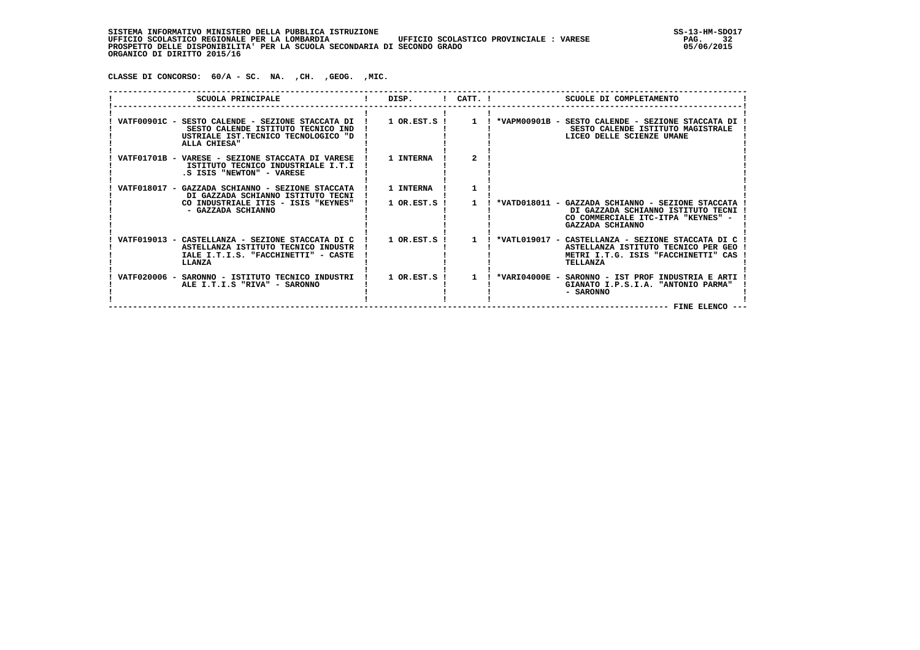SISTEMA INFORMATIVO MINISTERO DELLA PUBBLICA ISTRUZIONE
UFFICIO SCOLASTICO REGIONALE PER LA LOMBARDIA UFFICIO SCOLASTICO PROVINCIALE : VARESE
PROSPETTO DELLE DISPONIBILITA' PER LA SCUOLA SECONDARIA DI SECONDO GRADO
ORGANICO DI DIRITTO 2015/16

SS-13-HM-SDO17
05/06/2015

CLASSE DI CONCORSO: 60/A - SC. NA. ,CH. ,GEOG. ,MIC.

| SCUOLA PRINCIPALE | DISP. | CATT. | SCUOLE DI COMPLETAMENTO |
|---|---|---|---|
| VATF00901C - SESTO CALENDE - SEZIONE STACCATA DI SESTO CALENDE ISTITUTO TECNICO INDUSTRIALE IST.TECNICO TECNOLOGICO "DALLA CHIESA" | 1 OR.EST.S | 1 | *VAPM00901B - SESTO CALENDE - SEZIONE STACCATA DI SESTO CALENDE ISTITUTO MAGISTRALE LICEO DELLE SCIENZE UMANE |
| VATF01701B - VARESE - SEZIONE STACCATA DI VARESE ISTITUTO TECNICO INDUSTRIALE I.T.I.S ISIS "NEWTON" - VARESE | 1 INTERNA | 2 | |
| VATF018017 - GAZZADA SCHIANNO - SEZIONE STACCATA DI GAZZADA SCHIANNO ISTITUTO TECNICO INDUSTRIALE ITIS - ISIS "KEYNES" - GAZZADA SCHIANNO | 1 INTERNA | 1 | |
| | 1 OR.EST.S | 1 | *VATD018011 - GAZZADA SCHIANNO - SEZIONE STACCATA DI GAZZADA SCHIANNO ISTITUTO TECNICO COMMERCIALE ITC-ITPA "KEYNES" - GAZZADA SCHIANNO |
| VATF019013 - CASTELLANZA - SEZIONE STACCATA DI CASTELLANZA ISTITUTO TECNICO INDUSTRIALE I.T.I.S. "FACCHINETTI" - CASTELLANZA | 1 OR.EST.S | 1 | *VATL019017 - CASTELLANZA - SEZIONE STACCATA DI CASTELLANZA ISTITUTO TECNICO PER GEOMETRI I.T.G. ISIS "FACCHINETTI" CASTELLANZA |
| VATF020006 - SARONNO - ISTITUTO TECNICO INDUSTRIALE I.T.I.S "RIVA" - SARONNO | 1 OR.EST.S | 1 | *VARI04000E - SARONNO - IST PROF INDUSTRIA E ARTIGIANATO I.P.S.I.A. "ANTONIO PARMA" - SARONNO |

FINE ELENCO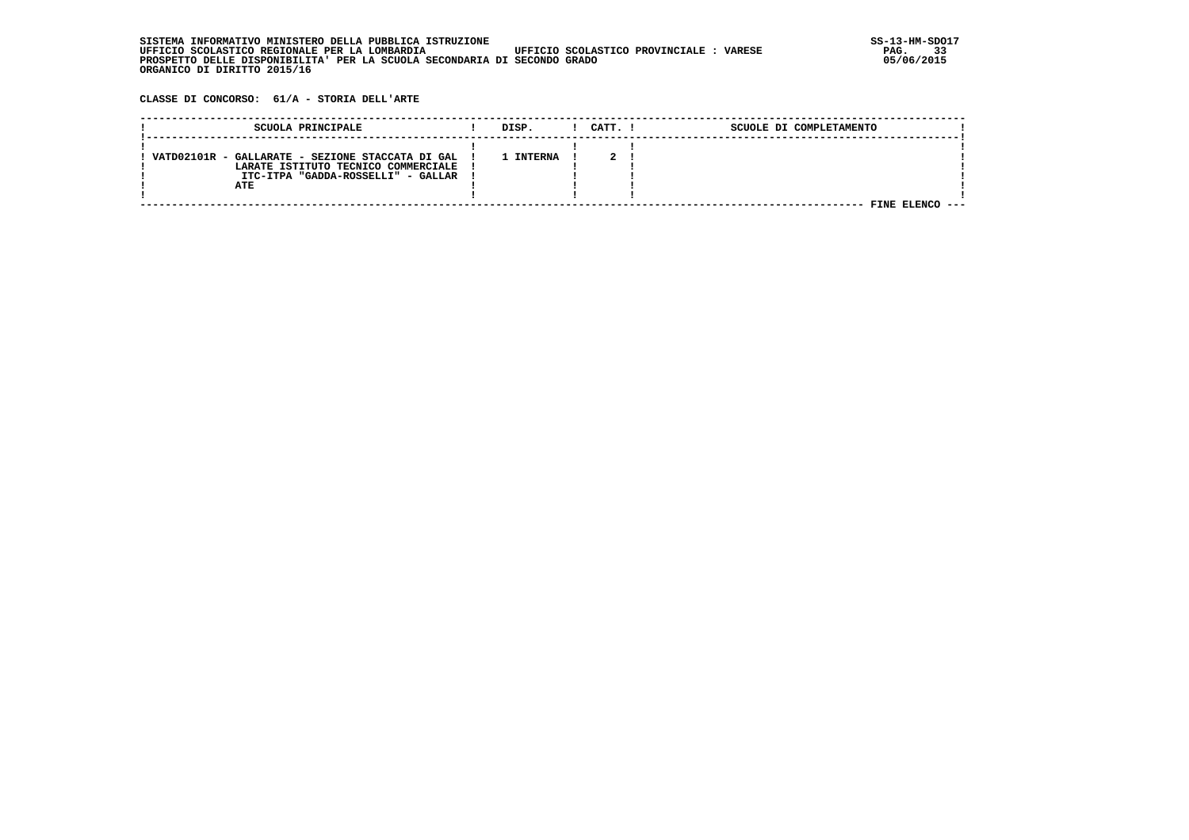SISTEMA INFORMATIVO MINISTERO DELLA PUBBLICA ISTRUZIONE
UFFICIO SCOLASTICO REGIONALE PER LA LOMBARDIA UFFICIO SCOLASTICO PROVINCIALE : VARESE
PROSPETTO DELLE DISPONIBILITA' PER LA SCUOLA SECONDARIA DI SECONDO GRADO
ORGANICO DI DIRITTO 2015/16

SS-13-HM-SDO17
05/06/2015

**CLASSE DI CONCORSO: 61/A - STORIA DELL'ARTE**

| SCUOLA PRINCIPALE | DISP. | CATT. | SCUOLE DI COMPLETAMENTO |
|---|---|---|---|
| VATD02101R - GALLARATE - SEZIONE STACCATA DI GALLARATE ISTITUTO TECNICO COMMERCIALE ITC-ITPA "GADDA-ROSSELLI" - GALLARATE | 1 INTERNA | 2 | |

FINE ELENCO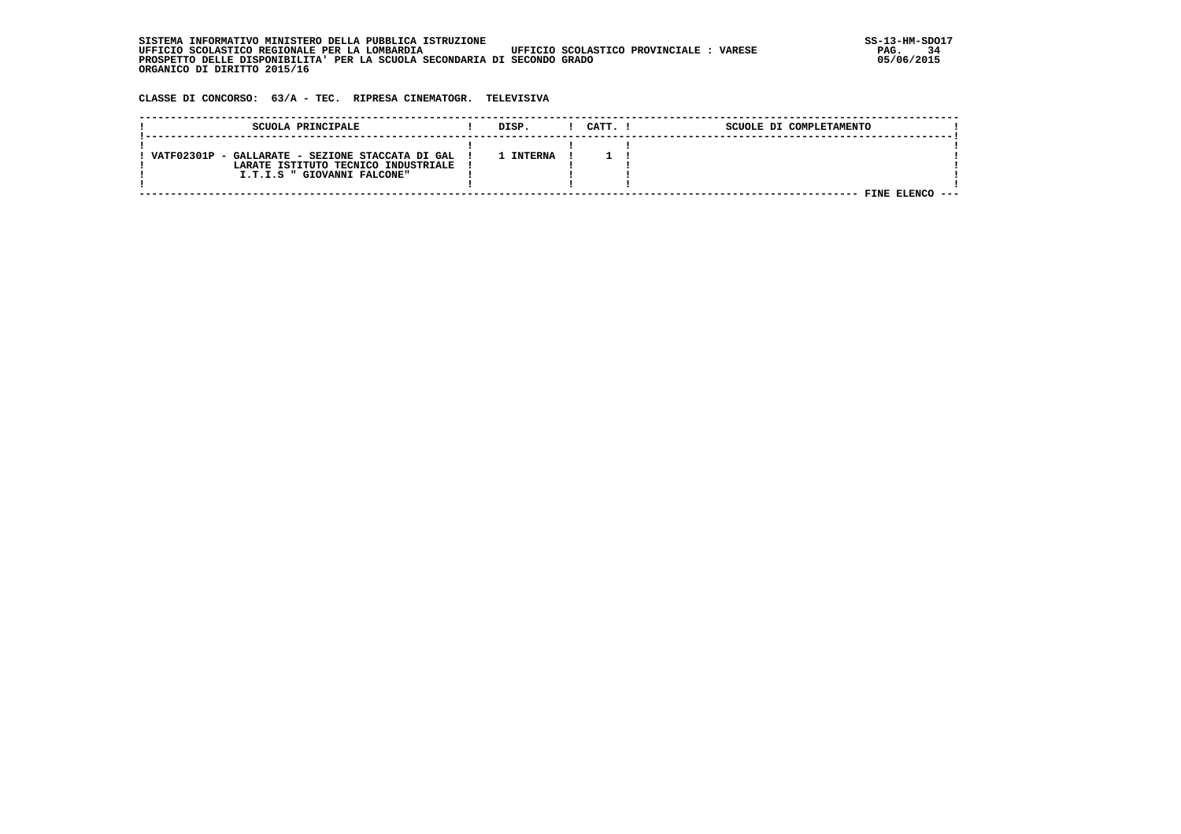SISTEMA INFORMATIVO MINISTERO DELLA PUBBLICA ISTRUZIONE
UFFICIO SCOLASTICO REGIONALE PER LA LOMBARDIA UFFICIO SCOLASTICO PROVINCIALE : VARESE
PROSPETTO DELLE DISPONIBILITA' PER LA SCUOLA SECONDARIA DI SECONDO GRADO
ORGANICO DI DIRITTO 2015/16

**CLASSE DI CONCORSO: 63/A - TEC. RIPRESA CINEMATOGR. TELEVISIVA**

| SCUOLA PRINCIPALE | DISP. | CATT. | SCUOLE DI COMPLETAMENTO |
|---|---|---|---|
| VATF02301P - GALLARATE - SEZIONE STACCATA DI GALLARATE ISTITUTO TECNICO INDUSTRIALE I.T.I.S " GIOVANNI FALCONE" | 1 INTERNA | 1 | |

FINE ELENCO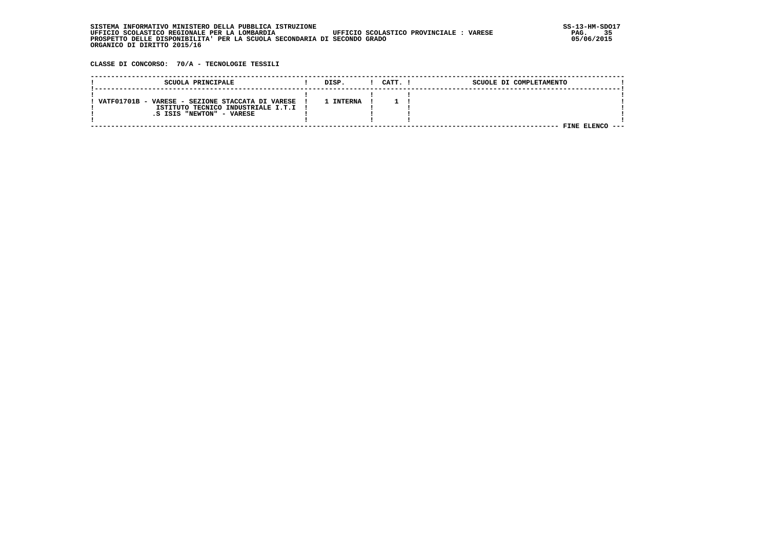SISTEMA INFORMATIVO MINISTERO DELLA PUBBLICA ISTRUZIONE
UFFICIO SCOLASTICO REGIONALE PER LA LOMBARDIA UFFICIO SCOLASTICO PROVINCIALE : VARESE
PROSPETTO DELLE DISPONIBILITA' PER LA SCUOLA SECONDARIA DI SECONDO GRADO
ORGANICO DI DIRITTO 2015/16

SS-13-HM-SDO17
05/06/2015

**CLASSE DI CONCORSO: 70/A - TECNOLOGIE TESSILI**

| SCUOLA PRINCIPALE | DISP. | CATT. | SCUOLE DI COMPLETAMENTO |
|---|---|---|---|
| VATF01701B - VARESE - SEZIONE STACCATA DI VARESE ISTITUTO TECNICO INDUSTRIALE I.T.I .S ISIS "NEWTON" - VARESE | 1 INTERNA | 1 | |

FINE ELENCO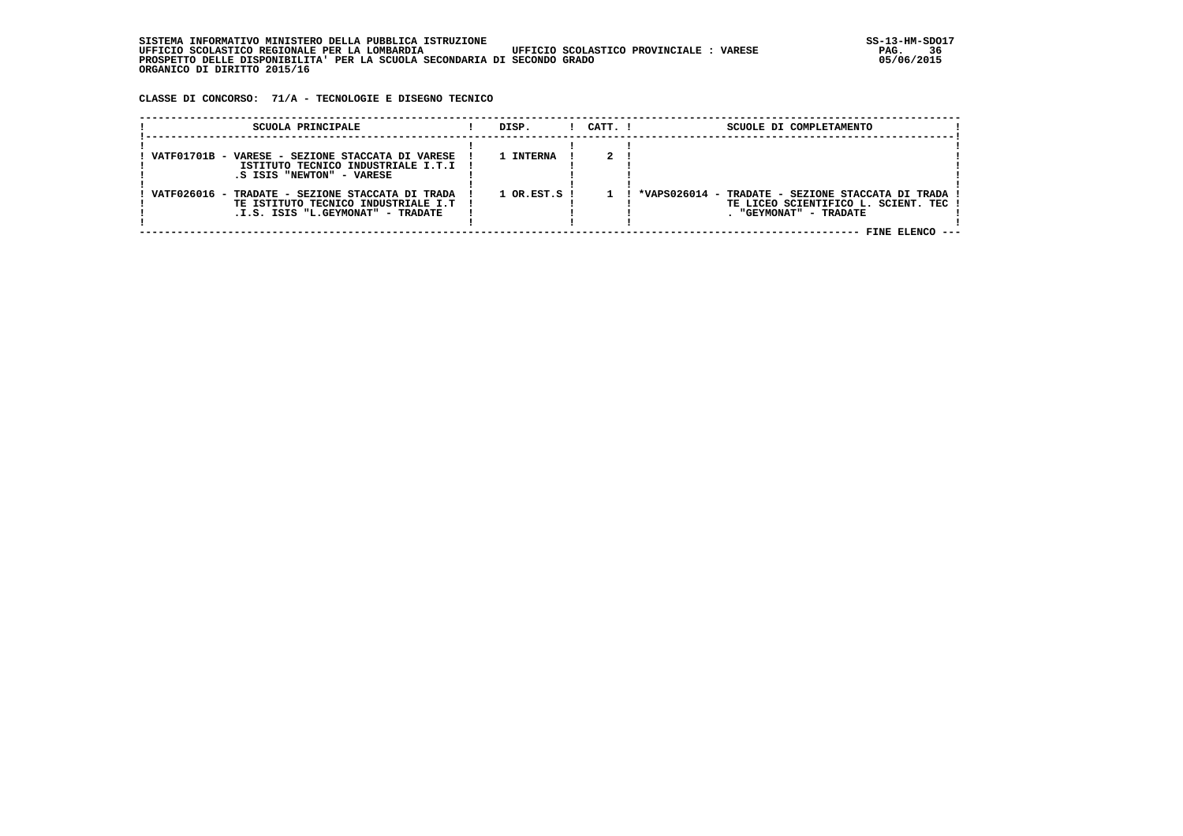SISTEMA INFORMATIVO MINISTERO DELLA PUBBLICA ISTRUZIONE
UFFICIO SCOLASTICO REGIONALE PER LA LOMBARDIA UFFICIO SCOLASTICO PROVINCIALE : VARESE
PROSPETTO DELLE DISPONIBILITA' PER LA SCUOLA SECONDARIA DI SECONDO GRADO
ORGANICO DI DIRITTO 2015/16

**CLASSE DI CONCORSO: 71/A - TECNOLOGIE E DISEGNO TECNICO**

| SCUOLA PRINCIPALE | DISP. | CATT. | SCUOLE DI COMPLETAMENTO |
|---|---|---|---|
| VATF01701B - VARESE - SEZIONE STACCATA DI VARESE ISTITUTO TECNICO INDUSTRIALE I.T.I.S ISIS "NEWTON" - VARESE | 1 INTERNA | 2 | |
| VATF026016 - TRADATE - SEZIONE STACCATA DI TRADATE ISTITUTO TECNICO INDUSTRIALE I.T.I.S. ISIS "L.GEYMONAT" - TRADATE | 1 OR.EST.S | 1 | *VAPS026014 - TRADATE - SEZIONE STACCATA DI TRADATE LICEO SCIENTIFICO L. SCIENT. TEC. "GEYMONAT" - TRADATE |

FINE ELENCO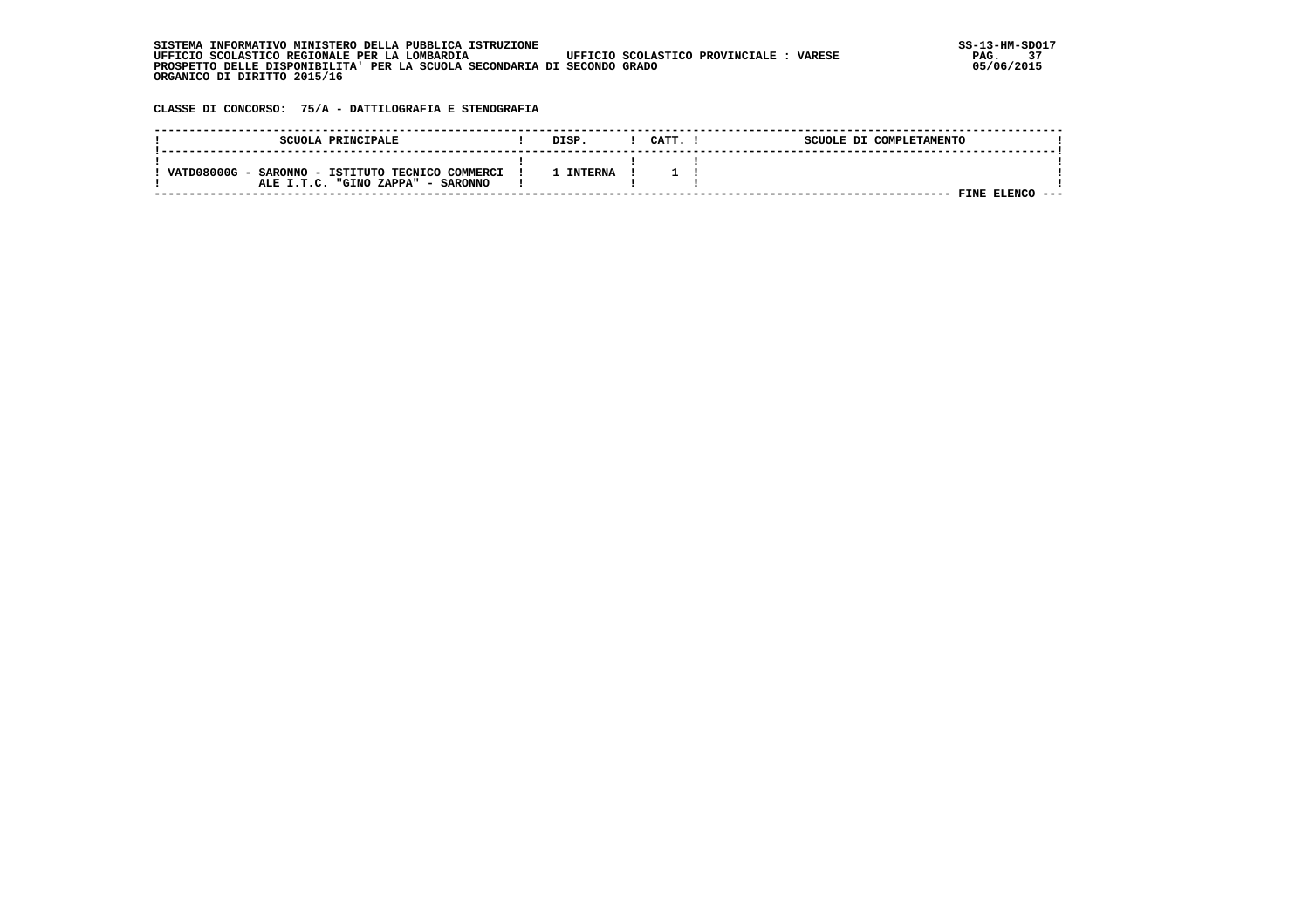SISTEMA INFORMATIVO MINISTERO DELLA PUBBLICA ISTRUZIONE
UFFICIO SCOLASTICO REGIONALE PER LA LOMBARDIA                UFFICIO SCOLASTICO PROVINCIALE : VARESE
PROSPETTO DELLE DISPONIBILITA' PER LA SCUOLA SECONDARIA DI SECONDO GRADO
ORGANICO DI DIRITTO 2015/16

SS-13-HM-SDO17
05/06/2015

**CLASSE DI CONCORSO: 75/A - DATTILOGRAFIA E STENOGRAFIA**

| SCUOLA PRINCIPALE | DISP. | CATT. | SCUOLE DI COMPLETAMENTO |
|---|---|---|---|
| VATD08000G - SARONNO - ISTITUTO TECNICO COMMERCIALE I.T.C. "GINO ZAPPA" - SARONNO | 1 INTERNA | 1 | |

FINE ELENCO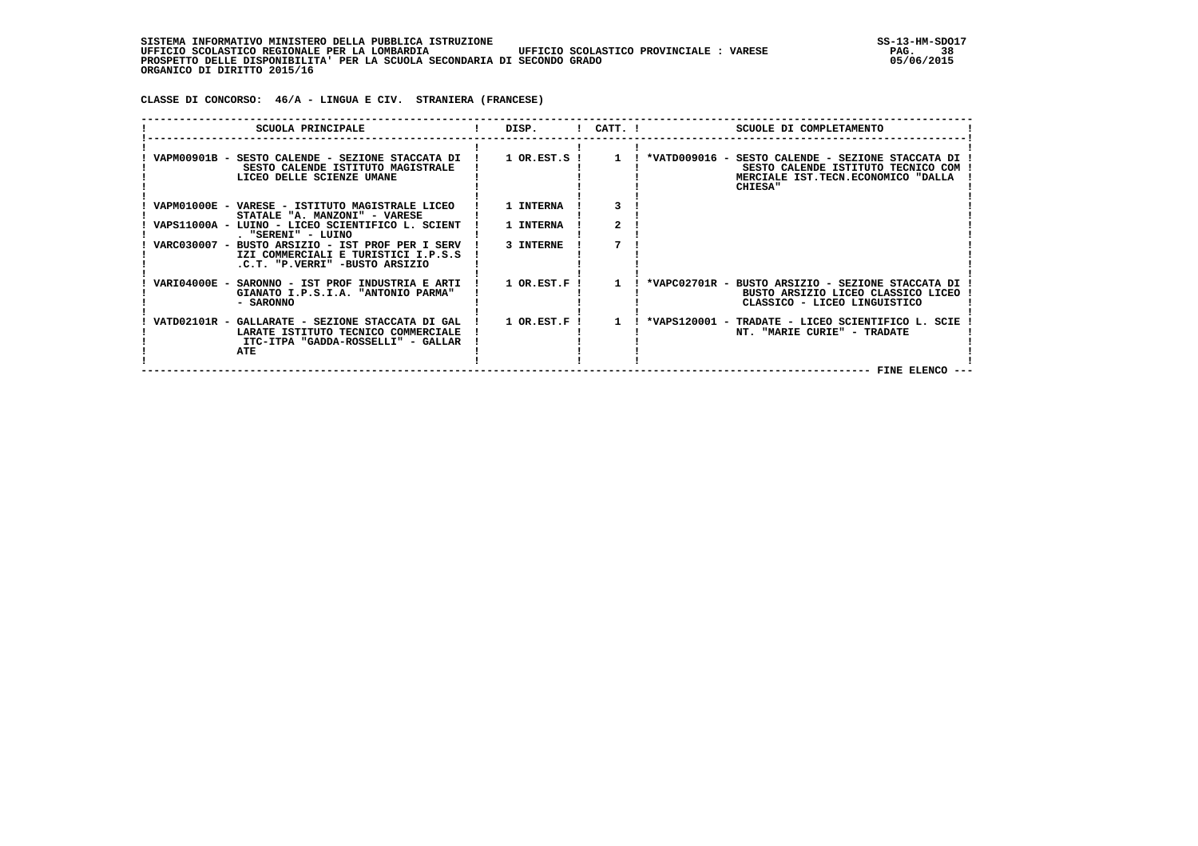SISTEMA INFORMATIVO MINISTERO DELLA PUBBLICA ISTRUZIONE
UFFICIO SCOLASTICO REGIONALE PER LA LOMBARDIA UFFICIO SCOLASTICO PROVINCIALE : VARESE
PROSPETTO DELLE DISPONIBILITA' PER LA SCUOLA SECONDARIA DI SECONDO GRADO
ORGANICO DI DIRITTO 2015/16

SS-13-HM-SDO17
05/06/2015

**CLASSE DI CONCORSO: 46/A - LINGUA E CIV. STRANIERA (FRANCESE)**

| SCUOLA PRINCIPALE | DISP. | CATT. | SCUOLE DI COMPLETAMENTO |
|---|---|---|---|
| VAPM00901B - SESTO CALENDE - SEZIONE STACCATA DI SESTO CALENDE ISTITUTO MAGISTRALE LICEO DELLE SCIENZE UMANE | 1 OR.EST.S | 1 | *VATD009016 - SESTO CALENDE - SEZIONE STACCATA DI SESTO CALENDE ISTITUTO TECNICO COM MERCIALE IST.TECN.ECONOMICO "DALLA CHIESA" |
| VAPM01000E - VARESE - ISTITUTO MAGISTRALE LICEO STATALE "A. MANZONI" - VARESE | 1 INTERNA | 3 | |
| VAPS11000A - LUINO - LICEO SCIENTIFICO L. SCIENT . "SERENI" - LUINO | 1 INTERNA | 2 | |
| VARC030007 - BUSTO ARSIZIO - IST PROF PER I SERV IZI COMMERCIALI E TURISTICI I.P.S.S .C.T. "P.VERRI" -BUSTO ARSIZIO | 3 INTERNE | 7 | |
| VARI04000E - SARONNO - IST PROF INDUSTRIA E ARTI GIANATO I.P.S.I.A. "ANTONIO PARMA" - SARONNO | 1 OR.EST.F | 1 | *VAPC02701R - BUSTO ARSIZIO - SEZIONE STACCATA DI BUSTO ARSIZIO LICEO CLASSICO LICEO CLASSICO - LICEO LINGUISTICO |
| VATD02101R - GALLARATE - SEZIONE STACCATA DI GAL LARATE ISTITUTO TECNICO COMMERCIALE ITC-ITPA "GADDA-ROSSELLI" - GALLAR ATE | 1 OR.EST.F | 1 | *VAPS120001 - TRADATE - LICEO SCIENTIFICO L. SCIE NT. "MARIE CURIE" - TRADATE |

--- FINE ELENCO ---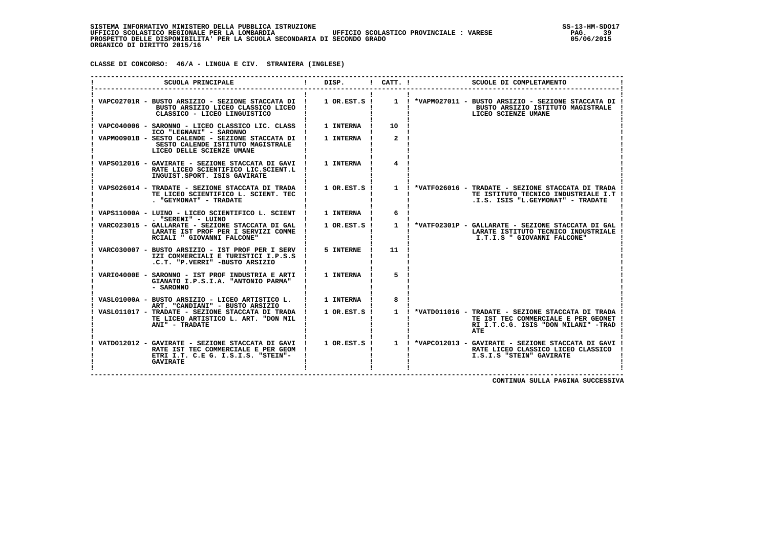SISTEMA INFORMATIVO MINISTERO DELLA PUBBLICA ISTRUZIONE
UFFICIO SCOLASTICO REGIONALE PER LA LOMBARDIA UFFICIO SCOLASTICO PROVINCIALE : VARESE
PROSPETTO DELLE DISPONIBILITA' PER LA SCUOLA SECONDARIA DI SECONDO GRADO
ORGANICO DI DIRITTO 2015/16

SS-13-HM-SDO17
05/06/2015

**CLASSE DI CONCORSO: 46/A - LINGUA E CIV. STRANIERA (INGLESE)**

| SCUOLA PRINCIPALE | DISP. | CATT. | SCUOLE DI COMPLETAMENTO |
|---|---|---|---|
| VAPC02701R - BUSTO ARSIZIO - SEZIONE STACCATA DI BUSTO ARSIZIO LICEO CLASSICO LICEO CLASSICO - LICEO LINGUISTICO | 1 OR.EST.S | 1 | *VAPM027011 - BUSTO ARSIZIO - SEZIONE STACCATA DI BUSTO ARSIZIO ISTITUTO MAGISTRALE LICEO SCIENZE UMANE |
| VAPC040006 - SARONNO - LICEO CLASSICO LIC. CLASSICO "LEGNANI" - SARONNO | 1 INTERNA | 10 | |
| VAPM00901B - SESTO CALENDE - SEZIONE STACCATA DI SESTO CALENDE ISTITUTO MAGISTRALE LICEO DELLE SCIENZE UMANE | 1 INTERNA | 2 | |
| VAPS012016 - GAVIRATE - SEZIONE STACCATA DI GAVIRATE LICEO SCIENTIFICO LIC.SCIENT.LINGUIST.SPORT. ISIS GAVIRATE | 1 INTERNA | 4 | |
| VAPS026014 - TRADATE - SEZIONE STACCATA DI TRADATE LICEO SCIENTIFICO L. SCIENT. TEC. "GEYMONAT" - TRADATE | 1 OR.EST.S | 1 | *VATF026016 - TRADATE - SEZIONE STACCATA DI TRADATE ISTITUTO TECNICO INDUSTRIALE I.T.I.S. ISIS "L.GEYMONAT" - TRADATE |
| VAPS11000A - LUINO - LICEO SCIENTIFICO L. SCIENT. "SERENI" - LUINO | 1 INTERNA | 6 | |
| VARC023015 - GALLARATE - SEZIONE STACCATA DI GALLARATE IST PROF PER I SERVIZI COMMERCIALI " GIOVANNI FALCONE" | 1 OR.EST.S | 1 | *VATF02301P - GALLARATE - SEZIONE STACCATA DI GALLARATE ISTITUTO TECNICO INDUSTRIALE I.T.I.S " GIOVANNI FALCONE" |
| VARC030007 - BUSTO ARSIZIO - IST PROF PER I SERVIZI COMMERCIALI E TURISTICI I.P.S.S.C.T. "P.VERRI" -BUSTO ARSIZIO | 5 INTERNE | 11 | |
| VARI04000E - SARONNO - IST PROF INDUSTRIA E ARTIGIANATO I.P.S.I.A. "ANTONIO PARMA" - SARONNO | 1 INTERNA | 5 | |
| VASL01000A - BUSTO ARSIZIO - LICEO ARTISTICO L. ART. "CANDIANI" - BUSTO ARSIZIO | 1 INTERNA | 8 | |
| VASL011017 - TRADATE - SEZIONE STACCATA DI TRADATE LICEO ARTISTICO L. ART. "DON MILANI" - TRADATE | 1 OR.EST.S | 1 | *VATD011016 - TRADATE - SEZIONE STACCATA DI TRADATE IST TEC COMMERCIALE E PER GEOMETRI I.T.C.G. ISIS "DON MILANI" -TRADATE |
| VATD012012 - GAVIRATE - SEZIONE STACCATA DI GAVIRATE IST TEC COMMERCIALE E PER GEOMETRI I.T. C.E G. I.S.I.S. "STEIN"- GAVIRATE | 1 OR.EST.S | 1 | *VAPC012013 - GAVIRATE - SEZIONE STACCATA DI GAVIRATE LICEO CLASSICO LICEO CLASSICO I.S.I.S "STEIN" GAVIRATE |

CONTINUA SULLA PAGINA SUCCESSIVA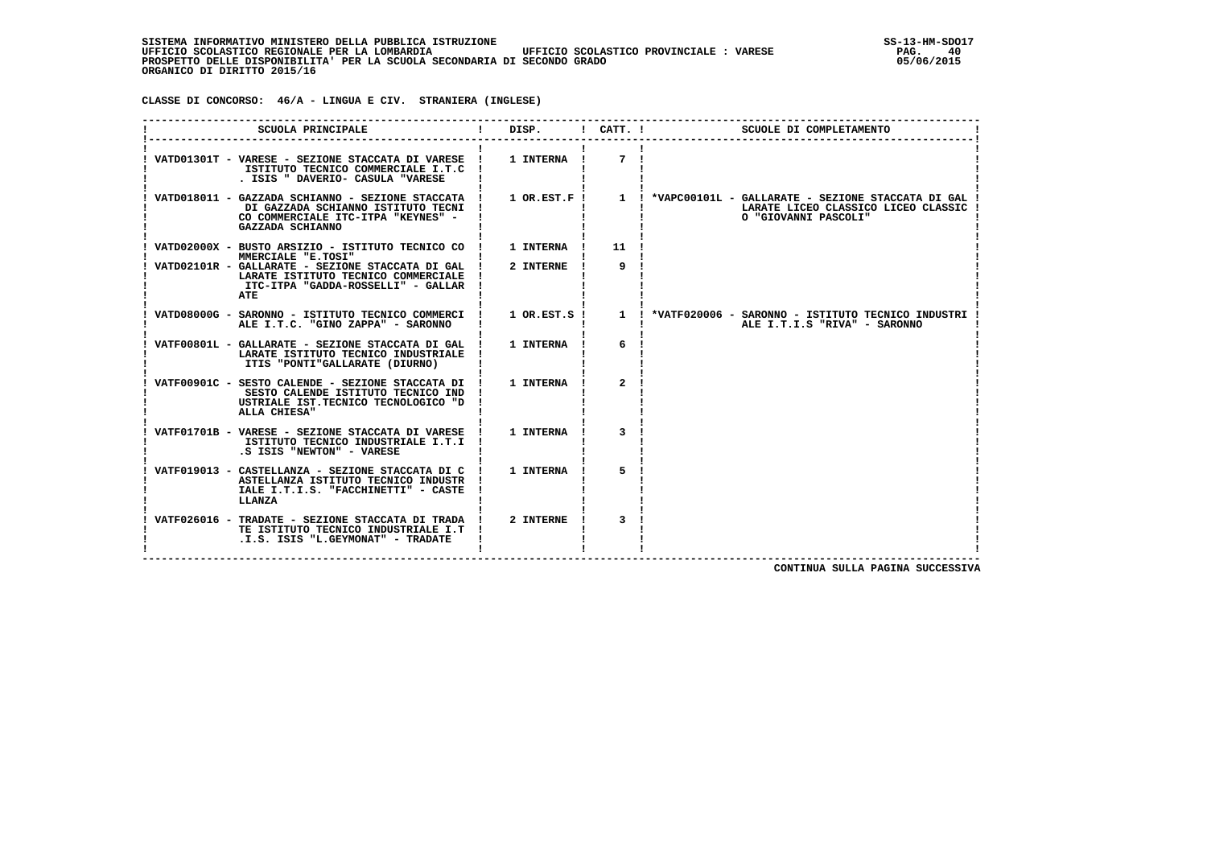SISTEMA INFORMATIVO MINISTERO DELLA PUBBLICA ISTRUZIONE
UFFICIO SCOLASTICO REGIONALE PER LA LOMBARDIA UFFICIO SCOLASTICO PROVINCIALE : VARESE
PROSPETTO DELLE DISPONIBILITA' PER LA SCUOLA SECONDARIA DI SECONDO GRADO
ORGANICO DI DIRITTO 2015/16

CLASSE DI CONCORSO: 46/A - LINGUA E CIV. STRANIERA (INGLESE)

| SCUOLA PRINCIPALE | DISP. | CATT. | SCUOLE DI COMPLETAMENTO |
|---|---|---|---|
| VATD01301T - VARESE - SEZIONE STACCATA DI VARESE ISTITUTO TECNICO COMMERCIALE I.T.C . ISIS " DAVERIO- CASULA "VARESE | 1 INTERNA | 7 | |
| VATD018011 - GAZZADA SCHIANNO - SEZIONE STACCATA DI GAZZADA SCHIANNO ISTITUTO TECNI CO COMMERCIALE ITC-ITPA "KEYNES" - GAZZADA SCHIANNO | 1 OR.EST.F | 1 | *VAPC00101L - GALLARATE - SEZIONE STACCATA DI GAL LARATE LICEO CLASSICO LICEO CLASSIC O "GIOVANNI PASCOLI" |
| VATD02000X - BUSTO ARSIZIO - ISTITUTO TECNICO CO MMERCIALE "E.TOSI" | 1 INTERNA | 11 | |
| VATD02101R - GALLARATE - SEZIONE STACCATA DI GAL LARATE ISTITUTO TECNICO COMMERCIALE ITC-ITPA "GADDA-ROSSELLI" - GALLAR ATE | 2 INTERNE | 9 | |
| VATD08000G - SARONNO - ISTITUTO TECNICO COMMERCI ALE I.T.C. "GINO ZAPPA" - SARONNO | 1 OR.EST.S | 1 | *VATF020006 - SARONNO - ISTITUTO TECNICO INDUSTRI ALE I.T.I.S "RIVA" - SARONNO |
| VATF00801L - GALLARATE - SEZIONE STACCATA DI GAL LARATE ISTITUTO TECNICO INDUSTRIALE ITIS "PONTI"GALLARATE (DIURNO) | 1 INTERNA | 6 | |
| VATF00901C - SESTO CALENDE - SEZIONE STACCATA DI SESTO CALENDE ISTITUTO TECNICO IND USTRIALE IST.TECNICO TECNOLOGICO "D ALLA CHIESA" | 1 INTERNA | 2 | |
| VATF01701B - VARESE - SEZIONE STACCATA DI VARESE ISTITUTO TECNICO INDUSTRIALE I.T.I .S ISIS "NEWTON" - VARESE | 1 INTERNA | 3 | |
| VATF019013 - CASTELLANZA - SEZIONE STACCATA DI C ASTELLANZA ISTITUTO TECNICO INDUSTR IALE I.T.I.S. "FACCHINETTI" - CASTE LLANZA | 1 INTERNA | 5 | |
| VATF026016 - TRADATE - SEZIONE STACCATA DI TRADA TE ISTITUTO TECNICO INDUSTRIALE I.T .I.S. ISIS "L.GEYMONAT" - TRADATE | 2 INTERNE | 3 | |

CONTINUA SULLA PAGINA SUCCESSIVA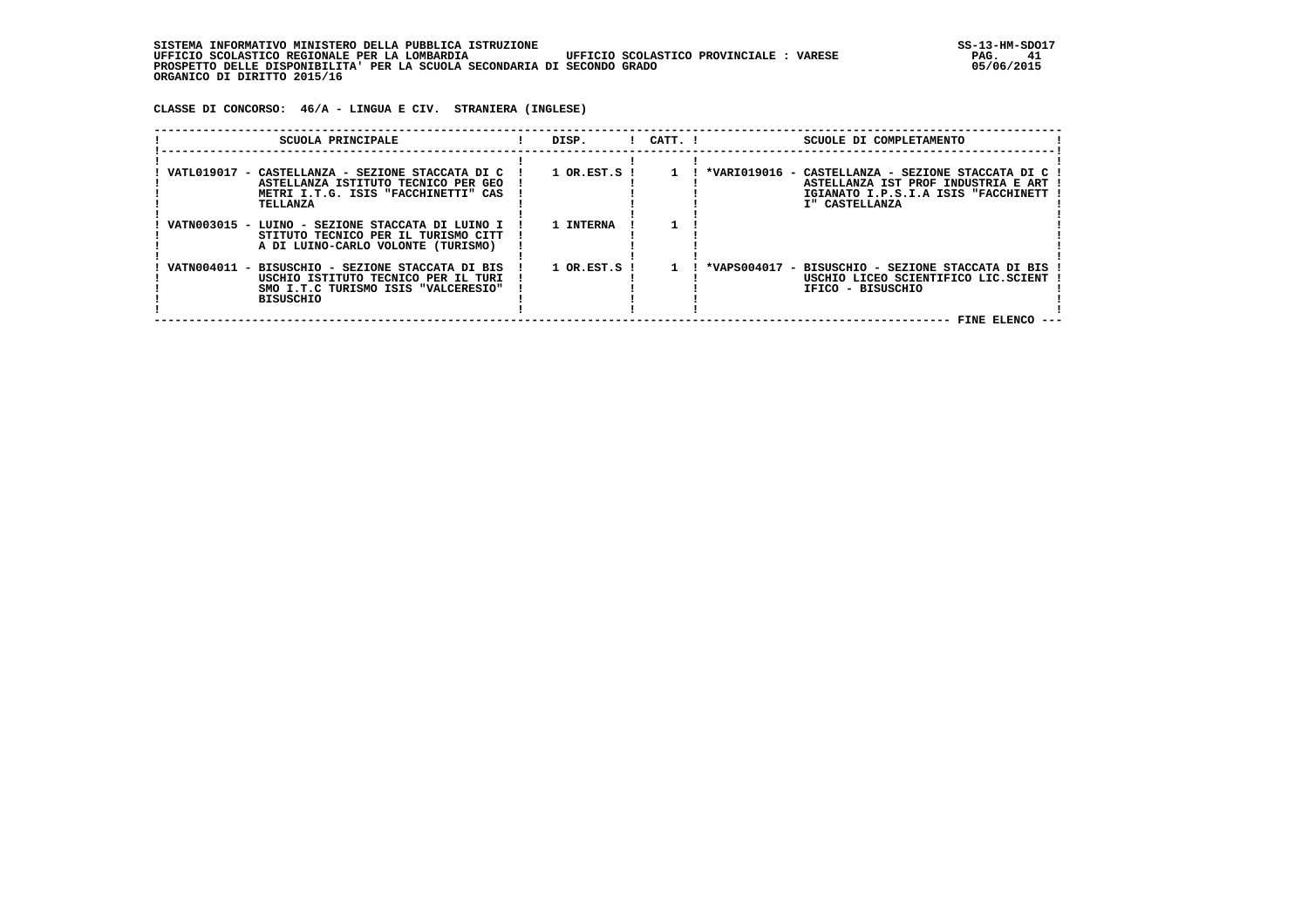SISTEMA INFORMATIVO MINISTERO DELLA PUBBLICA ISTRUZIONE
UFFICIO SCOLASTICO REGIONALE PER LA LOMBARDIA — UFFICIO SCOLASTICO PROVINCIALE : VARESE
PROSPETTO DELLE DISPONIBILITA' PER LA SCUOLA SECONDARIA DI SECONDO GRADO
ORGANICO DI DIRITTO 2015/16

SS-13-HM-SDO17
05/06/2015

**CLASSE DI CONCORSO: 46/A - LINGUA E CIV. STRANIERA (INGLESE)**

| SCUOLA PRINCIPALE | DISP. | CATT. | SCUOLE DI COMPLETAMENTO |
|---|---|---|---|
| VATL019017 - CASTELLANZA - SEZIONE STACCATA DI CASTELLANZA ISTITUTO TECNICO PER GEOMETRI I.T.G. ISIS "FACCHINETTI" CASTELLANZA | 1 OR.EST.S | 1 | *VARI019016 - CASTELLANZA - SEZIONE STACCATA DI CASTELLANZA IST PROF INDUSTRIA E ARTIGIANATO I.P.S.I.A ISIS "FACCHINETTI" CASTELLANZA |
| VATN003015 - LUINO - SEZIONE STACCATA DI LUINO ISTITUTO TECNICO PER IL TURISMO CITTA DI LUINO-CARLO VOLONTE (TURISMO) | 1 INTERNA | 1 | |
| VATN004011 - BISUSCHIO - SEZIONE STACCATA DI BISUSCHIO ISTITUTO TECNICO PER IL TURISMO I.T.C TURISMO ISIS "VALCERESIO" BISUSCHIO | 1 OR.EST.S | 1 | *VAPS004017 - BISUSCHIO - SEZIONE STACCATA DI BISUSCHIO LICEO SCIENTIFICO LIC.SCIENTIFICO - BISUSCHIO |

FINE ELENCO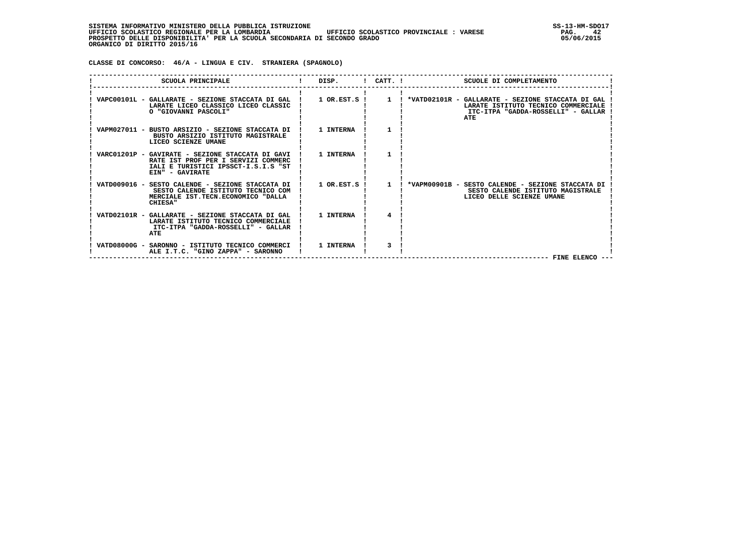SISTEMA INFORMATIVO MINISTERO DELLA PUBBLICA ISTRUZIONE
UFFICIO SCOLASTICO REGIONALE PER LA LOMBARDIA UFFICIO SCOLASTICO PROVINCIALE : VARESE
PROSPETTO DELLE DISPONIBILITA' PER LA SCUOLA SECONDARIA DI SECONDO GRADO
ORGANICO DI DIRITTO 2015/16

CLASSE DI CONCORSO: 46/A - LINGUA E CIV. STRANIERA (SPAGNOLO)

| SCUOLA PRINCIPALE | DISP. | CATT. | SCUOLE DI COMPLETAMENTO |
|---|---|---|---|
| VAPC00101L - GALLARATE - SEZIONE STACCATA DI GALLARATE LICEO CLASSICO LICEO CLASSICO "GIOVANNI PASCOLI" | 1 OR.EST.S | 1 | *VATD02101R - GALLARATE - SEZIONE STACCATA DI GALLARATE ISTITUTO TECNICO COMMERCIALE ITC-ITPA "GADDA-ROSSELLI" - GALLARATE |
| VAPM027011 - BUSTO ARSIZIO - SEZIONE STACCATA DI BUSTO ARSIZIO ISTITUTO MAGISTRALE LICEO SCIENZE UMANE | 1 INTERNA | 1 | |
| VARC01201P - GAVIRATE - SEZIONE STACCATA DI GAVIRATE IST PROF PER I SERVIZI COMMERCIALI E TURISTICI IPSSCT-I.S.I.S "STEIN" - GAVIRATE | 1 INTERNA | 1 | |
| VATD009016 - SESTO CALENDE - SEZIONE STACCATA DI SESTO CALENDE ISTITUTO TECNICO COMMERCIALE IST.TECN.ECONOMICO "DALLA CHIESA" | 1 OR.EST.S | 1 | *VAPM00901B - SESTO CALENDE - SEZIONE STACCATA DI SESTO CALENDE ISTITUTO MAGISTRALE LICEO DELLE SCIENZE UMANE |
| VATD02101R - GALLARATE - SEZIONE STACCATA DI GALLARATE ISTITUTO TECNICO COMMERCIALE ITC-ITPA "GADDA-ROSSELLI" - GALLARATE | 1 INTERNA | 4 | |
| VATD08000G - SARONNO - ISTITUTO TECNICO COMMERCIALE I.T.C. "GINO ZAPPA" - SARONNO | 1 INTERNA | 3 | |

FINE ELENCO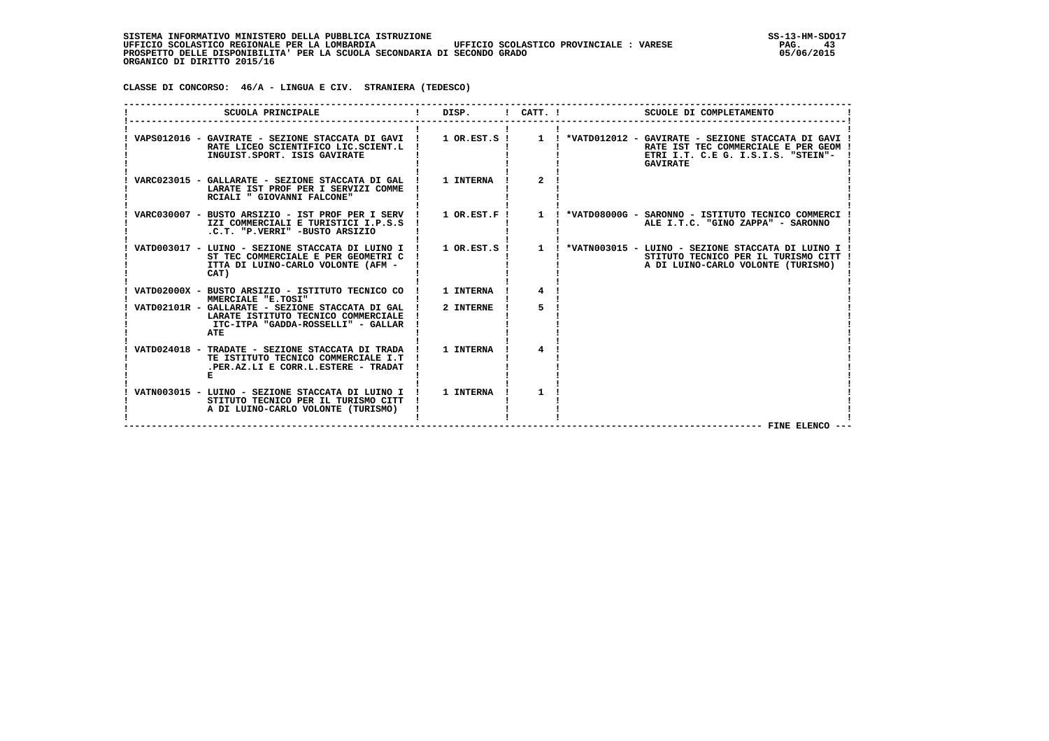SISTEMA INFORMATIVO MINISTERO DELLA PUBBLICA ISTRUZIONE
UFFICIO SCOLASTICO REGIONALE PER LA LOMBARDIA — UFFICIO SCOLASTICO PROVINCIALE : VARESE
PROSPETTO DELLE DISPONIBILITA' PER LA SCUOLA SECONDARIA DI SECONDO GRADO
ORGANICO DI DIRITTO 2015/16

SS-13-HM-SDO17
05/06/2015

**CLASSE DI CONCORSO: 46/A - LINGUA E CIV. STRANIERA (TEDESCO)**

| SCUOLA PRINCIPALE | DISP. | CATT. | SCUOLE DI COMPLETAMENTO |
|---|---|---|---|
| VAPS012016 - GAVIRATE - SEZIONE STACCATA DI GAVIRATE LICEO SCIENTIFICO LIC.SCIENT.LINGUIST.SPORT. ISIS GAVIRATE | 1 OR.EST.S | 1 | *VATD012012 - GAVIRATE - SEZIONE STACCATA DI GAVIRATE IST TEC COMMERCIALE E PER GEOMETRI I.T. C.E G. I.S.I.S. "STEIN"- GAVIRATE |
| VARC023015 - GALLARATE - SEZIONE STACCATA DI GALLARATE IST PROF PER I SERVIZI COMMERCIALI " GIOVANNI FALCONE" | 1 INTERNA | 2 | |
| VARC030007 - BUSTO ARSIZIO - IST PROF PER I SERVIZI COMMERCIALI E TURISTICI I.P.S.S.C.T. "P.VERRI" -BUSTO ARSIZIO | 1 OR.EST.F | 1 | *VATD08000G - SARONNO - ISTITUTO TECNICO COMMERCIALE I.T.C. "GINO ZAPPA" - SARONNO |
| VATD003017 - LUINO - SEZIONE STACCATA DI LUINO IST TEC COMMERCIALE E PER GEOMETRI CITTA DI LUINO-CARLO VOLONTE (AFM - CAT) | 1 OR.EST.S | 1 | *VATN003015 - LUINO - SEZIONE STACCATA DI LUINO ISTITUTO TECNICO PER IL TURISMO CITTA DI LUINO-CARLO VOLONTE (TURISMO) |
| VATD02000X - BUSTO ARSIZIO - ISTITUTO TECNICO COMMERCIALE "E.TOSI" | 1 INTERNA | 4 | |
| VATD02101R - GALLARATE - SEZIONE STACCATA DI GALLARATE ISTITUTO TECNICO COMMERCIALE ITC-ITPA "GADDA-ROSSELLI" - GALLARATE | 2 INTERNE | 5 | |
| VATD024018 - TRADATE - SEZIONE STACCATA DI TRADATE ISTITUTO TECNICO COMMERCIALE I.T.PER.AZ.LI E CORR.L.ESTERE - TRADATE | 1 INTERNA | 4 | |
| VATN003015 - LUINO - SEZIONE STACCATA DI LUINO ISTITUTO TECNICO PER IL TURISMO CITTA DI LUINO-CARLO VOLONTE (TURISMO) | 1 INTERNA | 1 | |

--- FINE ELENCO ---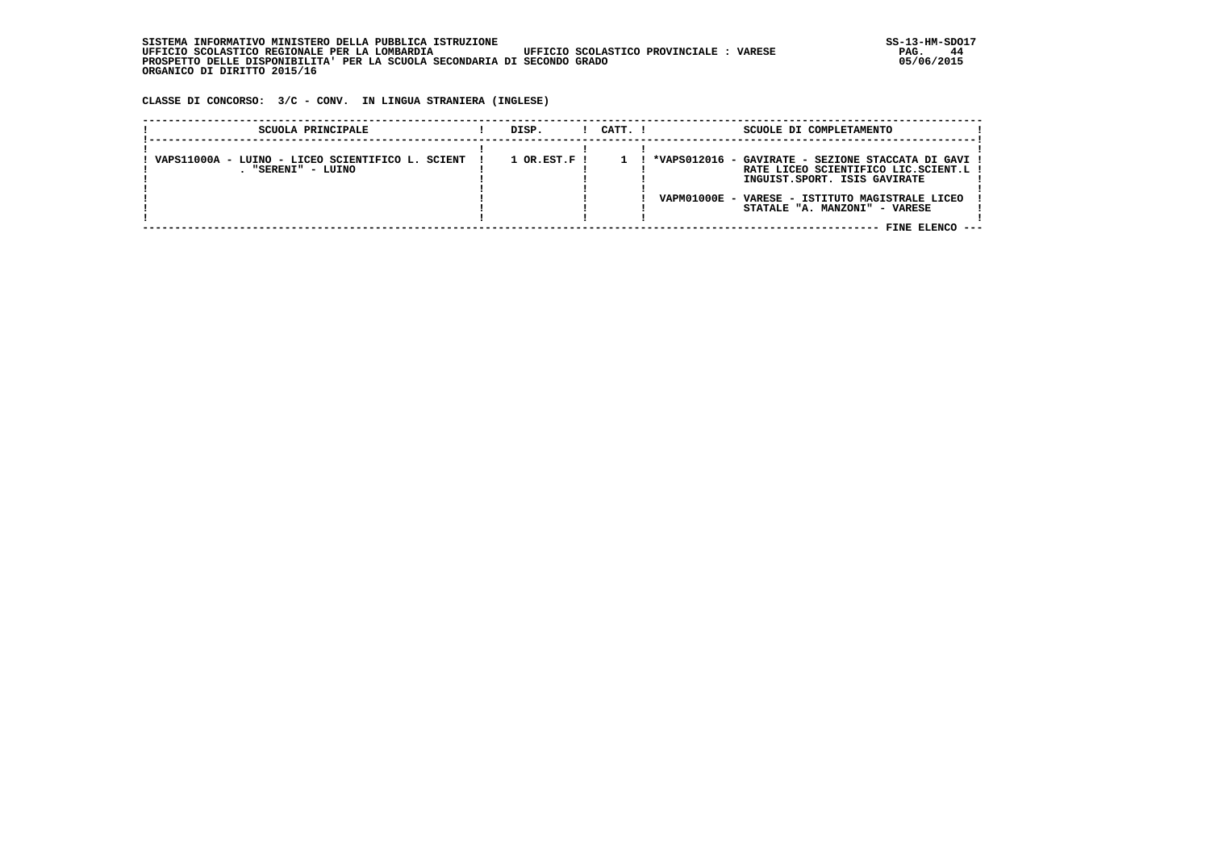SISTEMA INFORMATIVO MINISTERO DELLA PUBBLICA ISTRUZIONE
UFFICIO SCOLASTICO REGIONALE PER LA LOMBARDIA UFFICIO SCOLASTICO PROVINCIALE : VARESE
PROSPETTO DELLE DISPONIBILITA' PER LA SCUOLA SECONDARIA DI SECONDO GRADO
ORGANICO DI DIRITTO 2015/16

SS-13-HM-SDO17
05/06/2015

**CLASSE DI CONCORSO: 3/C - CONV. IN LINGUA STRANIERA (INGLESE)**

| SCUOLA PRINCIPALE | DISP. | CATT. | SCUOLE DI COMPLETAMENTO |
|---|---|---|---|
| VAPS11000A - LUINO - LICEO SCIENTIFICO L. SCIENT. "SERENI" - LUINO | 1 OR.EST.F | 1 | *VAPS012016 - GAVIRATE - SEZIONE STACCATA DI GAVIRATE LICEO SCIENTIFICO LIC.SCIENT.LINGUIST.SPORT. ISIS GAVIRATE<br>VAPM01000E - VARESE - ISTITUTO MAGISTRALE LICEO STATALE "A. MANZONI" - VARESE |

FINE ELENCO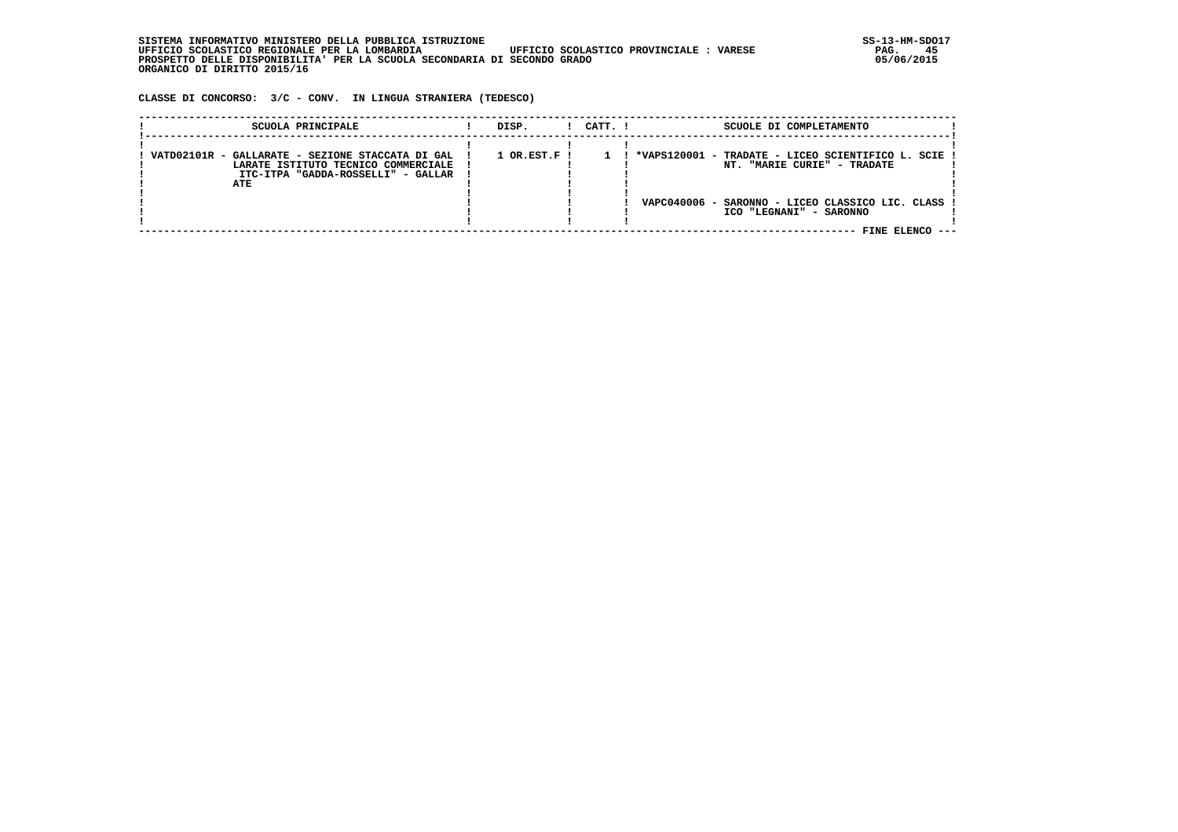SISTEMA INFORMATIVO MINISTERO DELLA PUBBLICA ISTRUZIONE
UFFICIO SCOLASTICO REGIONALE PER LA LOMBARDIA UFFICIO SCOLASTICO PROVINCIALE : VARESE
PROSPETTO DELLE DISPONIBILITA' PER LA SCUOLA SECONDARIA DI SECONDO GRADO
ORGANICO DI DIRITTO 2015/16

CLASSE DI CONCORSO: 3/C - CONV. IN LINGUA STRANIERA (TEDESCO)

| SCUOLA PRINCIPALE | DISP. | CATT. | SCUOLE DI COMPLETAMENTO |
|---|---|---|---|
| VATD02101R - GALLARATE - SEZIONE STACCATA DI GALLARATE ISTITUTO TECNICO COMMERCIALE ITC-ITPA "GADDA-ROSSELLI" - GALLARATE | 1 OR.EST.F | 1 | *VAPS120001 - TRADATE - LICEO SCIENTIFICO L. SCIENT. "MARIE CURIE" - TRADATE |
| | | | VAPC040006 - SARONNO - LICEO CLASSICO LIC. CLASSICO "LEGNANI" - SARONNO |

FINE ELENCO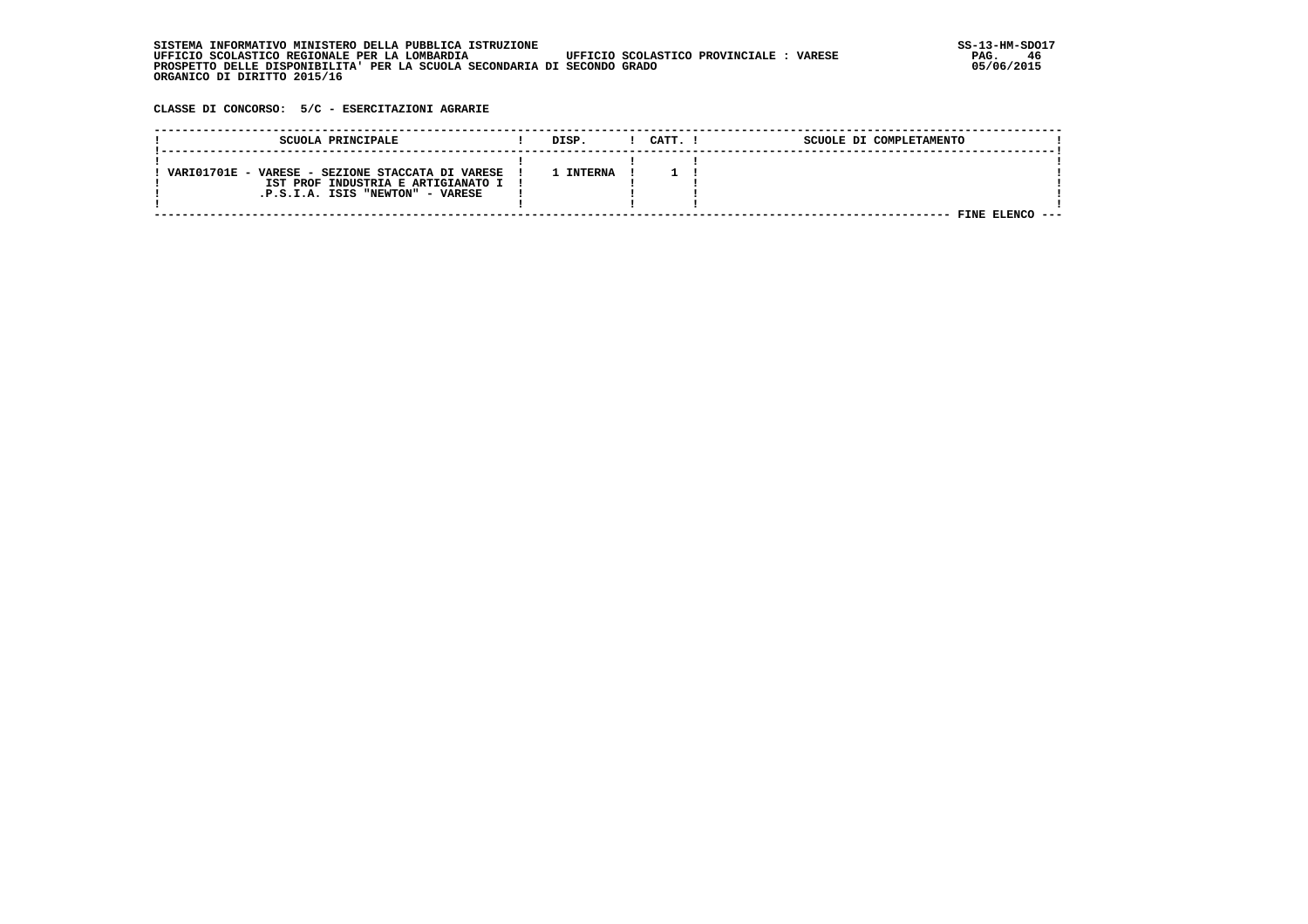SISTEMA INFORMATIVO MINISTERO DELLA PUBBLICA ISTRUZIONE
UFFICIO SCOLASTICO REGIONALE PER LA LOMBARDIA UFFICIO SCOLASTICO PROVINCIALE : VARESE
PROSPETTO DELLE DISPONIBILITA' PER LA SCUOLA SECONDARIA DI SECONDO GRADO
ORGANICO DI DIRITTO 2015/16

SS-13-HM-SDO17
05/06/2015

**CLASSE DI CONCORSO: 5/C - ESERCITAZIONI AGRARIE**

| SCUOLA PRINCIPALE | DISP. | CATT. | SCUOLE DI COMPLETAMENTO |
|---|---|---|---|
| VARI01701E - VARESE - SEZIONE STACCATA DI VARESE IST PROF INDUSTRIA E ARTIGIANATO I .P.S.I.A. ISIS "NEWTON" - VARESE | 1 INTERNA | 1 | |

FINE ELENCO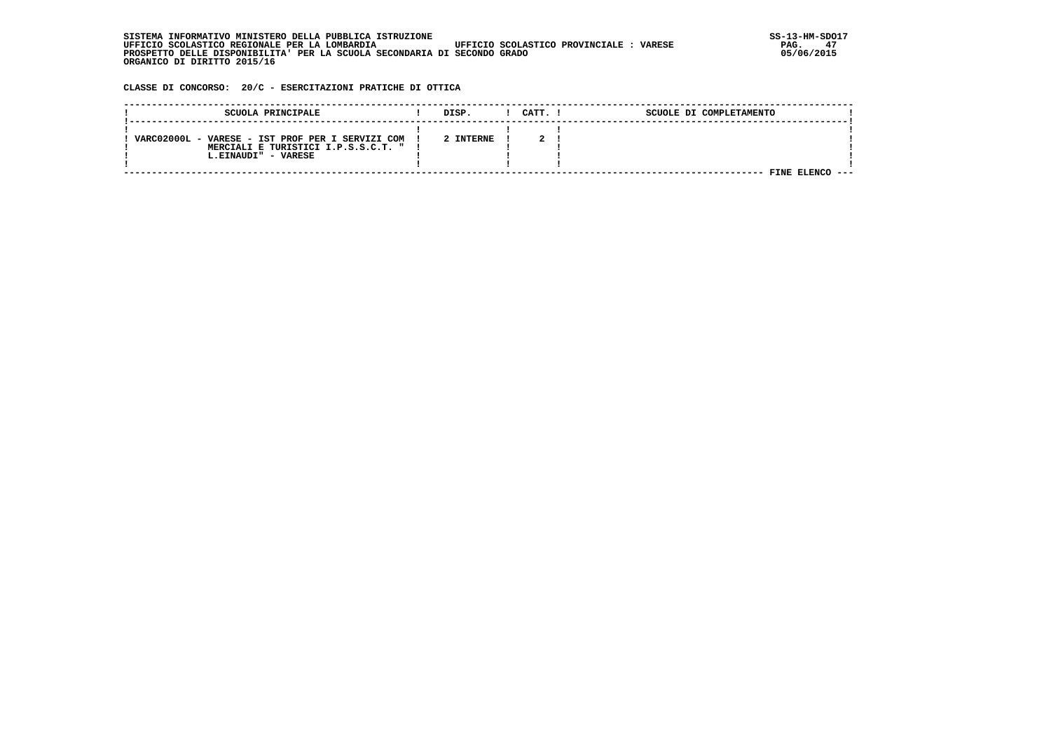SISTEMA INFORMATIVO MINISTERO DELLA PUBBLICA ISTRUZIONE
UFFICIO SCOLASTICO REGIONALE PER LA LOMBARDIA — UFFICIO SCOLASTICO PROVINCIALE : VARESE
PROSPETTO DELLE DISPONIBILITA' PER LA SCUOLA SECONDARIA DI SECONDO GRADO
ORGANICO DI DIRITTO 2015/16

SS-13-HM-SDO17
05/06/2015

**CLASSE DI CONCORSO: 20/C - ESERCITAZIONI PRATICHE DI OTTICA**

| SCUOLA PRINCIPALE | DISP. | CATT. | SCUOLE DI COMPLETAMENTO |
|---|---|---|---|
| VARC02000L - VARESE - IST PROF PER I SERVIZI COM MERCIALI E TURISTICI I.P.S.S.C.T. " L.EINAUDI" - VARESE | 2 INTERNE | 2 | |

FINE ELENCO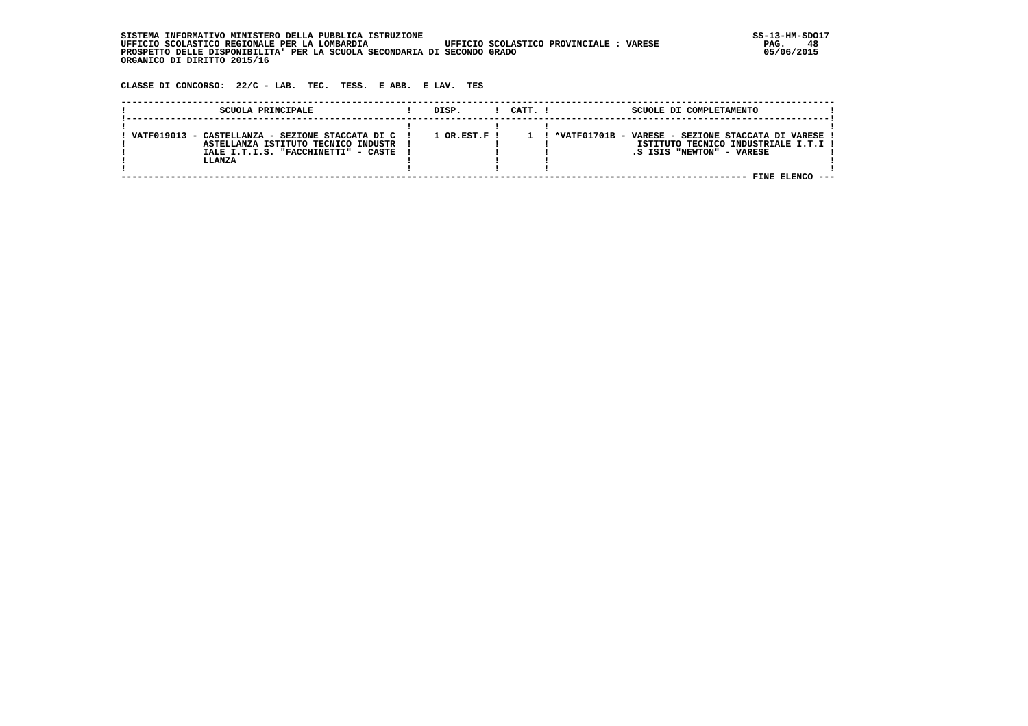SISTEMA INFORMATIVO MINISTERO DELLA PUBBLICA ISTRUZIONE
UFFICIO SCOLASTICO REGIONALE PER LA LOMBARDIA UFFICIO SCOLASTICO PROVINCIALE : VARESE
PROSPETTO DELLE DISPONIBILITA' PER LA SCUOLA SECONDARIA DI SECONDO GRADO
ORGANICO DI DIRITTO 2015/16

SS-13-HM-SDO17
05/06/2015

**CLASSE DI CONCORSO: 22/C - LAB. TEC. TESS. E ABB. E LAV. TES**

| SCUOLA PRINCIPALE | DISP. | CATT. | SCUOLE DI COMPLETAMENTO |
|---|---|---|---|
| VATF019013 - CASTELLANZA - SEZIONE STACCATA DI CASTELLANZA ISTITUTO TECNICO INDUSTRIALE I.T.I.S. "FACCHINETTI" - CASTELLANZA | 1 OR.EST.F | 1 | *VATF01701B - VARESE - SEZIONE STACCATA DI VARESE ISTITUTO TECNICO INDUSTRIALE I.T.I.S ISIS "NEWTON" - VARESE |

FINE ELENCO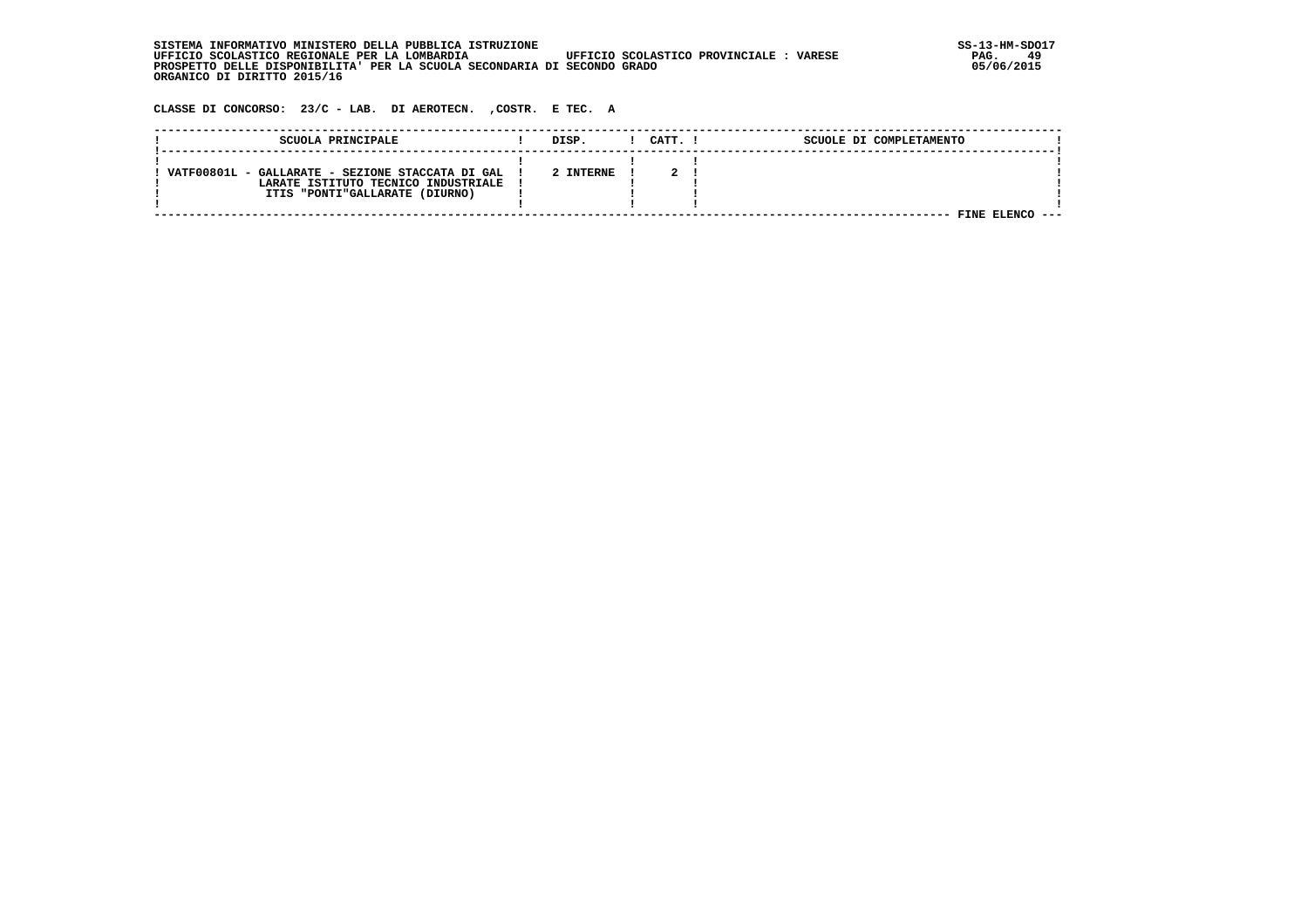SISTEMA INFORMATIVO MINISTERO DELLA PUBBLICA ISTRUZIONE
UFFICIO SCOLASTICO REGIONALE PER LA LOMBARDIA UFFICIO SCOLASTICO PROVINCIALE : VARESE
PROSPETTO DELLE DISPONIBILITA' PER LA SCUOLA SECONDARIA DI SECONDO GRADO
ORGANICO DI DIRITTO 2015/16

**CLASSE DI CONCORSO: 23/C - LAB. DI AEROTECN. ,COSTR. E TEC. A**

| SCUOLA PRINCIPALE | DISP. | CATT. | SCUOLE DI COMPLETAMENTO |
|---|---|---|---|
| VATF00801L - GALLARATE - SEZIONE STACCATA DI GALLARATE ISTITUTO TECNICO INDUSTRIALE ITIS "PONTI"GALLARATE (DIURNO) | 2 INTERNE | 2 | |

FINE ELENCO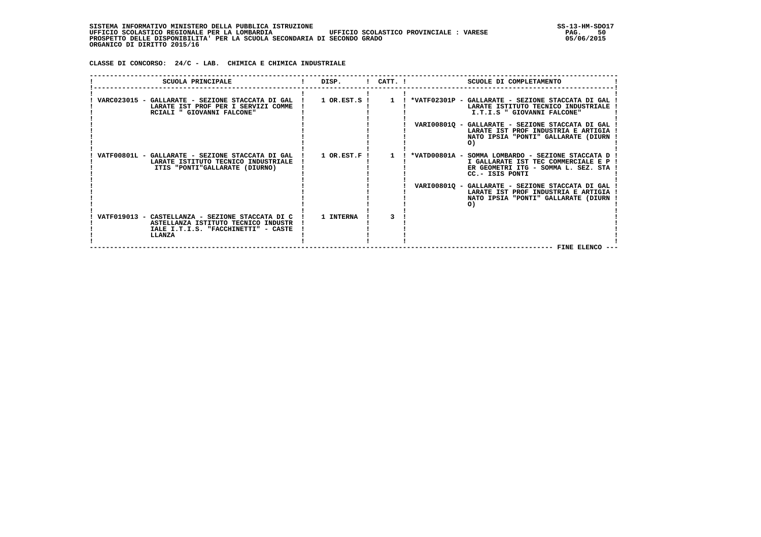SISTEMA INFORMATIVO MINISTERO DELLA PUBBLICA ISTRUZIONE
UFFICIO SCOLASTICO REGIONALE PER LA LOMBARDIA UFFICIO SCOLASTICO PROVINCIALE : VARESE
PROSPETTO DELLE DISPONIBILITA' PER LA SCUOLA SECONDARIA DI SECONDO GRADO
ORGANICO DI DIRITTO 2015/16

**CLASSE DI CONCORSO: 24/C - LAB. CHIMICA E CHIMICA INDUSTRIALE**

| SCUOLA PRINCIPALE | DISP. | CATT. | SCUOLE DI COMPLETAMENTO |
|---|---|---|---|
| VARC023015 - GALLARATE - SEZIONE STACCATA DI GALLARATE IST PROF PER I SERVIZI COMMERCIALI " GIOVANNI FALCONE" | 1 OR.EST.S | 1 | *VATF02301P - GALLARATE - SEZIONE STACCATA DI GALLARATE ISTITUTO TECNICO INDUSTRIALE I.T.I.S " GIOVANNI FALCONE" |
| | | | VARI00801Q - GALLARATE - SEZIONE STACCATA DI GALLARATE IST PROF INDUSTRIA E ARTIGIANATO IPSIA "PONTI" GALLARATE (DIURNO) |
| VATF00801L - GALLARATE - SEZIONE STACCATA DI GALLARATE ISTITUTO TECNICO INDUSTRIALE ITIS "PONTI"GALLARATE (DIURNO) | 1 OR.EST.F | 1 | *VATD00801A - SOMMA LOMBARDO - SEZIONE STACCATA DI GALLARATE IST TEC COMMERCIALE E PER GEOMETRI ITG - SOMMA L. SEZ. STACC.- ISIS PONTI |
| | | | VARI00801Q - GALLARATE - SEZIONE STACCATA DI GALLARATE IST PROF INDUSTRIA E ARTIGIANATO IPSIA "PONTI" GALLARATE (DIURNO) |
| VATF019013 - CASTELLANZA - SEZIONE STACCATA DI CASTELLANZA ISTITUTO TECNICO INDUSTRIALE I.T.I.S. "FACCHINETTI" - CASTELLANZA | 1 INTERNA | 3 | |

FINE ELENCO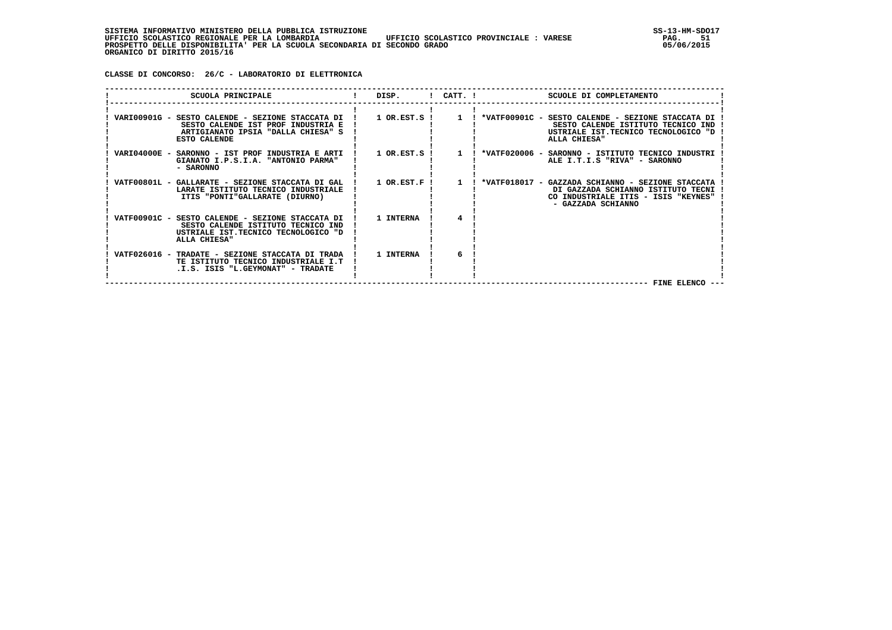SISTEMA INFORMATIVO MINISTERO DELLA PUBBLICA ISTRUZIONE
UFFICIO SCOLASTICO REGIONALE PER LA LOMBARDIA UFFICIO SCOLASTICO PROVINCIALE : VARESE
PROSPETTO DELLE DISPONIBILITA' PER LA SCUOLA SECONDARIA DI SECONDO GRADO
ORGANICO DI DIRITTO 2015/16

**CLASSE DI CONCORSO: 26/C - LABORATORIO DI ELETTRONICA**

| SCUOLA PRINCIPALE | DISP. | CATT. | SCUOLE DI COMPLETAMENTO |
|---|---|---|---|
| VARI00901G - SESTO CALENDE - SEZIONE STACCATA DI SESTO CALENDE IST PROF INDUSTRIA E ARTIGIANATO IPSIA "DALLA CHIESA" SESTO CALENDE | 1 OR.EST.S | 1 | *VATF00901C - SESTO CALENDE - SEZIONE STACCATA DI SESTO CALENDE ISTITUTO TECNICO INDUSTRIALE IST.TECNICO TECNOLOGICO "DALLA CHIESA" |
| VARI04000E - SARONNO - IST PROF INDUSTRIA E ARTIGIANATO I.P.S.I.A. "ANTONIO PARMA" - SARONNO | 1 OR.EST.S | 1 | *VATF020006 - SARONNO - ISTITUTO TECNICO INDUSTRIALE I.T.I.S "RIVA" - SARONNO |
| VATF00801L - GALLARATE - SEZIONE STACCATA DI GALLARATE ISTITUTO TECNICO INDUSTRIALE ITIS "PONTI"GALLARATE (DIURNO) | 1 OR.EST.F | 1 | *VATF018017 - GAZZADA SCHIANNO - SEZIONE STACCATA DI GAZZADA SCHIANNO ISTITUTO TECNICO INDUSTRIALE ITIS - ISIS "KEYNES" - GAZZADA SCHIANNO |
| VATF00901C - SESTO CALENDE - SEZIONE STACCATA DI SESTO CALENDE ISTITUTO TECNICO INDUSTRIALE IST.TECNICO TECNOLOGICO "DALLA CHIESA" | 1 INTERNA | 4 | |
| VATF026016 - TRADATE - SEZIONE STACCATA DI TRADATE ISTITUTO TECNICO INDUSTRIALE I.T.I.S. ISIS "L.GEYMONAT" - TRADATE | 1 INTERNA | 6 | |

FINE ELENCO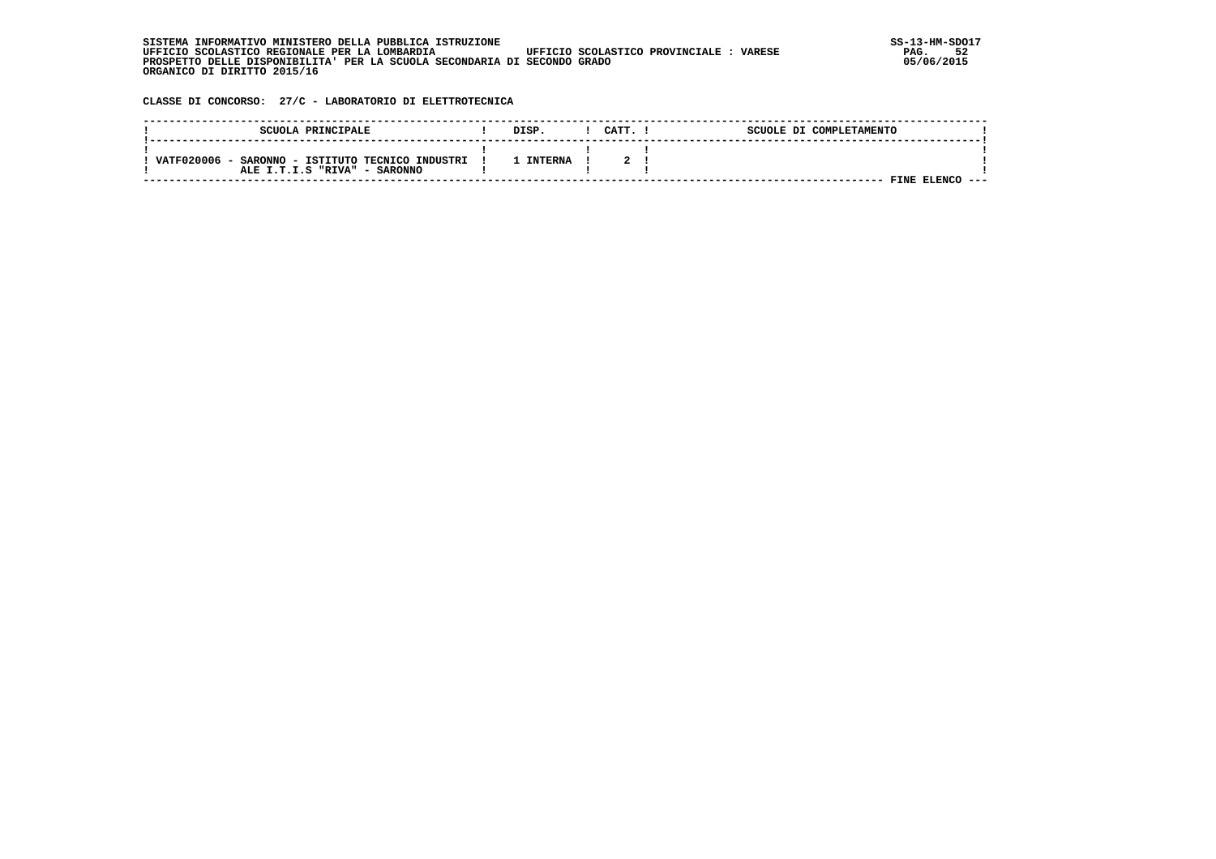SISTEMA INFORMATIVO MINISTERO DELLA PUBBLICA ISTRUZIONE
UFFICIO SCOLASTICO REGIONALE PER LA LOMBARDIA UFFICIO SCOLASTICO PROVINCIALE : VARESE
PROSPETTO DELLE DISPONIBILITA' PER LA SCUOLA SECONDARIA DI SECONDO GRADO
ORGANICO DI DIRITTO 2015/16

SS-13-HM-SDO17
05/06/2015

**CLASSE DI CONCORSO: 27/C - LABORATORIO DI ELETTROTECNICA**

| SCUOLA PRINCIPALE | DISP. | CATT. | SCUOLE DI COMPLETAMENTO |
|---|---|---|---|
| VATF020006 - SARONNO - ISTITUTO TECNICO INDUSTRIALE I.T.I.S "RIVA" - SARONNO | 1 INTERNA | 2 | |

FINE ELENCO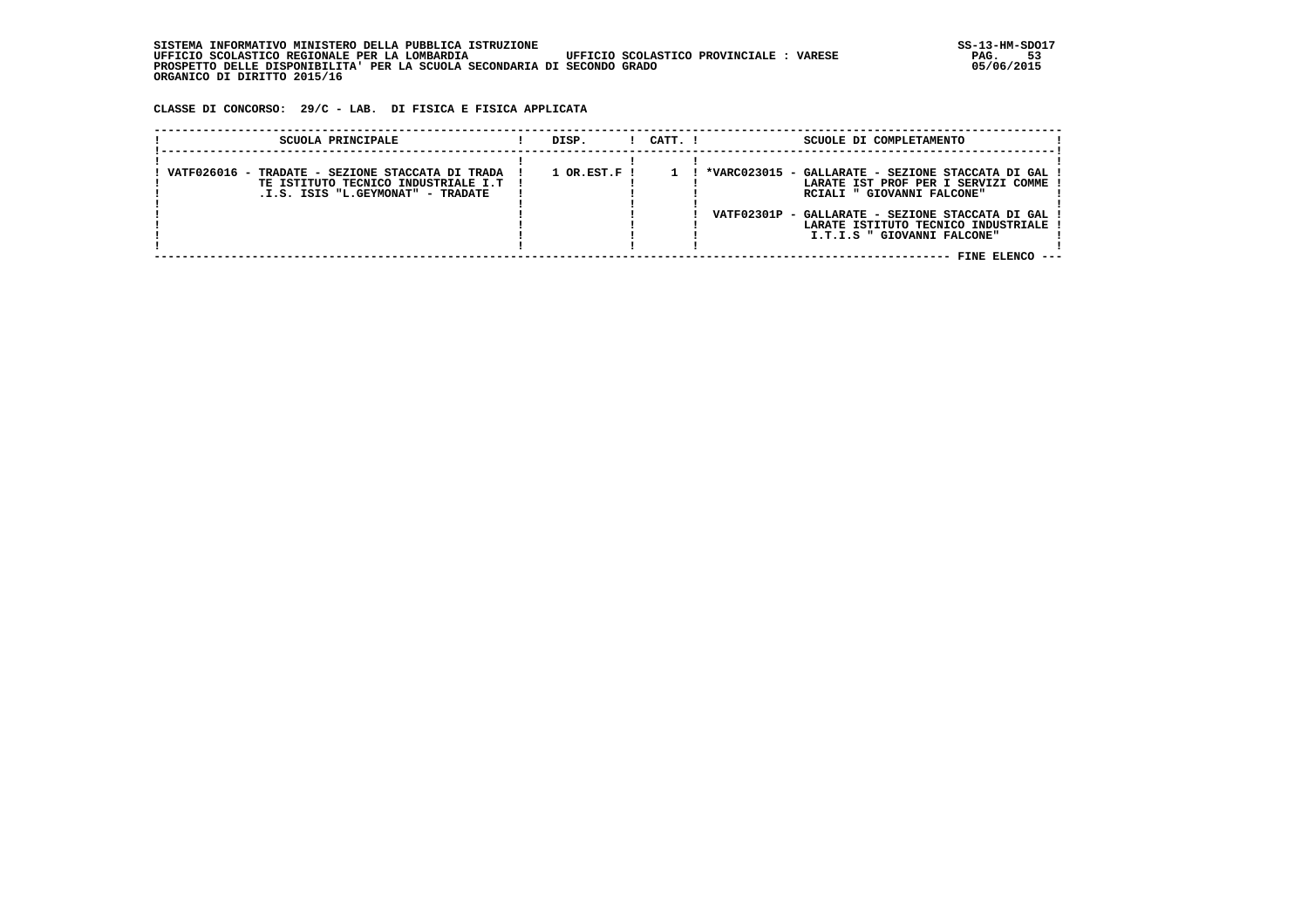SISTEMA INFORMATIVO MINISTERO DELLA PUBBLICA ISTRUZIONE
UFFICIO SCOLASTICO REGIONALE PER LA LOMBARDIA UFFICIO SCOLASTICO PROVINCIALE : VARESE
PROSPETTO DELLE DISPONIBILITA' PER LA SCUOLA SECONDARIA DI SECONDO GRADO
ORGANICO DI DIRITTO 2015/16

SS-13-HM-SDO17
05/06/2015

**CLASSE DI CONCORSO: 29/C - LAB. DI FISICA E FISICA APPLICATA**

| SCUOLA PRINCIPALE | DISP. | CATT. | SCUOLE DI COMPLETAMENTO |
|---|---|---|---|
| VATF026016 - TRADATE - SEZIONE STACCATA DI TRADATE ISTITUTO TECNICO INDUSTRIALE I.T.I.S. ISIS "L.GEYMONAT" - TRADATE | 1 OR.EST.F | 1 | *VARC023015 - GALLARATE - SEZIONE STACCATA DI GALLARATE IST PROF PER I SERVIZI COMMERCIALI " GIOVANNI FALCONE" |
| | | | VATF02301P - GALLARATE - SEZIONE STACCATA DI GALLARATE ISTITUTO TECNICO INDUSTRIALE I.T.I.S " GIOVANNI FALCONE" |

FINE ELENCO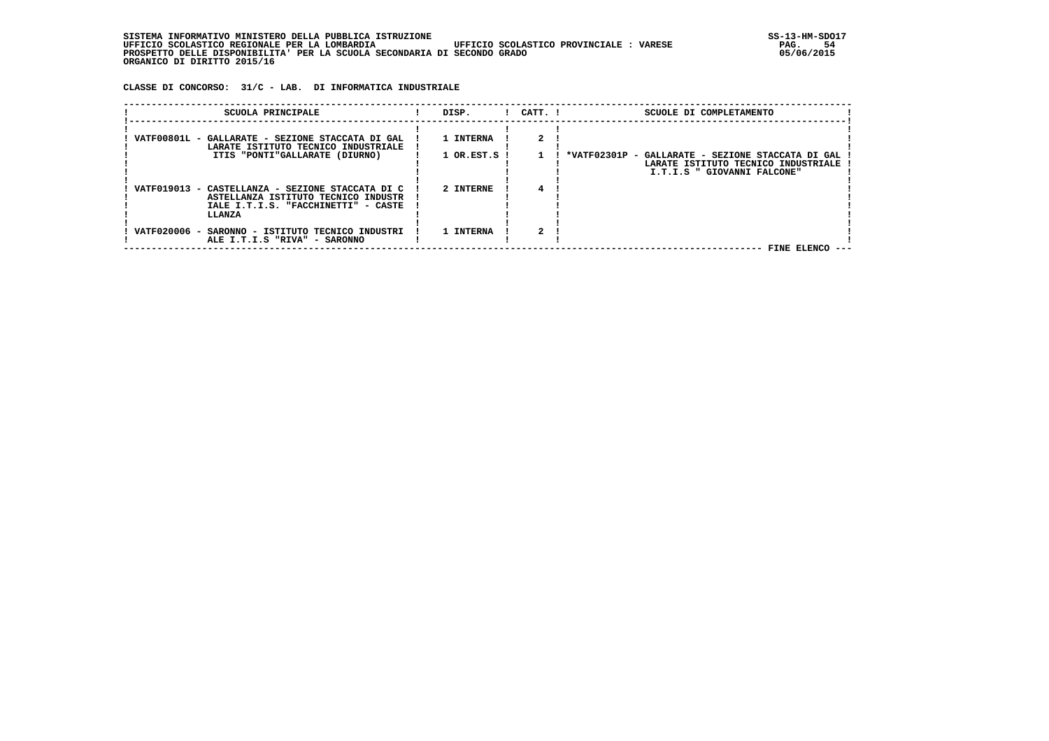SISTEMA INFORMATIVO MINISTERO DELLA PUBBLICA ISTRUZIONE
UFFICIO SCOLASTICO REGIONALE PER LA LOMBARDIA UFFICIO SCOLASTICO PROVINCIALE : VARESE
PROSPETTO DELLE DISPONIBILITA' PER LA SCUOLA SECONDARIA DI SECONDO GRADO
ORGANICO DI DIRITTO 2015/16

**CLASSE DI CONCORSO: 31/C - LAB. DI INFORMATICA INDUSTRIALE**

| SCUOLA PRINCIPALE | DISP. | CATT. | SCUOLE DI COMPLETAMENTO |
|---|---|---|---|
| VATF00801L - GALLARATE - SEZIONE STACCATA DI GALLARATE ISTITUTO TECNICO INDUSTRIALE ITIS "PONTI"GALLARATE (DIURNO) | 1 INTERNA | 2 | |
| | 1 OR.EST.S | 1 | *VATF02301P - GALLARATE - SEZIONE STACCATA DI GALLARATE ISTITUTO TECNICO INDUSTRIALE I.T.I.S " GIOVANNI FALCONE" |
| VATF019013 - CASTELLANZA - SEZIONE STACCATA DI CASTELLANZA ISTITUTO TECNICO INDUSTRIALE I.T.I.S. "FACCHINETTI" - CASTELLANZA | 2 INTERNE | 4 | |
| VATF020006 - SARONNO - ISTITUTO TECNICO INDUSTRIALE I.T.I.S "RIVA" - SARONNO | 1 INTERNA | 2 | |

FINE ELENCO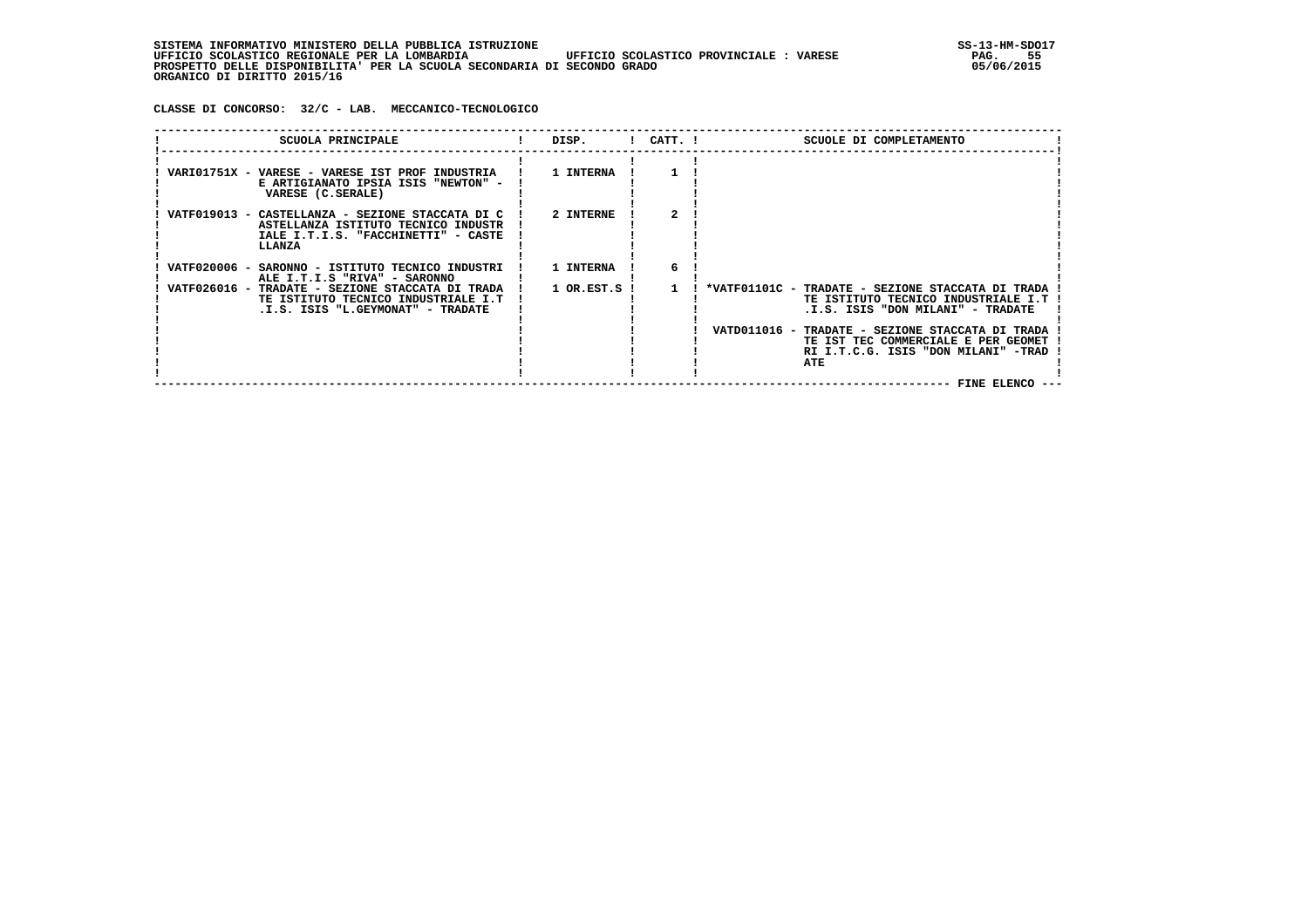SISTEMA INFORMATIVO MINISTERO DELLA PUBBLICA ISTRUZIONE
UFFICIO SCOLASTICO REGIONALE PER LA LOMBARDIA UFFICIO SCOLASTICO PROVINCIALE : VARESE
PROSPETTO DELLE DISPONIBILITA' PER LA SCUOLA SECONDARIA DI SECONDO GRADO
ORGANICO DI DIRITTO 2015/16

**CLASSE DI CONCORSO: 32/C - LAB. MECCANICO-TECNOLOGICO**

| SCUOLA PRINCIPALE | DISP. | CATT. | SCUOLE DI COMPLETAMENTO |
|---|---|---|---|
| VARI01751X - VARESE - VARESE IST PROF INDUSTRIA E ARTIGIANATO IPSIA ISIS "NEWTON" - VARESE (C.SERALE) | 1 INTERNA | 1 | |
| VATF019013 - CASTELLANZA - SEZIONE STACCATA DI CASTELLANZA ISTITUTO TECNICO INDUSTRIALE I.T.I.S. "FACCHINETTI" - CASTELLANZA | 2 INTERNE | 2 | |
| VATF020006 - SARONNO - ISTITUTO TECNICO INDUSTRIALE I.T.I.S "RIVA" - SARONNO | 1 INTERNA | 6 | |
| VATF026016 - TRADATE - SEZIONE STACCATA DI TRADATE ISTITUTO TECNICO INDUSTRIALE I.T.I.S. ISIS "L.GEYMONAT" - TRADATE | 1 OR.EST.S | 1 | *VATF01101C - TRADATE - SEZIONE STACCATA DI TRADATE ISTITUTO TECNICO INDUSTRIALE I.T.I.S. ISIS "DON MILANI" - TRADATE<br>VATD011016 - TRADATE - SEZIONE STACCATA DI TRADATE IST TEC COMMERCIALE E PER GEOMETRI I.T.C.G. ISIS "DON MILANI" -TRADATE |

FINE ELENCO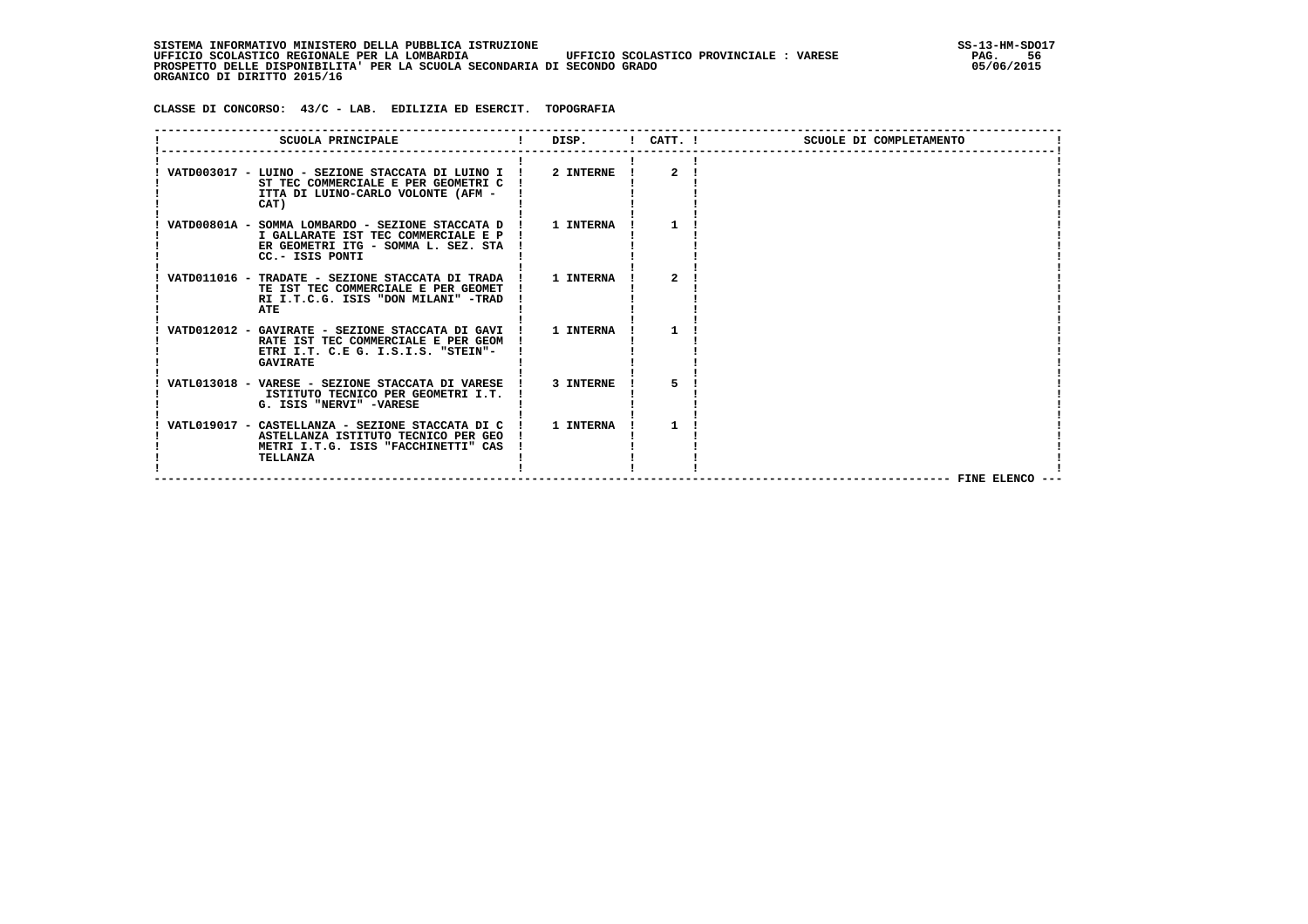SISTEMA INFORMATIVO MINISTERO DELLA PUBBLICA ISTRUZIONE
UFFICIO SCOLASTICO REGIONALE PER LA LOMBARDIA UFFICIO SCOLASTICO PROVINCIALE : VARESE
PROSPETTO DELLE DISPONIBILITA' PER LA SCUOLA SECONDARIA DI SECONDO GRADO
ORGANICO DI DIRITTO 2015/16

SS-13-HM-SDO17
05/06/2015

CLASSE DI CONCORSO: 43/C - LAB. EDILIZIA ED ESERCIT. TOPOGRAFIA

| SCUOLA PRINCIPALE | DISP. | CATT. | SCUOLE DI COMPLETAMENTO |
|---|---|---|---|
| VATD003017 - LUINO - SEZIONE STACCATA DI LUINO IST TEC COMMERCIALE E PER GEOMETRI CITTA DI LUINO-CARLO VOLONTE (AFM - CAT) | 2 INTERNE | 2 | |
| VATD00801A - SOMMA LOMBARDO - SEZIONE STACCATA DI GALLARATE IST TEC COMMERCIALE E PER GEOMETRI ITG - SOMMA L. SEZ. STACC.- ISIS PONTI | 1 INTERNA | 1 | |
| VATD011016 - TRADATE - SEZIONE STACCATA DI TRADATE IST TEC COMMERCIALE E PER GEOMETRI I.T.C.G. ISIS "DON MILANI" -TRADATE | 1 INTERNA | 2 | |
| VATD012012 - GAVIRATE - SEZIONE STACCATA DI GAVIRATE IST TEC COMMERCIALE E PER GEOMETRI I.T. C.E G. I.S.I.S. "STEIN"- GAVIRATE | 1 INTERNA | 1 | |
| VATL013018 - VARESE - SEZIONE STACCATA DI VARESE ISTITUTO TECNICO PER GEOMETRI I.T. G. ISIS "NERVI" -VARESE | 3 INTERNE | 5 | |
| VATL019017 - CASTELLANZA - SEZIONE STACCATA DI CASTELLANZA ISTITUTO TECNICO PER GEOMETRI I.T.G. ISIS "FACCHINETTI" CASTELLANZA | 1 INTERNA | 1 | |

--- FINE ELENCO ---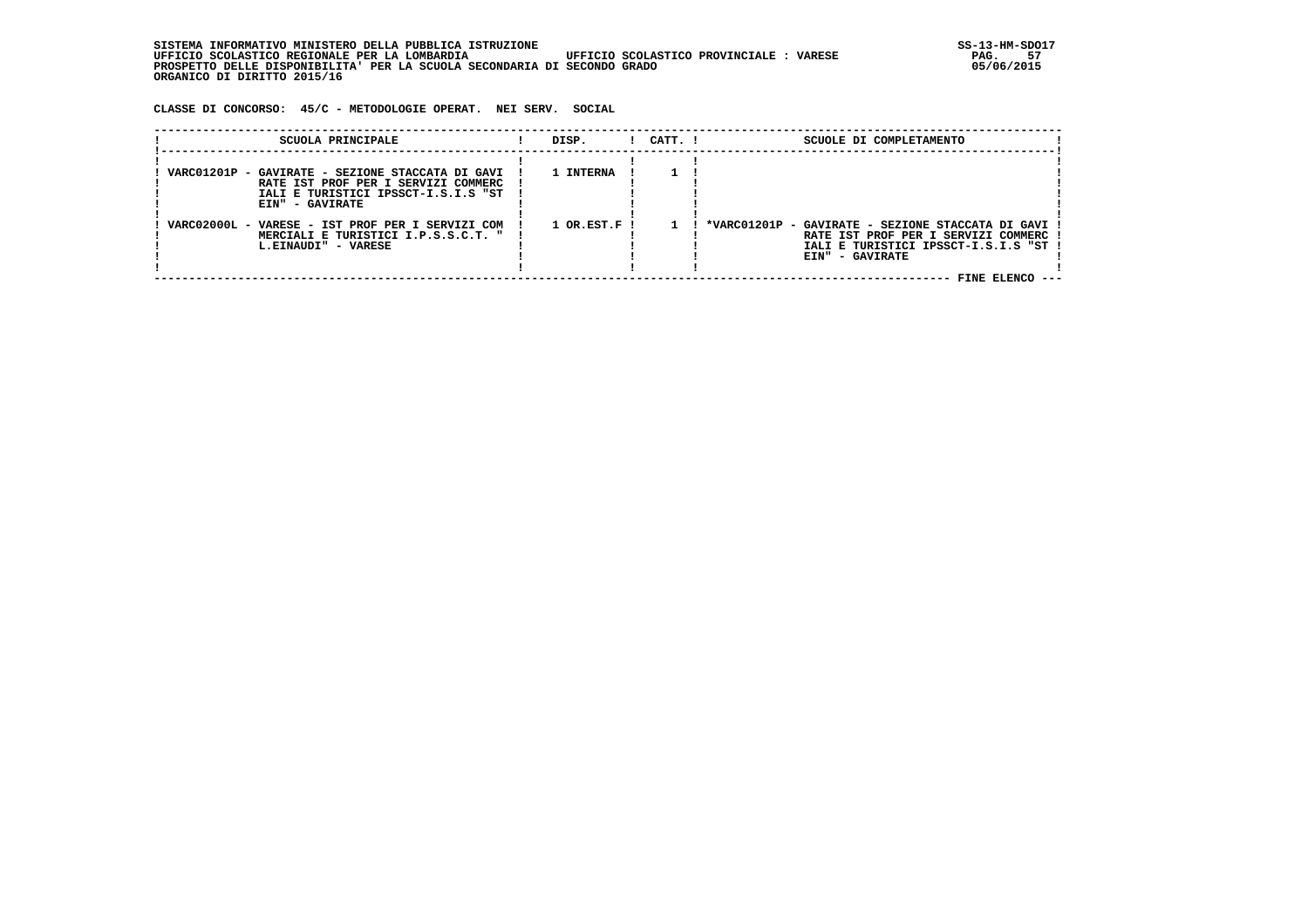SISTEMA INFORMATIVO MINISTERO DELLA PUBBLICA ISTRUZIONE
UFFICIO SCOLASTICO REGIONALE PER LA LOMBARDIA UFFICIO SCOLASTICO PROVINCIALE : VARESE
PROSPETTO DELLE DISPONIBILITA' PER LA SCUOLA SECONDARIA DI SECONDO GRADO
ORGANICO DI DIRITTO 2015/16

**CLASSE DI CONCORSO: 45/C - METODOLOGIE OPERAT. NEI SERV. SOCIAL**

| SCUOLA PRINCIPALE | DISP. | CATT. | SCUOLE DI COMPLETAMENTO |
|---|---|---|---|
| VARC01201P - GAVIRATE - SEZIONE STACCATA DI GAVIRATE IST PROF PER I SERVIZI COMMERCIALI E TURISTICI IPSSCT-I.S.I.S "STEIN" - GAVIRATE | 1 INTERNA | 1 | |
| VARC02000L - VARESE - IST PROF PER I SERVIZI COMMERCIALI E TURISTICI I.P.S.S.C.T. " L.EINAUDI" - VARESE | 1 OR.EST.F | 1 | *VARC01201P - GAVIRATE - SEZIONE STACCATA DI GAVIRATE IST PROF PER I SERVIZI COMMERCIALI E TURISTICI IPSSCT-I.S.I.S "STEIN" - GAVIRATE |

FINE ELENCO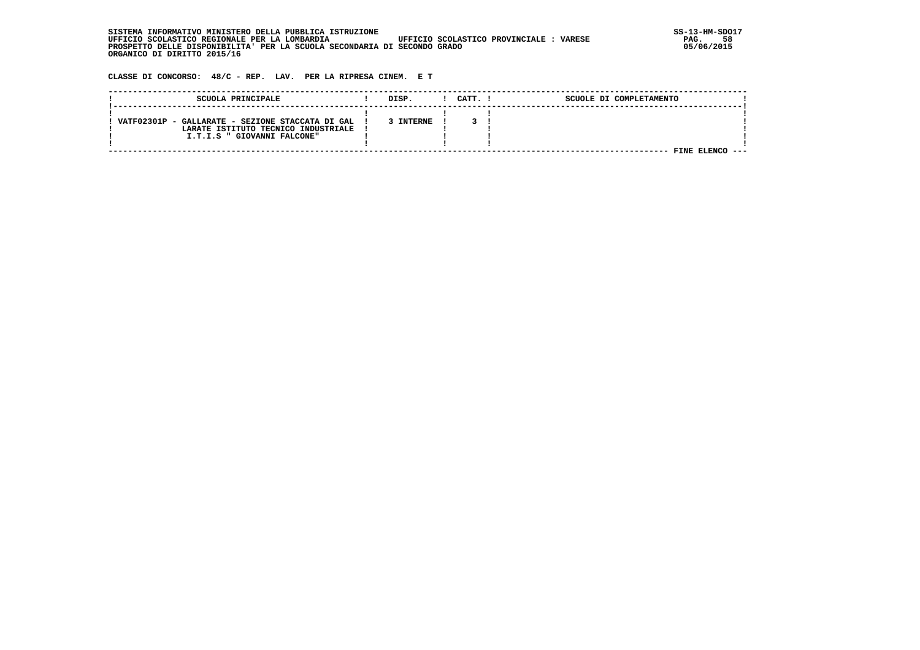SISTEMA INFORMATIVO MINISTERO DELLA PUBBLICA ISTRUZIONE
UFFICIO SCOLASTICO REGIONALE PER LA LOMBARDIA UFFICIO SCOLASTICO PROVINCIALE : VARESE
PROSPETTO DELLE DISPONIBILITA' PER LA SCUOLA SECONDARIA DI SECONDO GRADO
ORGANICO DI DIRITTO 2015/16

SS-13-HM-SDO17
05/06/2015

**CLASSE DI CONCORSO: 48/C - REP. LAV. PER LA RIPRESA CINEM. E T**

| SCUOLA PRINCIPALE | DISP. | CATT. | SCUOLE DI COMPLETAMENTO |
|---|---|---|---|
| VATF02301P - GALLARATE - SEZIONE STACCATA DI GALLARATE ISTITUTO TECNICO INDUSTRIALE I.T.I.S " GIOVANNI FALCONE" | 3 INTERNE | 3 | |

FINE ELENCO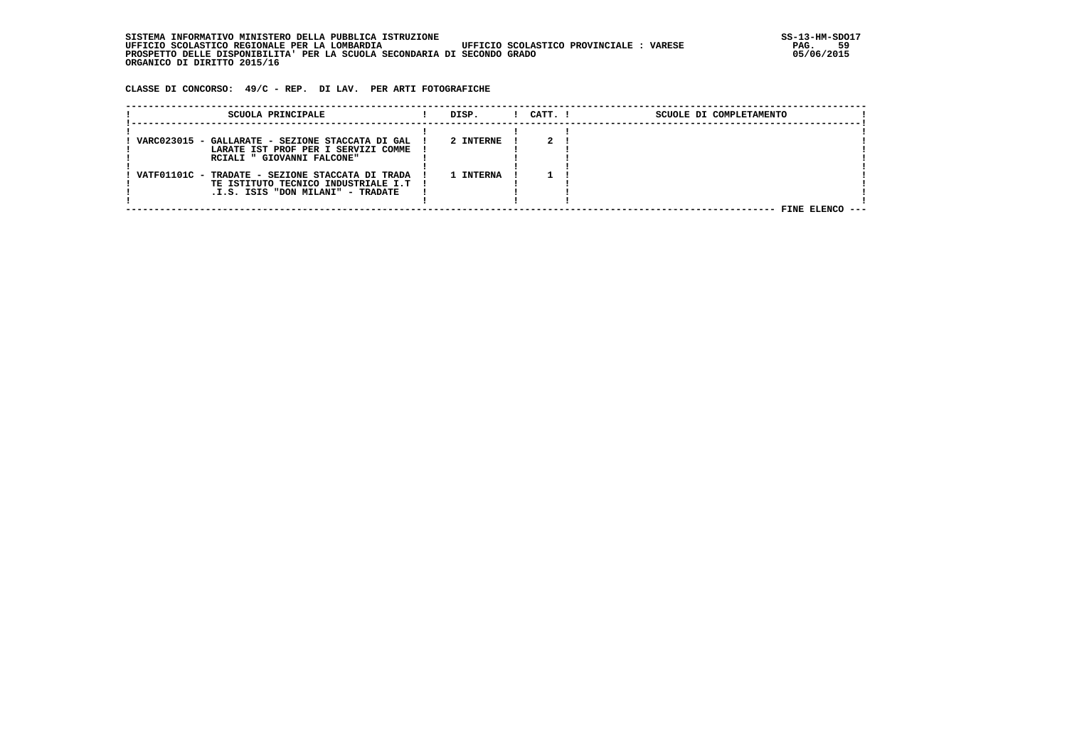CLASSE DI CONCORSO: 49/C - REP. DI LAV. PER ARTI FOTOGRAFICHE

| SCUOLA PRINCIPALE | DISP. | CATT. | SCUOLE DI COMPLETAMENTO |
|---|---|---|---|
| VARC023015 - GALLARATE - SEZIONE STACCATA DI GALLARATE IST PROF PER I SERVIZI COMMERCIALI " GIOVANNI FALCONE" | 2 INTERNE | 2 | |
| VATF01101C - TRADATE - SEZIONE STACCATA DI TRADATE ISTITUTO TECNICO INDUSTRIALE I.T.I.S. ISIS "DON MILANI" - TRADATE | 1 INTERNA | 1 | |

FINE ELENCO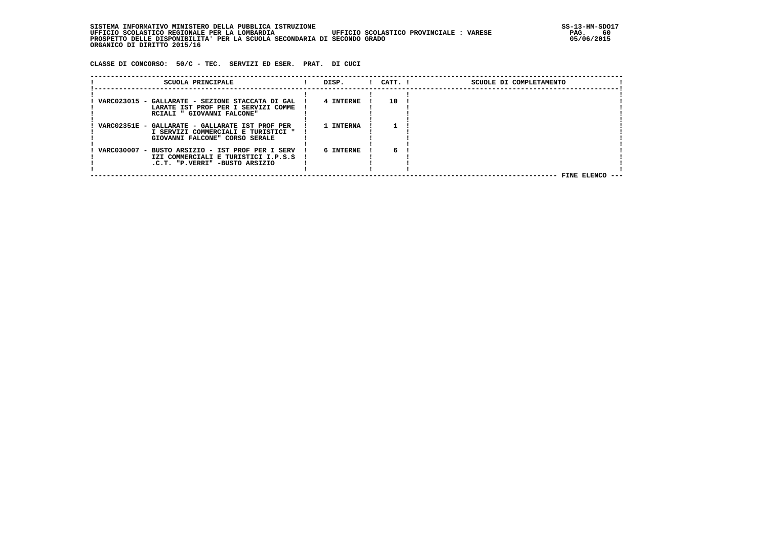SISTEMA INFORMATIVO MINISTERO DELLA PUBBLICA ISTRUZIONE
UFFICIO SCOLASTICO REGIONALE PER LA LOMBARDIA UFFICIO SCOLASTICO PROVINCIALE : VARESE
PROSPETTO DELLE DISPONIBILITA' PER LA SCUOLA SECONDARIA DI SECONDO GRADO
ORGANICO DI DIRITTO 2015/16

SS-13-HM-SDO17
05/06/2015

**CLASSE DI CONCORSO: 50/C - TEC. SERVIZI ED ESER. PRAT. DI CUCI**

| SCUOLA PRINCIPALE | DISP. | CATT. | SCUOLE DI COMPLETAMENTO |
|---|---|---|---|
| VARC023015 - GALLARATE - SEZIONE STACCATA DI GALLARATE IST PROF PER I SERVIZI COMMERCIALI " GIOVANNI FALCONE" | 4 INTERNE | 10 | |
| VARC02351E - GALLARATE - GALLARATE IST PROF PER I SERVIZI COMMERCIALI E TURISTICI " GIOVANNI FALCONE" CORSO SERALE | 1 INTERNA | 1 | |
| VARC030007 - BUSTO ARSIZIO - IST PROF PER I SERVIZI COMMERCIALI E TURISTICI I.P.S.S.C.T. "P.VERRI" -BUSTO ARSIZIO | 6 INTERNE | 6 | |

FINE ELENCO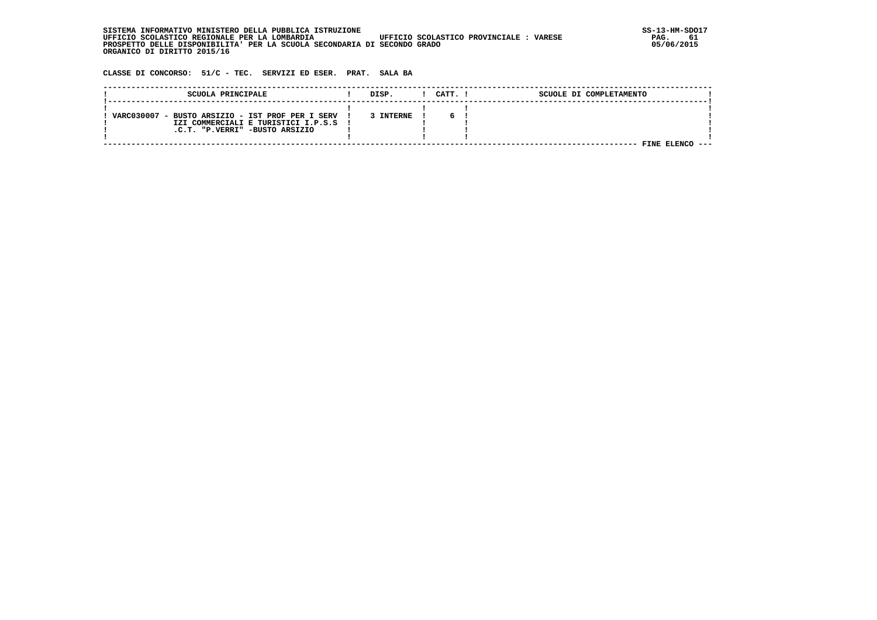SISTEMA INFORMATIVO MINISTERO DELLA PUBBLICA ISTRUZIONE
UFFICIO SCOLASTICO REGIONALE PER LA LOMBARDIA UFFICIO SCOLASTICO PROVINCIALE : VARESE
PROSPETTO DELLE DISPONIBILITA' PER LA SCUOLA SECONDARIA DI SECONDO GRADO
ORGANICO DI DIRITTO 2015/16

SS-13-HM-SDO17
05/06/2015

**CLASSE DI CONCORSO: 51/C - TEC. SERVIZI ED ESER. PRAT. SALA BA**

| SCUOLA PRINCIPALE | DISP. | CATT. | SCUOLE DI COMPLETAMENTO |
|---|---|---|---|
| VARC030007 - BUSTO ARSIZIO - IST PROF PER I SERVIZI COMMERCIALI E TURISTICI I.P.S.S.C.T. "P.VERRI" -BUSTO ARSIZIO | 3 INTERNE | 6 | |

FINE ELENCO